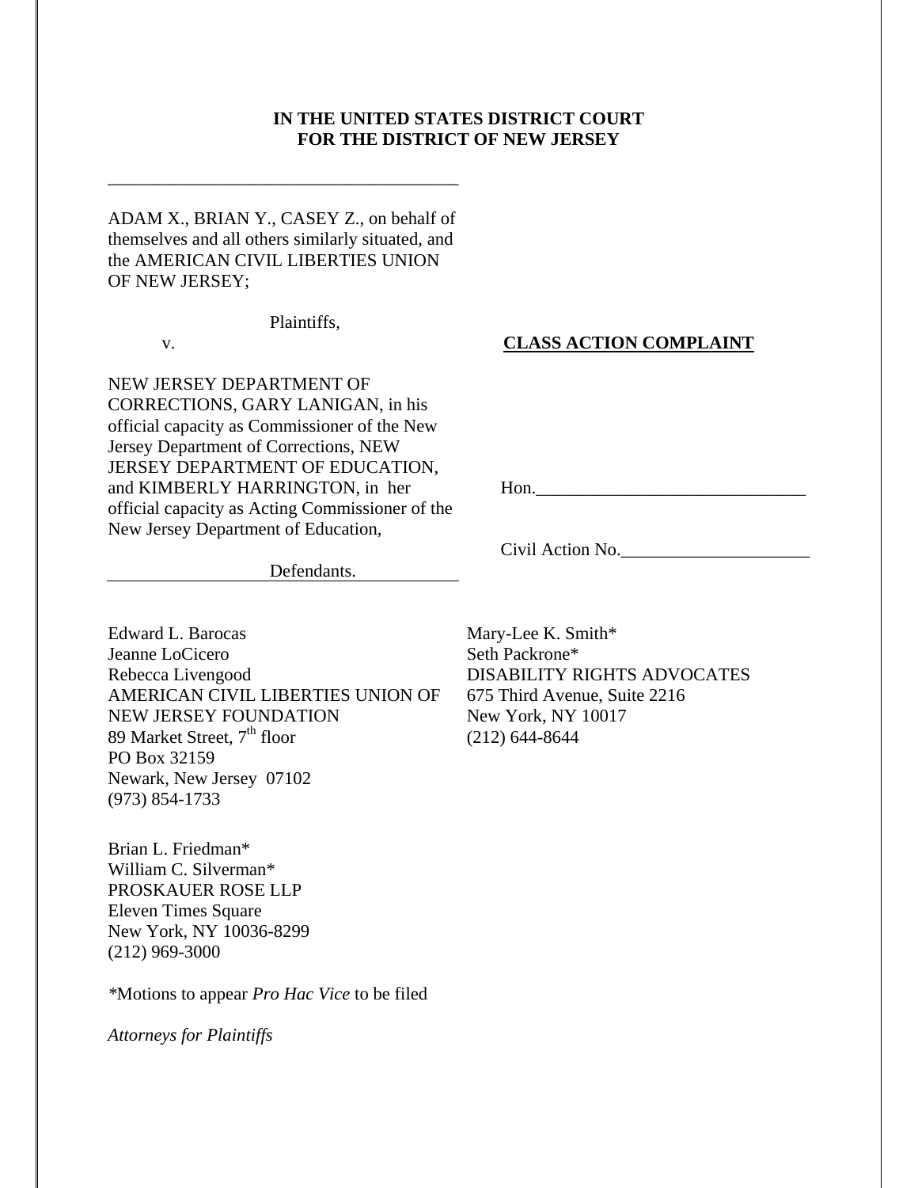**IN THE UNITED STATES DISTRICT COURT**
**FOR THE DISTRICT OF NEW JERSEY**

---

ADAM X., BRIAN Y., CASEY Z., on behalf of themselves and all others similarly situated, and the AMERICAN CIVIL LIBERTIES UNION OF NEW JERSEY;

Plaintiffs,

v.

NEW JERSEY DEPARTMENT OF CORRECTIONS, GARY LANIGAN, in his official capacity as Commissioner of the New Jersey Department of Corrections, NEW JERSEY DEPARTMENT OF EDUCATION, and KIMBERLY HARRINGTON, in her official capacity as Acting Commissioner of the New Jersey Department of Education,

Defendants.

---

**CLASS ACTION COMPLAINT**

Hon.______________________________

Civil Action No._____________________

Edward L. Barocas
Jeanne LoCicero
Rebecca Livengood
AMERICAN CIVIL LIBERTIES UNION OF NEW JERSEY FOUNDATION
89 Market Street, 7th floor
PO Box 32159
Newark, New Jersey 07102
(973) 854-1733

Mary-Lee K. Smith*
Seth Packrone*
DISABILITY RIGHTS ADVOCATES
675 Third Avenue, Suite 2216
New York, NY 10017
(212) 644-8644

Brian L. Friedman*
William C. Silverman*
PROSKAUER ROSE LLP
Eleven Times Square
New York, NY 10036-8299
(212) 969-3000

*Motions to appear *Pro Hac Vice* to be filed

*Attorneys for Plaintiffs*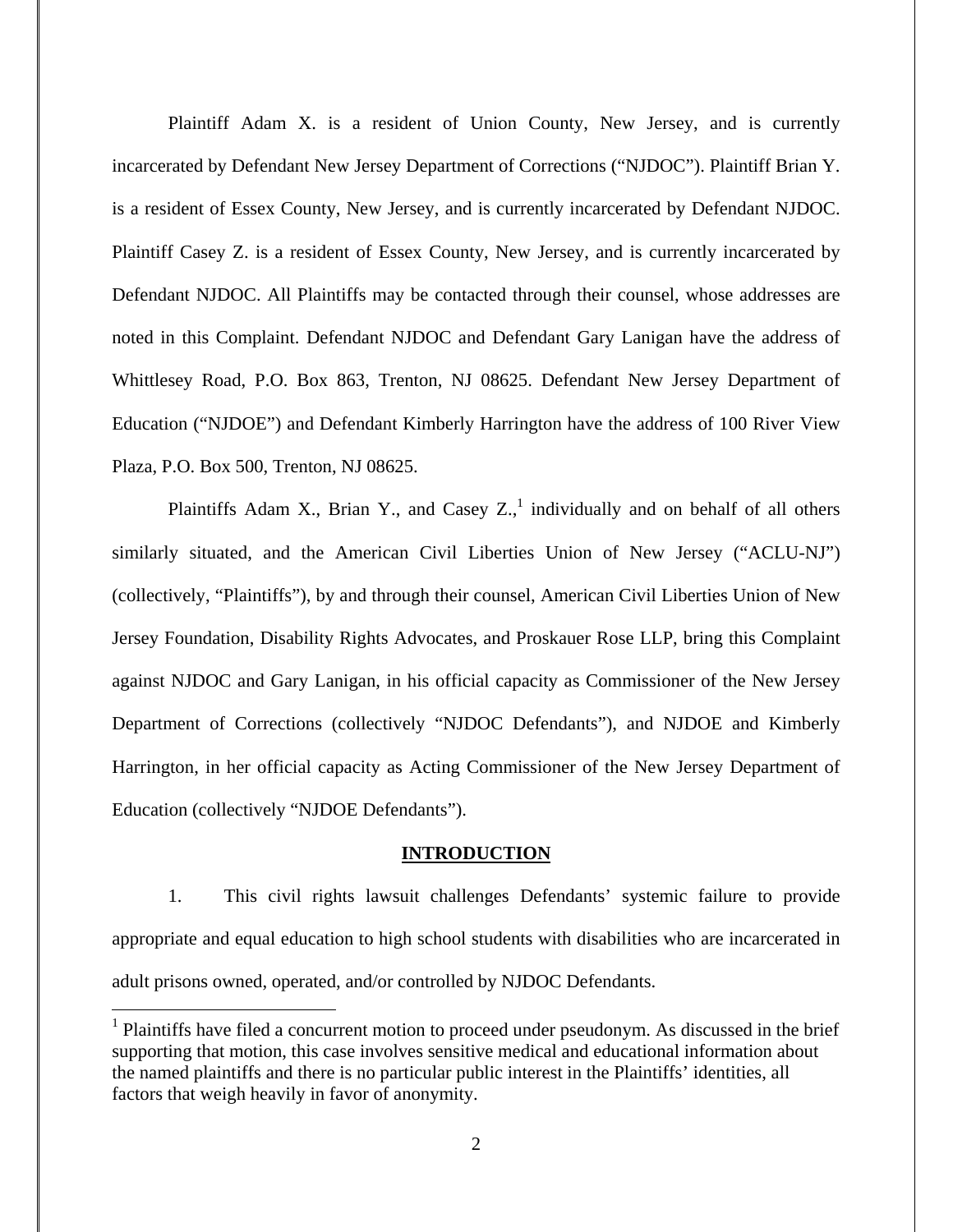Plaintiff Adam X. is a resident of Union County, New Jersey, and is currently incarcerated by Defendant New Jersey Department of Corrections ("NJDOC"). Plaintiff Brian Y. is a resident of Essex County, New Jersey, and is currently incarcerated by Defendant NJDOC. Plaintiff Casey Z. is a resident of Essex County, New Jersey, and is currently incarcerated by Defendant NJDOC. All Plaintiffs may be contacted through their counsel, whose addresses are noted in this Complaint. Defendant NJDOC and Defendant Gary Lanigan have the address of Whittlesey Road, P.O. Box 863, Trenton, NJ 08625. Defendant New Jersey Department of Education ("NJDOE") and Defendant Kimberly Harrington have the address of 100 River View Plaza, P.O. Box 500, Trenton, NJ 08625.

Plaintiffs Adam X., Brian Y., and Casey Z.,[1] individually and on behalf of all others similarly situated, and the American Civil Liberties Union of New Jersey ("ACLU-NJ") (collectively, "Plaintiffs"), by and through their counsel, American Civil Liberties Union of New Jersey Foundation, Disability Rights Advocates, and Proskauer Rose LLP, bring this Complaint against NJDOC and Gary Lanigan, in his official capacity as Commissioner of the New Jersey Department of Corrections (collectively "NJDOC Defendants"), and NJDOE and Kimberly Harrington, in her official capacity as Acting Commissioner of the New Jersey Department of Education (collectively "NJDOE Defendants").

## INTRODUCTION

1. This civil rights lawsuit challenges Defendants' systemic failure to provide appropriate and equal education to high school students with disabilities who are incarcerated in adult prisons owned, operated, and/or controlled by NJDOC Defendants.

[1] Plaintiffs have filed a concurrent motion to proceed under pseudonym. As discussed in the brief supporting that motion, this case involves sensitive medical and educational information about the named plaintiffs and there is no particular public interest in the Plaintiffs' identities, all factors that weigh heavily in favor of anonymity.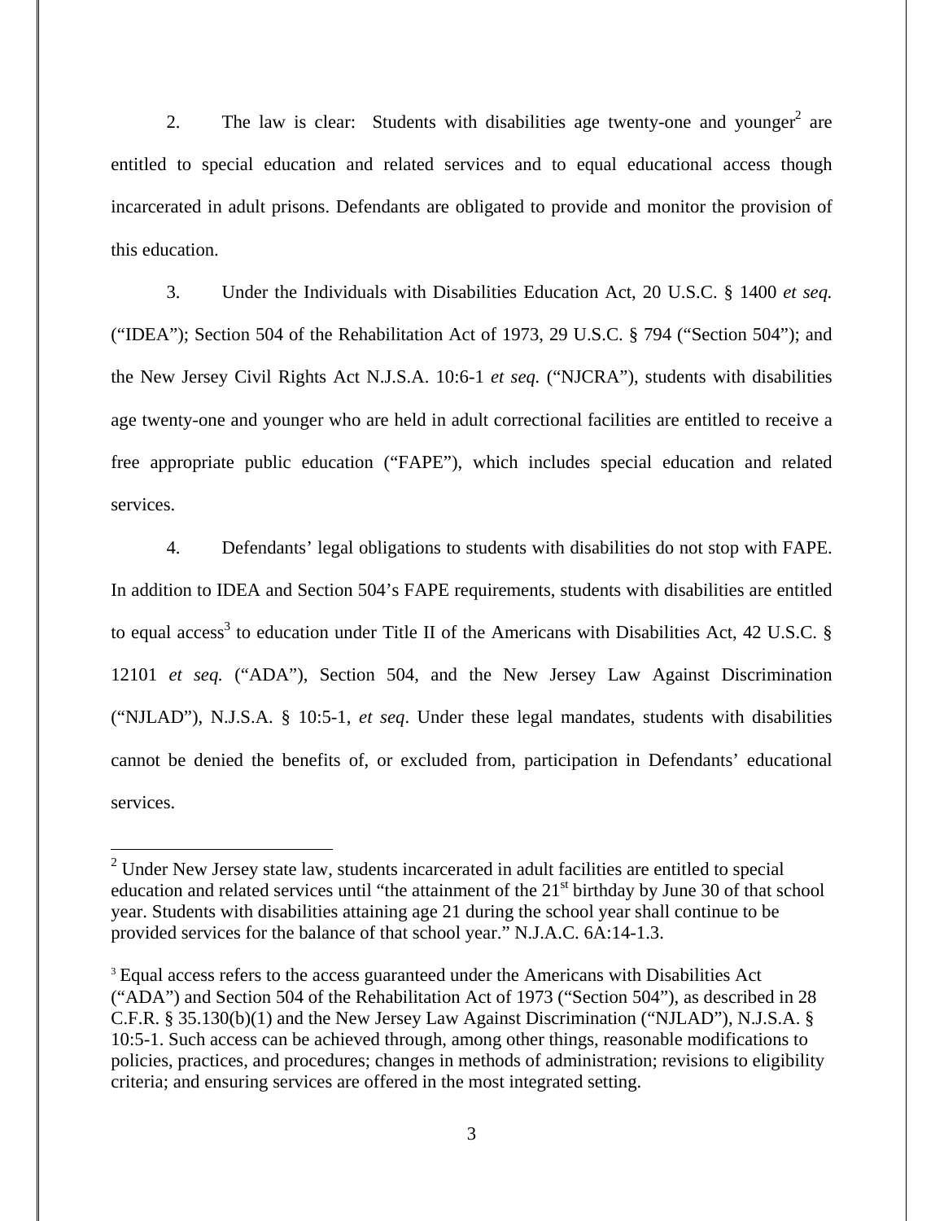2. The law is clear: Students with disabilities age twenty-one and younger[2] are entitled to special education and related services and to equal educational access though incarcerated in adult prisons. Defendants are obligated to provide and monitor the provision of this education.

3. Under the Individuals with Disabilities Education Act, 20 U.S.C. § 1400 *et seq.* ("IDEA"); Section 504 of the Rehabilitation Act of 1973, 29 U.S.C. § 794 ("Section 504"); and the New Jersey Civil Rights Act N.J.S.A. 10:6-1 *et seq.* ("NJCRA"), students with disabilities age twenty-one and younger who are held in adult correctional facilities are entitled to receive a free appropriate public education ("FAPE"), which includes special education and related services.

4. Defendants' legal obligations to students with disabilities do not stop with FAPE. In addition to IDEA and Section 504's FAPE requirements, students with disabilities are entitled to equal access[3] to education under Title II of the Americans with Disabilities Act, 42 U.S.C. § 12101 *et seq.* ("ADA"), Section 504, and the New Jersey Law Against Discrimination ("NJLAD"), N.J.S.A. § 10:5-1, *et seq*. Under these legal mandates, students with disabilities cannot be denied the benefits of, or excluded from, participation in Defendants' educational services.

---

[2] Under New Jersey state law, students incarcerated in adult facilities are entitled to special education and related services until "the attainment of the 21st birthday by June 30 of that school year. Students with disabilities attaining age 21 during the school year shall continue to be provided services for the balance of that school year." N.J.A.C. 6A:14-1.3.

[3] Equal access refers to the access guaranteed under the Americans with Disabilities Act ("ADA") and Section 504 of the Rehabilitation Act of 1973 ("Section 504"), as described in 28 C.F.R. § 35.130(b)(1) and the New Jersey Law Against Discrimination ("NJLAD"), N.J.S.A. § 10:5-1. Such access can be achieved through, among other things, reasonable modifications to policies, practices, and procedures; changes in methods of administration; revisions to eligibility criteria; and ensuring services are offered in the most integrated setting.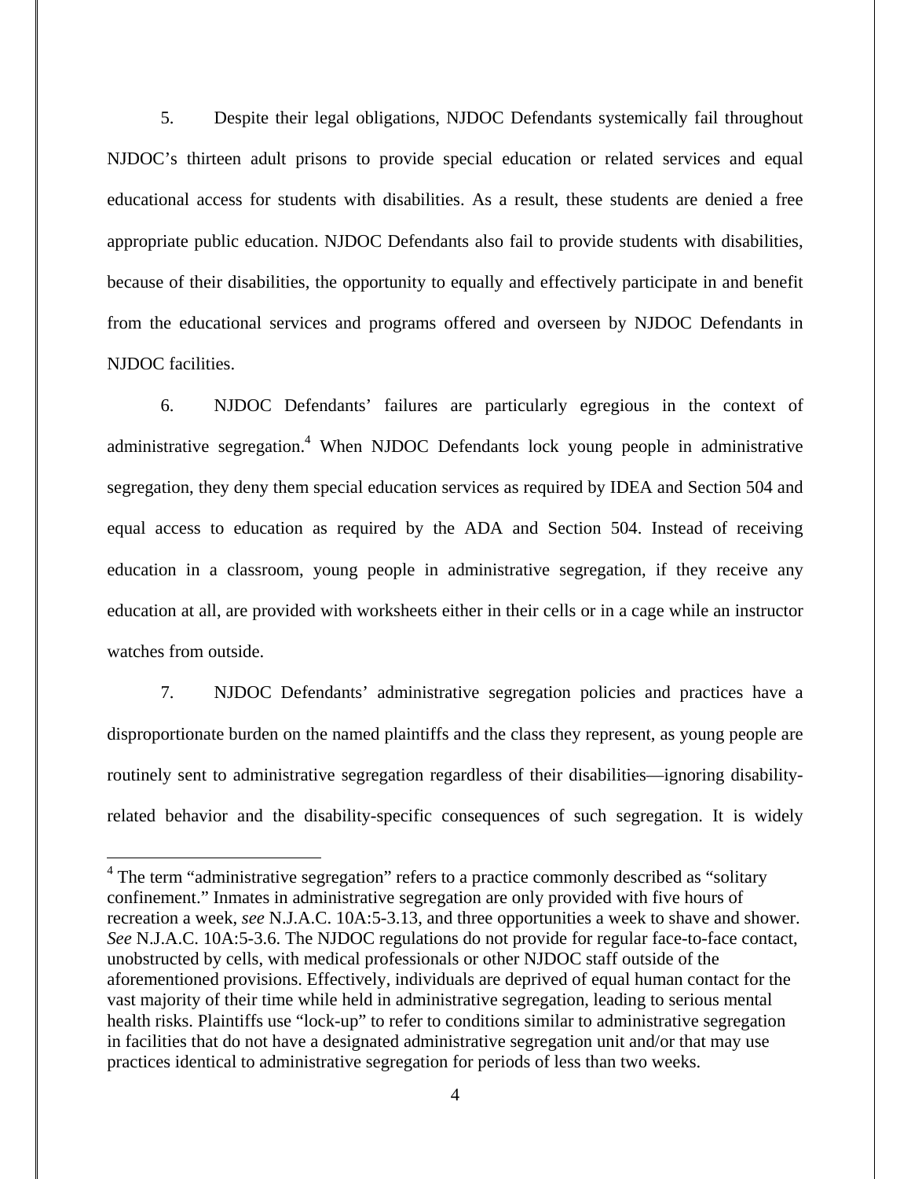5. Despite their legal obligations, NJDOC Defendants systemically fail throughout NJDOC's thirteen adult prisons to provide special education or related services and equal educational access for students with disabilities. As a result, these students are denied a free appropriate public education. NJDOC Defendants also fail to provide students with disabilities, because of their disabilities, the opportunity to equally and effectively participate in and benefit from the educational services and programs offered and overseen by NJDOC Defendants in NJDOC facilities.

6. NJDOC Defendants' failures are particularly egregious in the context of administrative segregation.[4] When NJDOC Defendants lock young people in administrative segregation, they deny them special education services as required by IDEA and Section 504 and equal access to education as required by the ADA and Section 504. Instead of receiving education in a classroom, young people in administrative segregation, if they receive any education at all, are provided with worksheets either in their cells or in a cage while an instructor watches from outside.

7. NJDOC Defendants' administrative segregation policies and practices have a disproportionate burden on the named plaintiffs and the class they represent, as young people are routinely sent to administrative segregation regardless of their disabilities—ignoring disability-related behavior and the disability-specific consequences of such segregation. It is widely

---

[4] The term "administrative segregation" refers to a practice commonly described as "solitary confinement." Inmates in administrative segregation are only provided with five hours of recreation a week, *see* N.J.A.C. 10A:5-3.13, and three opportunities a week to shave and shower. *See* N.J.A.C. 10A:5-3.6. The NJDOC regulations do not provide for regular face-to-face contact, unobstructed by cells, with medical professionals or other NJDOC staff outside of the aforementioned provisions. Effectively, individuals are deprived of equal human contact for the vast majority of their time while held in administrative segregation, leading to serious mental health risks. Plaintiffs use "lock-up" to refer to conditions similar to administrative segregation in facilities that do not have a designated administrative segregation unit and/or that may use practices identical to administrative segregation for periods of less than two weeks.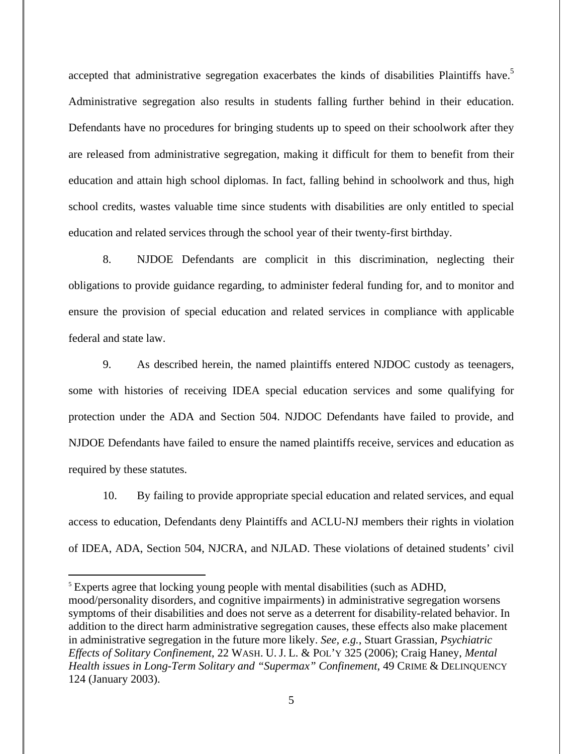accepted that administrative segregation exacerbates the kinds of disabilities Plaintiffs have.[5] Administrative segregation also results in students falling further behind in their education. Defendants have no procedures for bringing students up to speed on their schoolwork after they are released from administrative segregation, making it difficult for them to benefit from their education and attain high school diplomas. In fact, falling behind in schoolwork and thus, high school credits, wastes valuable time since students with disabilities are only entitled to special education and related services through the school year of their twenty-first birthday.

8. NJDOE Defendants are complicit in this discrimination, neglecting their obligations to provide guidance regarding, to administer federal funding for, and to monitor and ensure the provision of special education and related services in compliance with applicable federal and state law.

9. As described herein, the named plaintiffs entered NJDOC custody as teenagers, some with histories of receiving IDEA special education services and some qualifying for protection under the ADA and Section 504. NJDOC Defendants have failed to provide, and NJDOE Defendants have failed to ensure the named plaintiffs receive, services and education as required by these statutes.

10. By failing to provide appropriate special education and related services, and equal access to education, Defendants deny Plaintiffs and ACLU-NJ members their rights in violation of IDEA, ADA, Section 504, NJCRA, and NJLAD. These violations of detained students' civil

---

[5] Experts agree that locking young people with mental disabilities (such as ADHD, mood/personality disorders, and cognitive impairments) in administrative segregation worsens symptoms of their disabilities and does not serve as a deterrent for disability-related behavior. In addition to the direct harm administrative segregation causes, these effects also make placement in administrative segregation in the future more likely. *See, e.g.*, Stuart Grassian, *Psychiatric Effects of Solitary Confinement*, 22 WASH. U. J. L. & POL'Y 325 (2006); Craig Haney, *Mental Health issues in Long-Term Solitary and "Supermax" Confinement*, 49 CRIME & DELINQUENCY 124 (January 2003).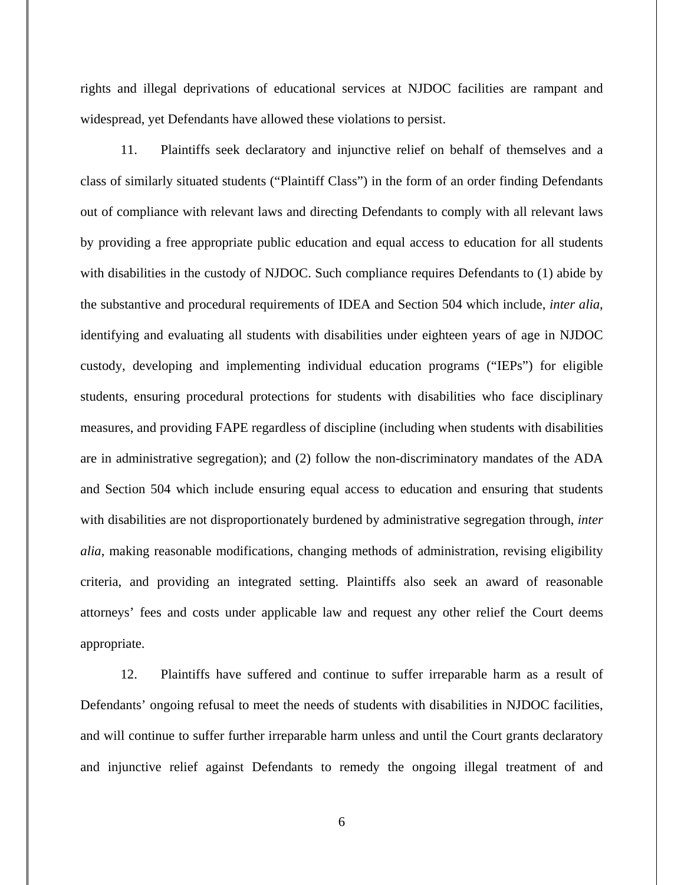rights and illegal deprivations of educational services at NJDOC facilities are rampant and widespread, yet Defendants have allowed these violations to persist.

11. Plaintiffs seek declaratory and injunctive relief on behalf of themselves and a class of similarly situated students ("Plaintiff Class") in the form of an order finding Defendants out of compliance with relevant laws and directing Defendants to comply with all relevant laws by providing a free appropriate public education and equal access to education for all students with disabilities in the custody of NJDOC. Such compliance requires Defendants to (1) abide by the substantive and procedural requirements of IDEA and Section 504 which include, *inter alia*, identifying and evaluating all students with disabilities under eighteen years of age in NJDOC custody, developing and implementing individual education programs ("IEPs") for eligible students, ensuring procedural protections for students with disabilities who face disciplinary measures, and providing FAPE regardless of discipline (including when students with disabilities are in administrative segregation); and (2) follow the non-discriminatory mandates of the ADA and Section 504 which include ensuring equal access to education and ensuring that students with disabilities are not disproportionately burdened by administrative segregation through, *inter alia*, making reasonable modifications, changing methods of administration, revising eligibility criteria, and providing an integrated setting. Plaintiffs also seek an award of reasonable attorneys' fees and costs under applicable law and request any other relief the Court deems appropriate.

12. Plaintiffs have suffered and continue to suffer irreparable harm as a result of Defendants' ongoing refusal to meet the needs of students with disabilities in NJDOC facilities, and will continue to suffer further irreparable harm unless and until the Court grants declaratory and injunctive relief against Defendants to remedy the ongoing illegal treatment of and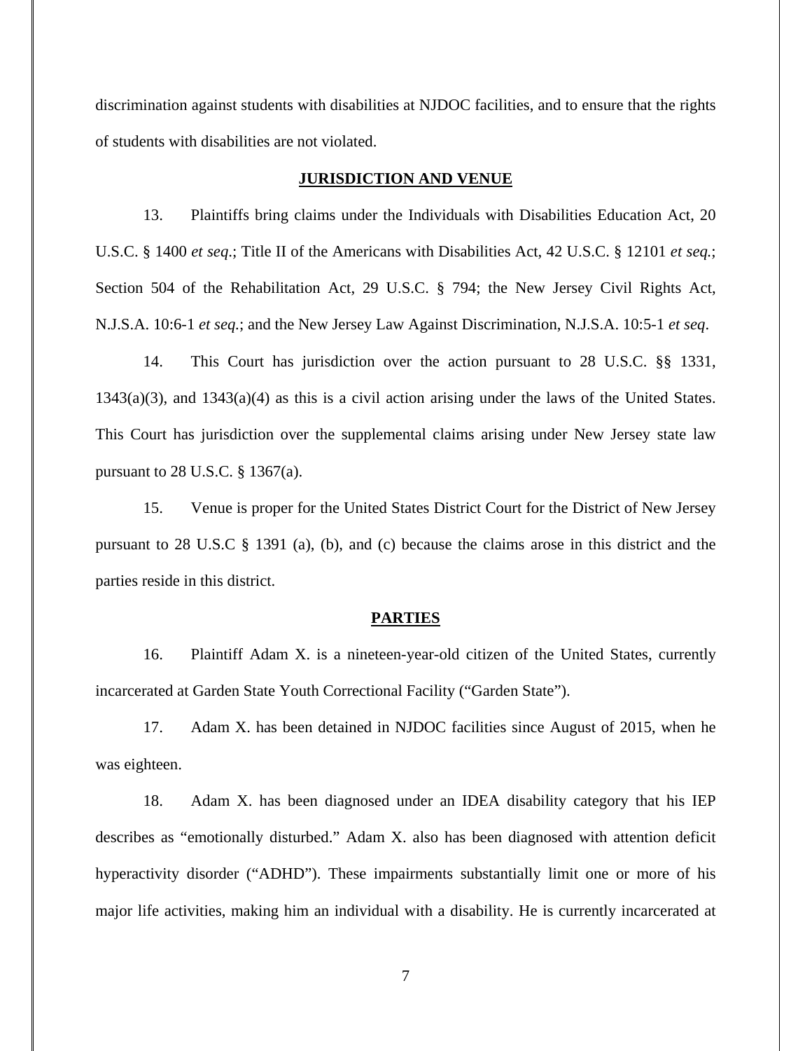discrimination against students with disabilities at NJDOC facilities, and to ensure that the rights of students with disabilities are not violated.

## JURISDICTION AND VENUE

13. Plaintiffs bring claims under the Individuals with Disabilities Education Act, 20 U.S.C. § 1400 *et seq*.; Title II of the Americans with Disabilities Act, 42 U.S.C. § 12101 *et seq.*; Section 504 of the Rehabilitation Act, 29 U.S.C. § 794; the New Jersey Civil Rights Act, N.J.S.A. 10:6-1 *et seq.*; and the New Jersey Law Against Discrimination, N.J.S.A. 10:5-1 *et seq*.

14. This Court has jurisdiction over the action pursuant to 28 U.S.C. §§ 1331, 1343(a)(3), and 1343(a)(4) as this is a civil action arising under the laws of the United States. This Court has jurisdiction over the supplemental claims arising under New Jersey state law pursuant to 28 U.S.C. § 1367(a).

15. Venue is proper for the United States District Court for the District of New Jersey pursuant to 28 U.S.C § 1391 (a), (b), and (c) because the claims arose in this district and the parties reside in this district.

## PARTIES

16. Plaintiff Adam X. is a nineteen-year-old citizen of the United States, currently incarcerated at Garden State Youth Correctional Facility ("Garden State").

17. Adam X. has been detained in NJDOC facilities since August of 2015, when he was eighteen.

18. Adam X. has been diagnosed under an IDEA disability category that his IEP describes as "emotionally disturbed." Adam X. also has been diagnosed with attention deficit hyperactivity disorder ("ADHD"). These impairments substantially limit one or more of his major life activities, making him an individual with a disability. He is currently incarcerated at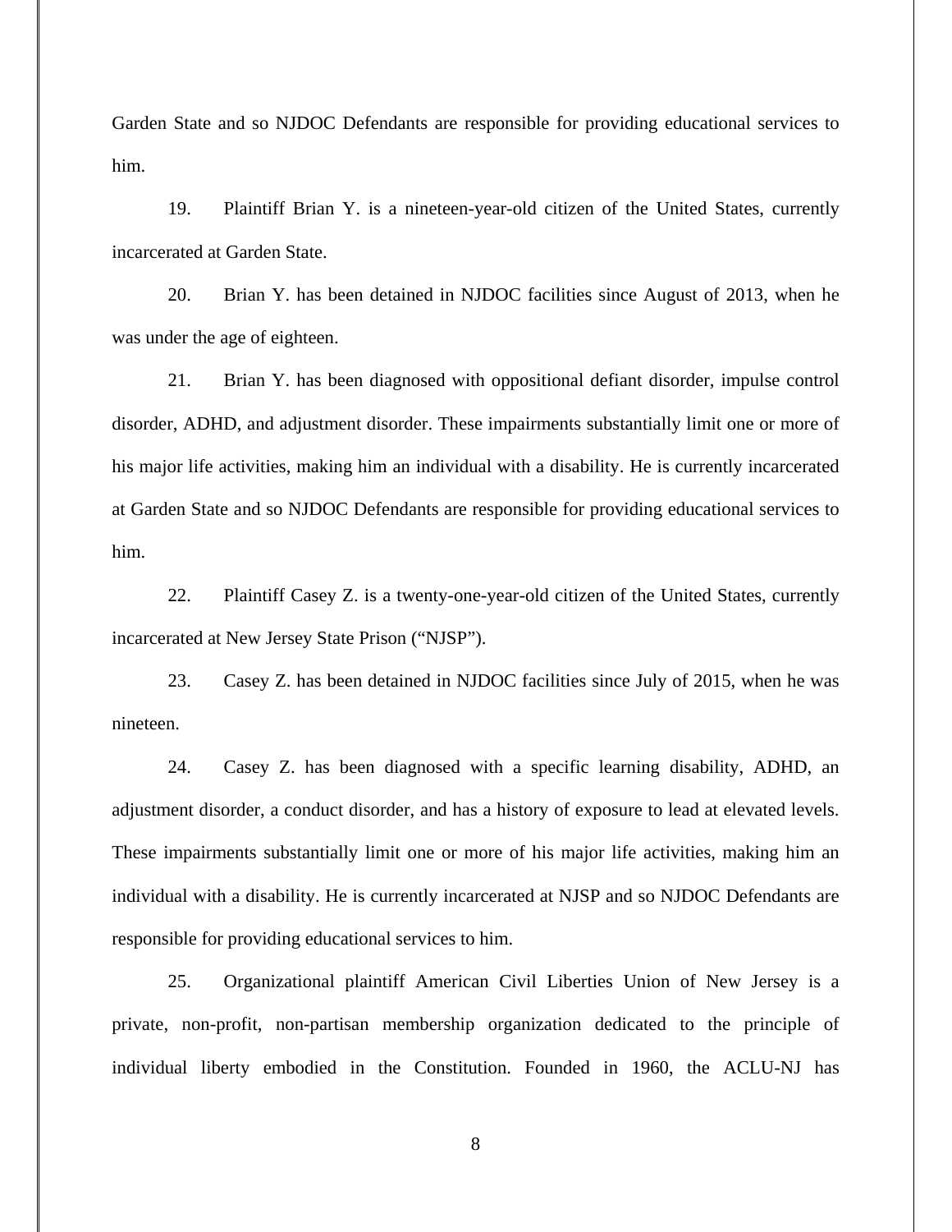Garden State and so NJDOC Defendants are responsible for providing educational services to him.

19. Plaintiff Brian Y. is a nineteen-year-old citizen of the United States, currently incarcerated at Garden State.

20. Brian Y. has been detained in NJDOC facilities since August of 2013, when he was under the age of eighteen.

21. Brian Y. has been diagnosed with oppositional defiant disorder, impulse control disorder, ADHD, and adjustment disorder. These impairments substantially limit one or more of his major life activities, making him an individual with a disability. He is currently incarcerated at Garden State and so NJDOC Defendants are responsible for providing educational services to him.

22. Plaintiff Casey Z. is a twenty-one-year-old citizen of the United States, currently incarcerated at New Jersey State Prison ("NJSP").

23. Casey Z. has been detained in NJDOC facilities since July of 2015, when he was nineteen.

24. Casey Z. has been diagnosed with a specific learning disability, ADHD, an adjustment disorder, a conduct disorder, and has a history of exposure to lead at elevated levels. These impairments substantially limit one or more of his major life activities, making him an individual with a disability. He is currently incarcerated at NJSP and so NJDOC Defendants are responsible for providing educational services to him.

25. Organizational plaintiff American Civil Liberties Union of New Jersey is a private, non-profit, non-partisan membership organization dedicated to the principle of individual liberty embodied in the Constitution. Founded in 1960, the ACLU-NJ has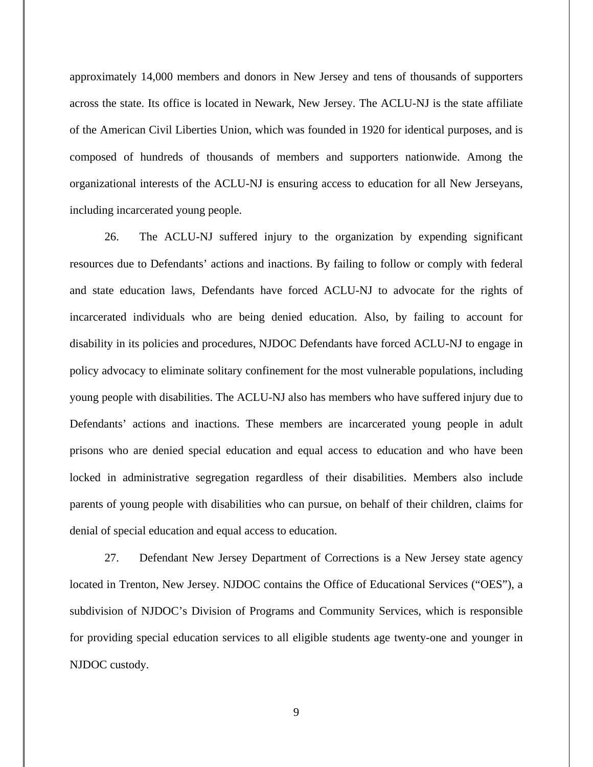approximately 14,000 members and donors in New Jersey and tens of thousands of supporters across the state. Its office is located in Newark, New Jersey. The ACLU-NJ is the state affiliate of the American Civil Liberties Union, which was founded in 1920 for identical purposes, and is composed of hundreds of thousands of members and supporters nationwide. Among the organizational interests of the ACLU-NJ is ensuring access to education for all New Jerseyans, including incarcerated young people.

26. The ACLU-NJ suffered injury to the organization by expending significant resources due to Defendants' actions and inactions. By failing to follow or comply with federal and state education laws, Defendants have forced ACLU-NJ to advocate for the rights of incarcerated individuals who are being denied education. Also, by failing to account for disability in its policies and procedures, NJDOC Defendants have forced ACLU-NJ to engage in policy advocacy to eliminate solitary confinement for the most vulnerable populations, including young people with disabilities. The ACLU-NJ also has members who have suffered injury due to Defendants' actions and inactions. These members are incarcerated young people in adult prisons who are denied special education and equal access to education and who have been locked in administrative segregation regardless of their disabilities. Members also include parents of young people with disabilities who can pursue, on behalf of their children, claims for denial of special education and equal access to education.

27. Defendant New Jersey Department of Corrections is a New Jersey state agency located in Trenton, New Jersey. NJDOC contains the Office of Educational Services ("OES"), a subdivision of NJDOC's Division of Programs and Community Services, which is responsible for providing special education services to all eligible students age twenty-one and younger in NJDOC custody.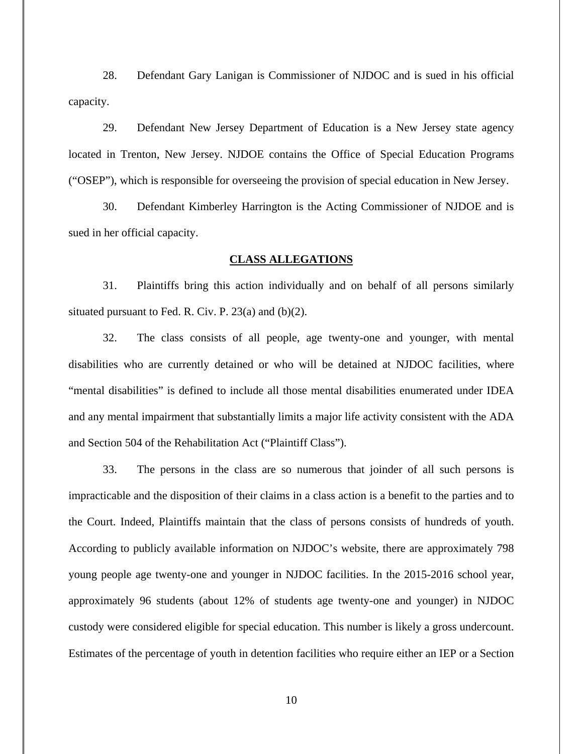28. Defendant Gary Lanigan is Commissioner of NJDOC and is sued in his official capacity.

29. Defendant New Jersey Department of Education is a New Jersey state agency located in Trenton, New Jersey. NJDOE contains the Office of Special Education Programs ("OSEP"), which is responsible for overseeing the provision of special education in New Jersey.

30. Defendant Kimberley Harrington is the Acting Commissioner of NJDOE and is sued in her official capacity.

## CLASS ALLEGATIONS

31. Plaintiffs bring this action individually and on behalf of all persons similarly situated pursuant to Fed. R. Civ. P. 23(a) and (b)(2).

32. The class consists of all people, age twenty-one and younger, with mental disabilities who are currently detained or who will be detained at NJDOC facilities, where "mental disabilities" is defined to include all those mental disabilities enumerated under IDEA and any mental impairment that substantially limits a major life activity consistent with the ADA and Section 504 of the Rehabilitation Act ("Plaintiff Class").

33. The persons in the class are so numerous that joinder of all such persons is impracticable and the disposition of their claims in a class action is a benefit to the parties and to the Court. Indeed, Plaintiffs maintain that the class of persons consists of hundreds of youth. According to publicly available information on NJDOC's website, there are approximately 798 young people age twenty-one and younger in NJDOC facilities. In the 2015-2016 school year, approximately 96 students (about 12% of students age twenty-one and younger) in NJDOC custody were considered eligible for special education. This number is likely a gross undercount. Estimates of the percentage of youth in detention facilities who require either an IEP or a Section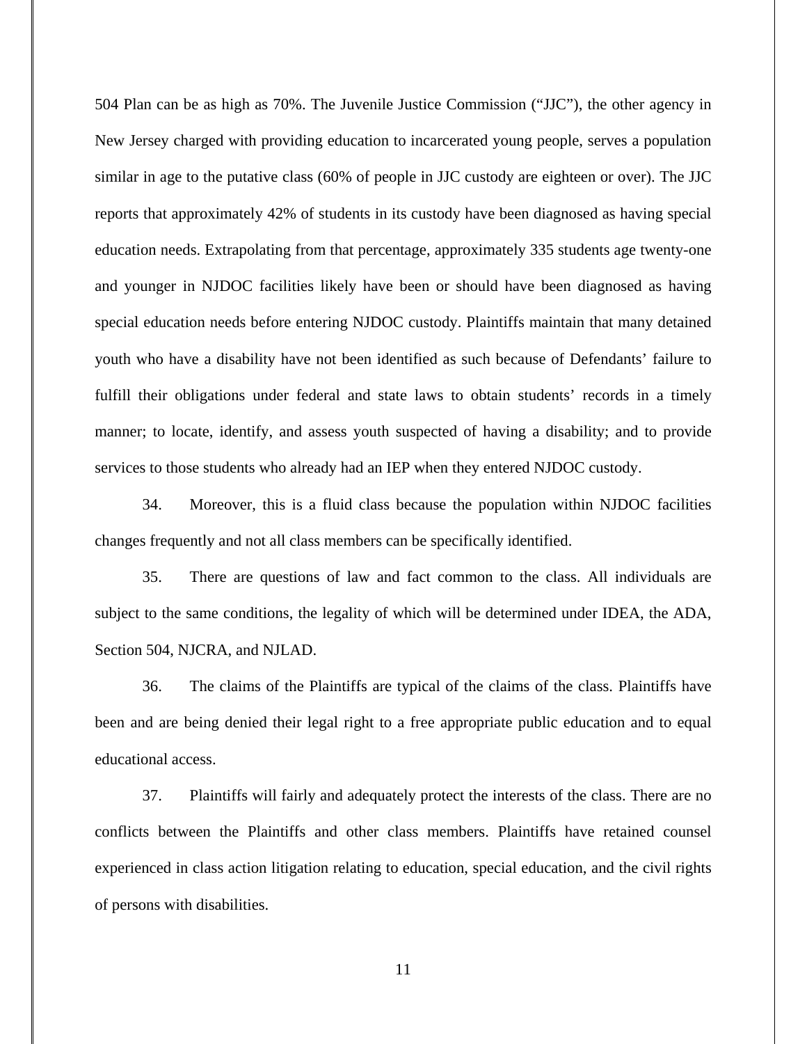504 Plan can be as high as 70%. The Juvenile Justice Commission ("JJC"), the other agency in New Jersey charged with providing education to incarcerated young people, serves a population similar in age to the putative class (60% of people in JJC custody are eighteen or over). The JJC reports that approximately 42% of students in its custody have been diagnosed as having special education needs. Extrapolating from that percentage, approximately 335 students age twenty-one and younger in NJDOC facilities likely have been or should have been diagnosed as having special education needs before entering NJDOC custody. Plaintiffs maintain that many detained youth who have a disability have not been identified as such because of Defendants' failure to fulfill their obligations under federal and state laws to obtain students' records in a timely manner; to locate, identify, and assess youth suspected of having a disability; and to provide services to those students who already had an IEP when they entered NJDOC custody.

34. Moreover, this is a fluid class because the population within NJDOC facilities changes frequently and not all class members can be specifically identified.

35. There are questions of law and fact common to the class. All individuals are subject to the same conditions, the legality of which will be determined under IDEA, the ADA, Section 504, NJCRA, and NJLAD.

36. The claims of the Plaintiffs are typical of the claims of the class. Plaintiffs have been and are being denied their legal right to a free appropriate public education and to equal educational access.

37. Plaintiffs will fairly and adequately protect the interests of the class. There are no conflicts between the Plaintiffs and other class members. Plaintiffs have retained counsel experienced in class action litigation relating to education, special education, and the civil rights of persons with disabilities.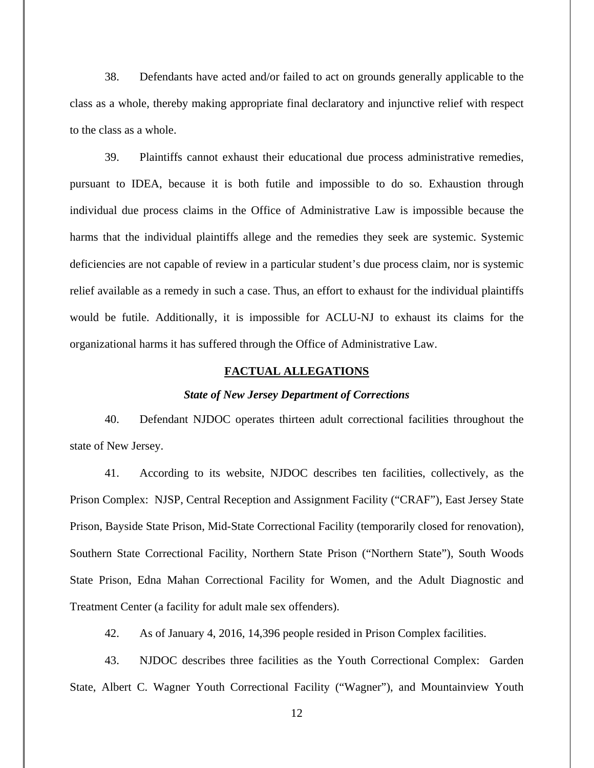38. Defendants have acted and/or failed to act on grounds generally applicable to the class as a whole, thereby making appropriate final declaratory and injunctive relief with respect to the class as a whole.

39. Plaintiffs cannot exhaust their educational due process administrative remedies, pursuant to IDEA, because it is both futile and impossible to do so. Exhaustion through individual due process claims in the Office of Administrative Law is impossible because the harms that the individual plaintiffs allege and the remedies they seek are systemic. Systemic deficiencies are not capable of review in a particular student's due process claim, nor is systemic relief available as a remedy in such a case. Thus, an effort to exhaust for the individual plaintiffs would be futile. Additionally, it is impossible for ACLU-NJ to exhaust its claims for the organizational harms it has suffered through the Office of Administrative Law.

## FACTUAL ALLEGATIONS

### *State of New Jersey Department of Corrections*

40. Defendant NJDOC operates thirteen adult correctional facilities throughout the state of New Jersey.

41. According to its website, NJDOC describes ten facilities, collectively, as the Prison Complex: NJSP, Central Reception and Assignment Facility ("CRAF"), East Jersey State Prison, Bayside State Prison, Mid-State Correctional Facility (temporarily closed for renovation), Southern State Correctional Facility, Northern State Prison ("Northern State"), South Woods State Prison, Edna Mahan Correctional Facility for Women, and the Adult Diagnostic and Treatment Center (a facility for adult male sex offenders).

42. As of January 4, 2016, 14,396 people resided in Prison Complex facilities.

43. NJDOC describes three facilities as the Youth Correctional Complex: Garden State, Albert C. Wagner Youth Correctional Facility ("Wagner"), and Mountainview Youth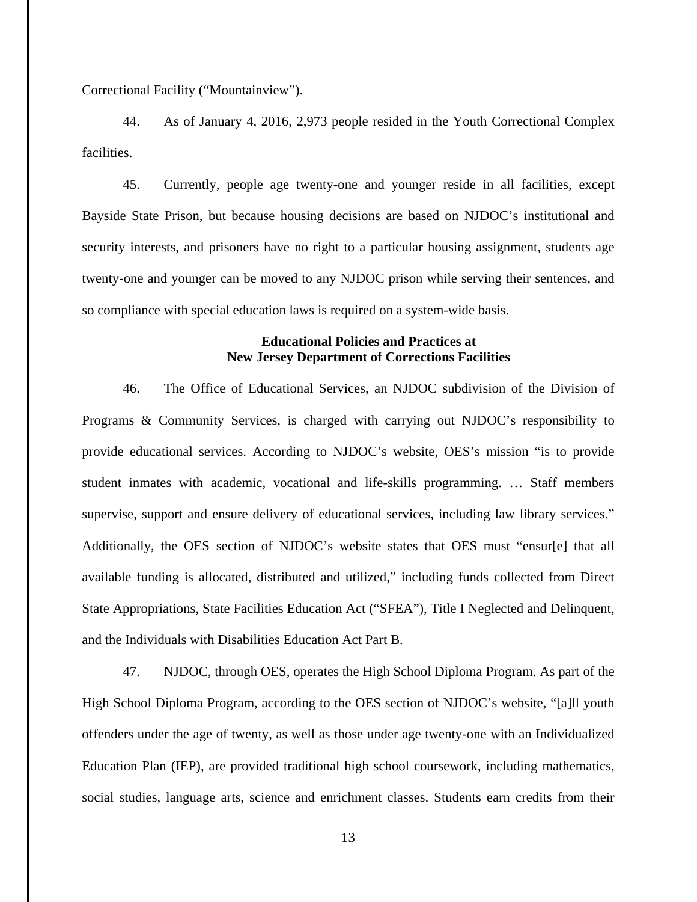Correctional Facility ("Mountainview").

44. As of January 4, 2016, 2,973 people resided in the Youth Correctional Complex facilities.

45. Currently, people age twenty-one and younger reside in all facilities, except Bayside State Prison, but because housing decisions are based on NJDOC's institutional and security interests, and prisoners have no right to a particular housing assignment, students age twenty-one and younger can be moved to any NJDOC prison while serving their sentences, and so compliance with special education laws is required on a system-wide basis.

### Educational Policies and Practices at New Jersey Department of Corrections Facilities

46. The Office of Educational Services, an NJDOC subdivision of the Division of Programs & Community Services, is charged with carrying out NJDOC's responsibility to provide educational services. According to NJDOC's website, OES's mission "is to provide student inmates with academic, vocational and life-skills programming. … Staff members supervise, support and ensure delivery of educational services, including law library services." Additionally, the OES section of NJDOC's website states that OES must "ensur[e] that all available funding is allocated, distributed and utilized," including funds collected from Direct State Appropriations, State Facilities Education Act ("SFEA"), Title I Neglected and Delinquent, and the Individuals with Disabilities Education Act Part B.

47. NJDOC, through OES, operates the High School Diploma Program. As part of the High School Diploma Program, according to the OES section of NJDOC's website, "[a]ll youth offenders under the age of twenty, as well as those under age twenty-one with an Individualized Education Plan (IEP), are provided traditional high school coursework, including mathematics, social studies, language arts, science and enrichment classes. Students earn credits from their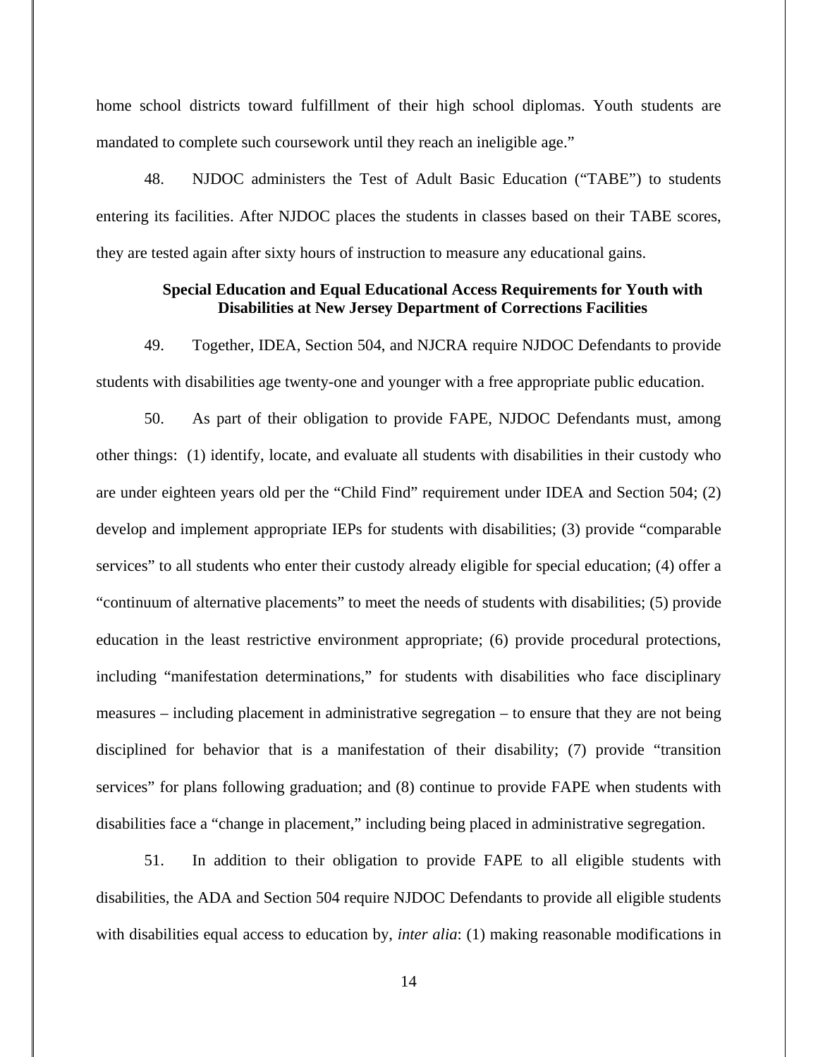home school districts toward fulfillment of their high school diplomas. Youth students are mandated to complete such coursework until they reach an ineligible age."

48. NJDOC administers the Test of Adult Basic Education ("TABE") to students entering its facilities. After NJDOC places the students in classes based on their TABE scores, they are tested again after sixty hours of instruction to measure any educational gains.

**Special Education and Equal Educational Access Requirements for Youth with Disabilities at New Jersey Department of Corrections Facilities**

49. Together, IDEA, Section 504, and NJCRA require NJDOC Defendants to provide students with disabilities age twenty-one and younger with a free appropriate public education.

50. As part of their obligation to provide FAPE, NJDOC Defendants must, among other things: (1) identify, locate, and evaluate all students with disabilities in their custody who are under eighteen years old per the "Child Find" requirement under IDEA and Section 504; (2) develop and implement appropriate IEPs for students with disabilities; (3) provide "comparable services" to all students who enter their custody already eligible for special education; (4) offer a "continuum of alternative placements" to meet the needs of students with disabilities; (5) provide education in the least restrictive environment appropriate; (6) provide procedural protections, including "manifestation determinations," for students with disabilities who face disciplinary measures – including placement in administrative segregation – to ensure that they are not being disciplined for behavior that is a manifestation of their disability; (7) provide "transition services" for plans following graduation; and (8) continue to provide FAPE when students with disabilities face a "change in placement," including being placed in administrative segregation.

51. In addition to their obligation to provide FAPE to all eligible students with disabilities, the ADA and Section 504 require NJDOC Defendants to provide all eligible students with disabilities equal access to education by, *inter alia*: (1) making reasonable modifications in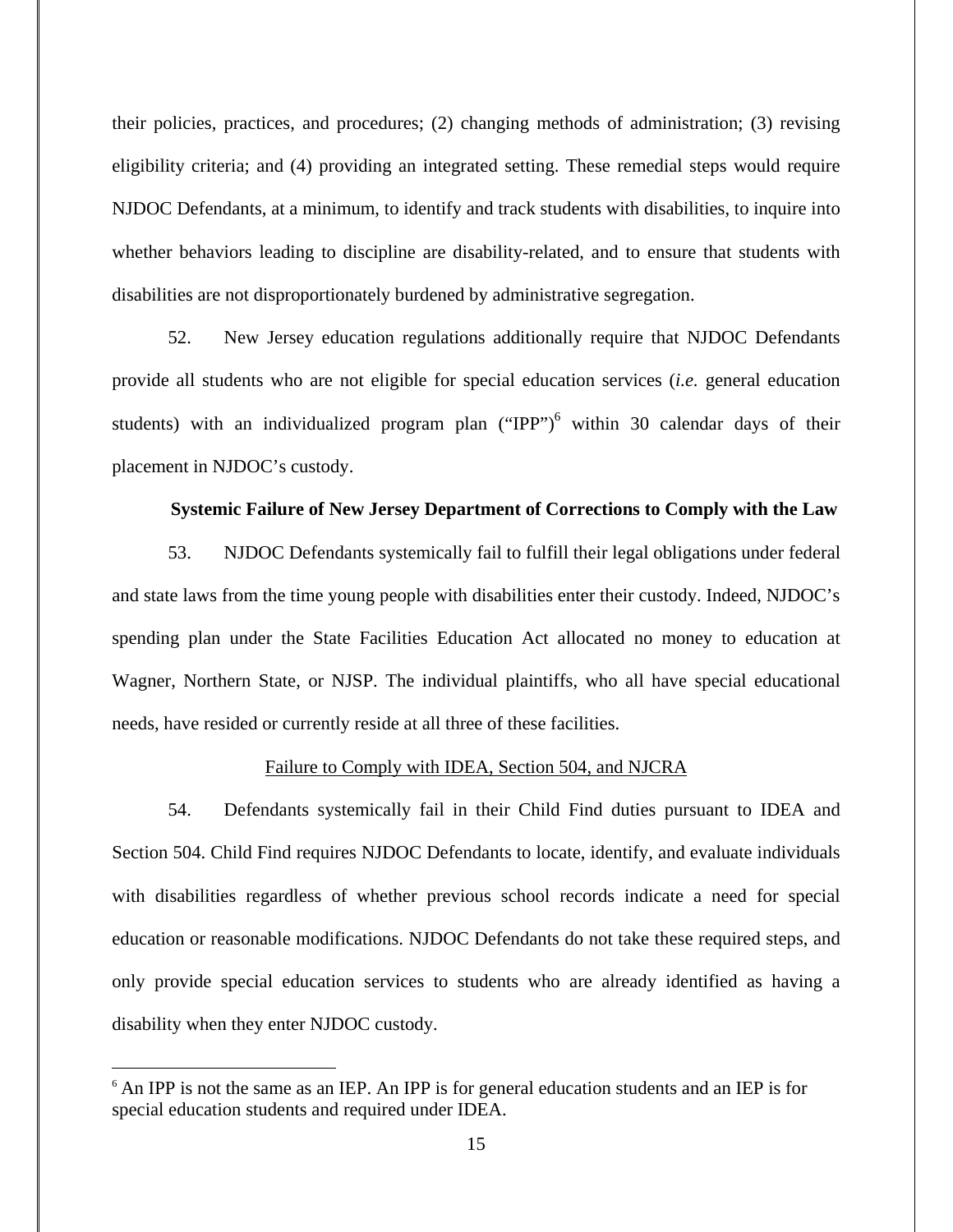their policies, practices, and procedures; (2) changing methods of administration; (3) revising eligibility criteria; and (4) providing an integrated setting. These remedial steps would require NJDOC Defendants, at a minimum, to identify and track students with disabilities, to inquire into whether behaviors leading to discipline are disability-related, and to ensure that students with disabilities are not disproportionately burdened by administrative segregation.

52. New Jersey education regulations additionally require that NJDOC Defendants provide all students who are not eligible for special education services (*i.e.* general education students) with an individualized program plan ("IPP")[6] within 30 calendar days of their placement in NJDOC's custody.

**Systemic Failure of New Jersey Department of Corrections to Comply with the Law**

53. NJDOC Defendants systemically fail to fulfill their legal obligations under federal and state laws from the time young people with disabilities enter their custody. Indeed, NJDOC's spending plan under the State Facilities Education Act allocated no money to education at Wagner, Northern State, or NJSP. The individual plaintiffs, who all have special educational needs, have resided or currently reside at all three of these facilities.

Failure to Comply with IDEA, Section 504, and NJCRA

54. Defendants systemically fail in their Child Find duties pursuant to IDEA and Section 504. Child Find requires NJDOC Defendants to locate, identify, and evaluate individuals with disabilities regardless of whether previous school records indicate a need for special education or reasonable modifications. NJDOC Defendants do not take these required steps, and only provide special education services to students who are already identified as having a disability when they enter NJDOC custody.

---

[6] An IPP is not the same as an IEP. An IPP is for general education students and an IEP is for special education students and required under IDEA.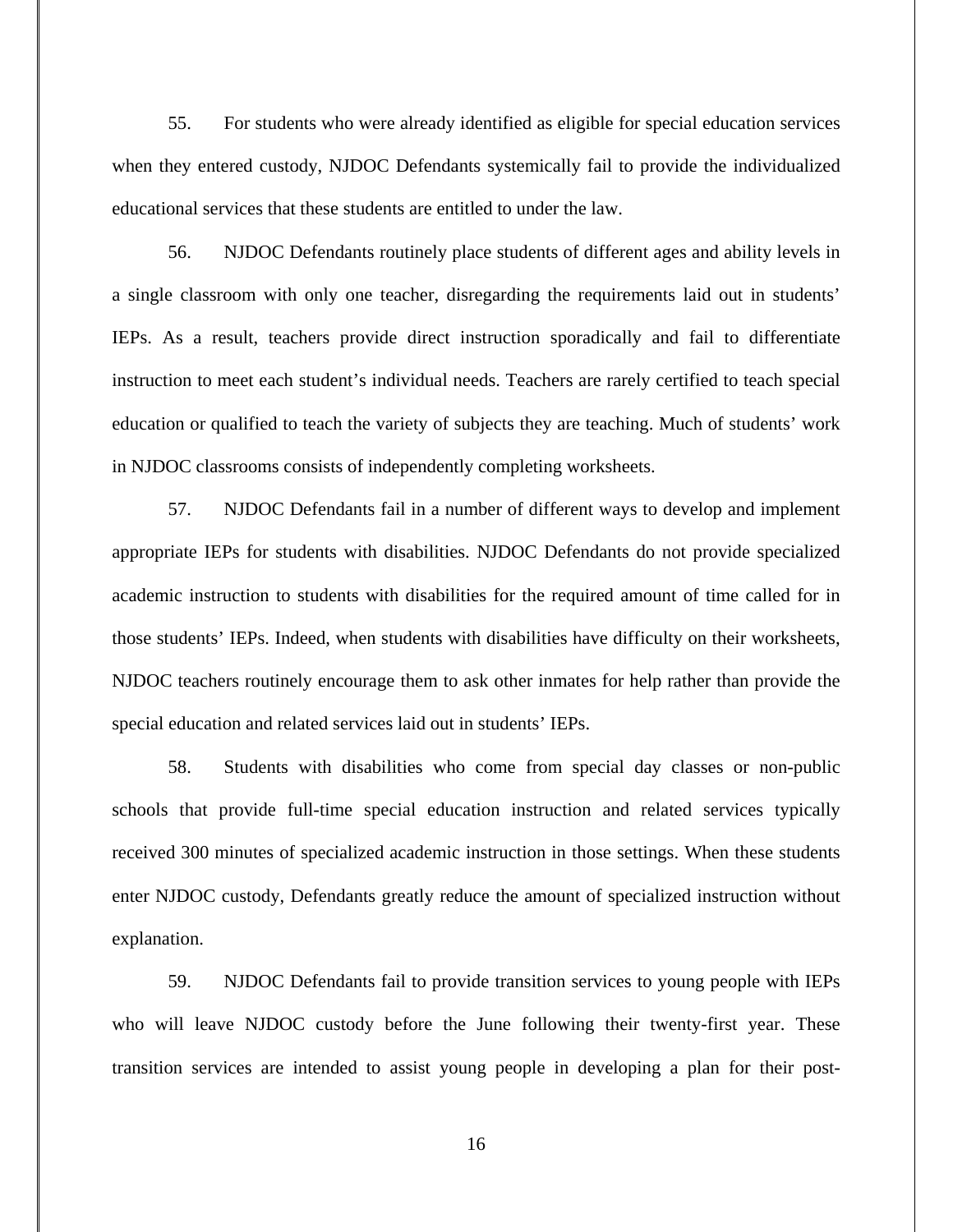55. For students who were already identified as eligible for special education services when they entered custody, NJDOC Defendants systemically fail to provide the individualized educational services that these students are entitled to under the law.

56. NJDOC Defendants routinely place students of different ages and ability levels in a single classroom with only one teacher, disregarding the requirements laid out in students' IEPs. As a result, teachers provide direct instruction sporadically and fail to differentiate instruction to meet each student's individual needs. Teachers are rarely certified to teach special education or qualified to teach the variety of subjects they are teaching. Much of students' work in NJDOC classrooms consists of independently completing worksheets.

57. NJDOC Defendants fail in a number of different ways to develop and implement appropriate IEPs for students with disabilities. NJDOC Defendants do not provide specialized academic instruction to students with disabilities for the required amount of time called for in those students' IEPs. Indeed, when students with disabilities have difficulty on their worksheets, NJDOC teachers routinely encourage them to ask other inmates for help rather than provide the special education and related services laid out in students' IEPs.

58. Students with disabilities who come from special day classes or non-public schools that provide full-time special education instruction and related services typically received 300 minutes of specialized academic instruction in those settings. When these students enter NJDOC custody, Defendants greatly reduce the amount of specialized instruction without explanation.

59. NJDOC Defendants fail to provide transition services to young people with IEPs who will leave NJDOC custody before the June following their twenty-first year. These transition services are intended to assist young people in developing a plan for their post-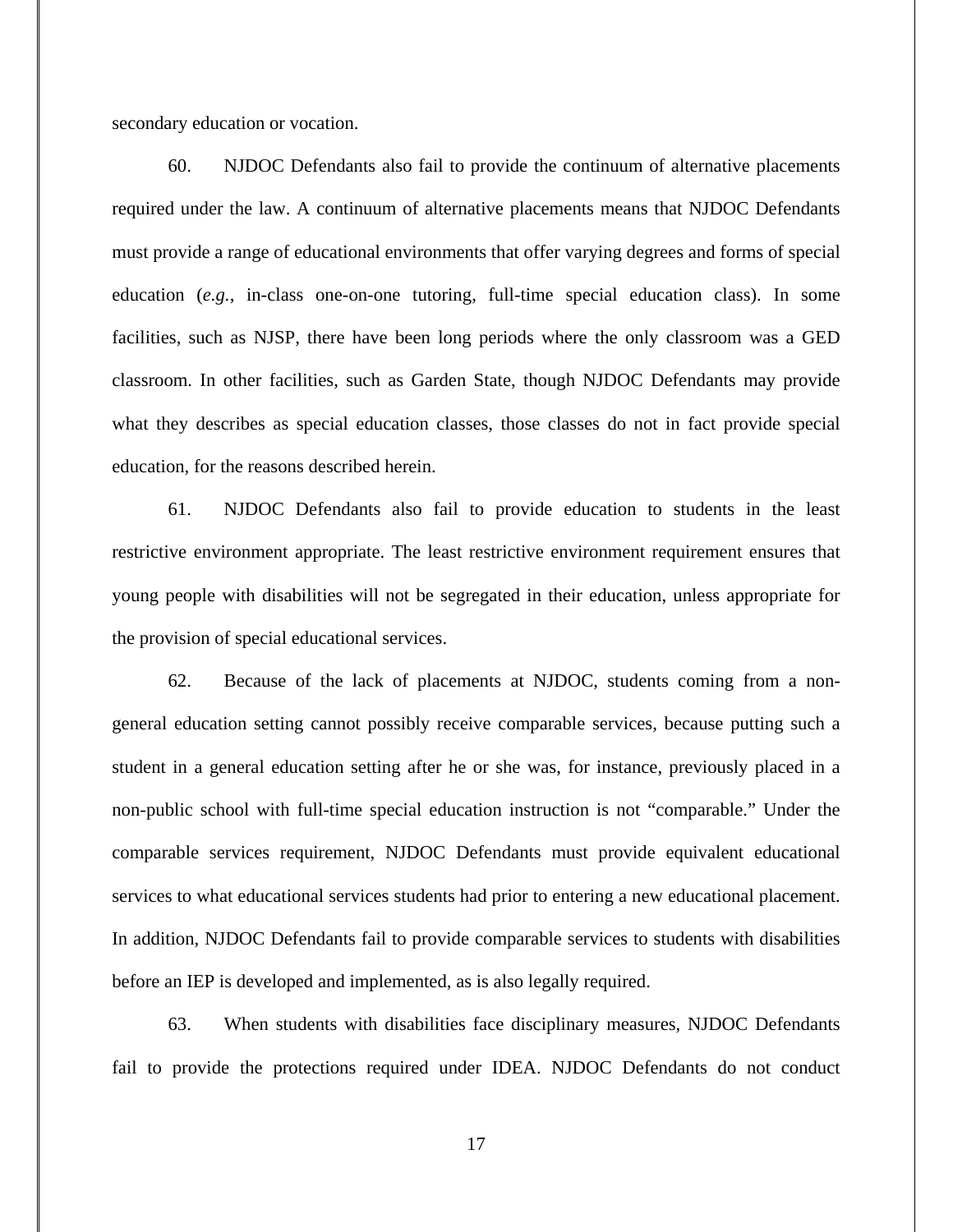secondary education or vocation.

60. NJDOC Defendants also fail to provide the continuum of alternative placements required under the law. A continuum of alternative placements means that NJDOC Defendants must provide a range of educational environments that offer varying degrees and forms of special education (*e.g.*, in-class one-on-one tutoring, full-time special education class). In some facilities, such as NJSP, there have been long periods where the only classroom was a GED classroom. In other facilities, such as Garden State, though NJDOC Defendants may provide what they describes as special education classes, those classes do not in fact provide special education, for the reasons described herein.

61. NJDOC Defendants also fail to provide education to students in the least restrictive environment appropriate. The least restrictive environment requirement ensures that young people with disabilities will not be segregated in their education, unless appropriate for the provision of special educational services.

62. Because of the lack of placements at NJDOC, students coming from a non-general education setting cannot possibly receive comparable services, because putting such a student in a general education setting after he or she was, for instance, previously placed in a non-public school with full-time special education instruction is not "comparable." Under the comparable services requirement, NJDOC Defendants must provide equivalent educational services to what educational services students had prior to entering a new educational placement. In addition, NJDOC Defendants fail to provide comparable services to students with disabilities before an IEP is developed and implemented, as is also legally required.

63. When students with disabilities face disciplinary measures, NJDOC Defendants fail to provide the protections required under IDEA. NJDOC Defendants do not conduct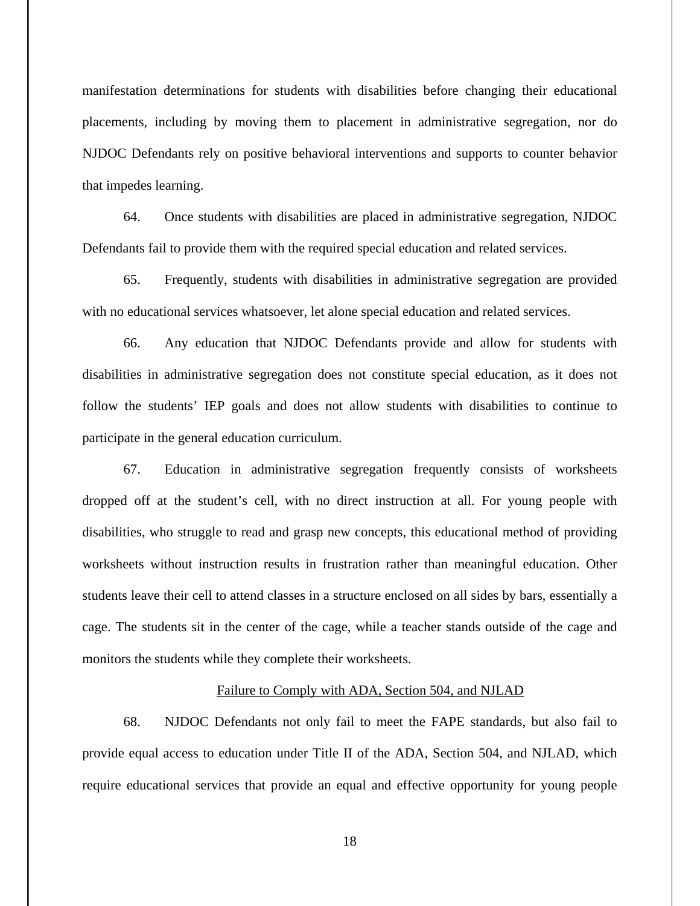manifestation determinations for students with disabilities before changing their educational placements, including by moving them to placement in administrative segregation, nor do NJDOC Defendants rely on positive behavioral interventions and supports to counter behavior that impedes learning.

64. Once students with disabilities are placed in administrative segregation, NJDOC Defendants fail to provide them with the required special education and related services.

65. Frequently, students with disabilities in administrative segregation are provided with no educational services whatsoever, let alone special education and related services.

66. Any education that NJDOC Defendants provide and allow for students with disabilities in administrative segregation does not constitute special education, as it does not follow the students' IEP goals and does not allow students with disabilities to continue to participate in the general education curriculum.

67. Education in administrative segregation frequently consists of worksheets dropped off at the student's cell, with no direct instruction at all. For young people with disabilities, who struggle to read and grasp new concepts, this educational method of providing worksheets without instruction results in frustration rather than meaningful education. Other students leave their cell to attend classes in a structure enclosed on all sides by bars, essentially a cage. The students sit in the center of the cage, while a teacher stands outside of the cage and monitors the students while they complete their worksheets.

<u>Failure to Comply with ADA, Section 504, and NJLAD</u>

68. NJDOC Defendants not only fail to meet the FAPE standards, but also fail to provide equal access to education under Title II of the ADA, Section 504, and NJLAD, which require educational services that provide an equal and effective opportunity for young people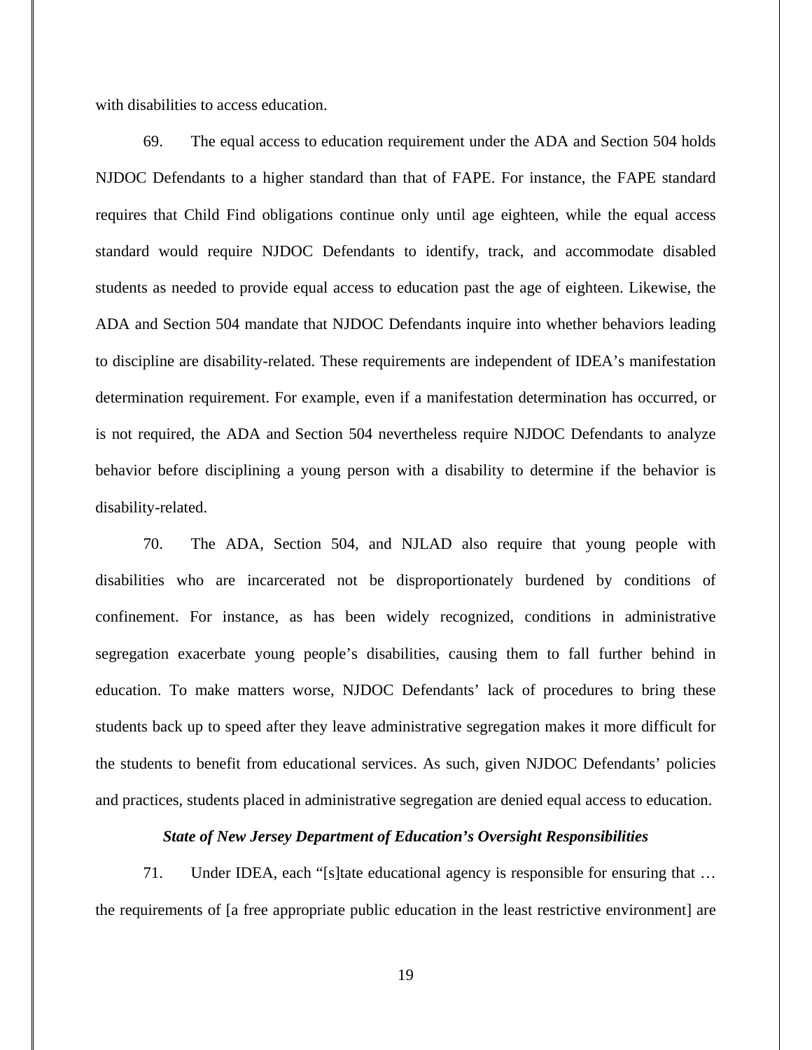with disabilities to access education.

69. The equal access to education requirement under the ADA and Section 504 holds NJDOC Defendants to a higher standard than that of FAPE. For instance, the FAPE standard requires that Child Find obligations continue only until age eighteen, while the equal access standard would require NJDOC Defendants to identify, track, and accommodate disabled students as needed to provide equal access to education past the age of eighteen. Likewise, the ADA and Section 504 mandate that NJDOC Defendants inquire into whether behaviors leading to discipline are disability-related. These requirements are independent of IDEA's manifestation determination requirement. For example, even if a manifestation determination has occurred, or is not required, the ADA and Section 504 nevertheless require NJDOC Defendants to analyze behavior before disciplining a young person with a disability to determine if the behavior is disability-related.

70. The ADA, Section 504, and NJLAD also require that young people with disabilities who are incarcerated not be disproportionately burdened by conditions of confinement. For instance, as has been widely recognized, conditions in administrative segregation exacerbate young people's disabilities, causing them to fall further behind in education. To make matters worse, NJDOC Defendants' lack of procedures to bring these students back up to speed after they leave administrative segregation makes it more difficult for the students to benefit from educational services. As such, given NJDOC Defendants' policies and practices, students placed in administrative segregation are denied equal access to education.

***State of New Jersey Department of Education's Oversight Responsibilities***

71. Under IDEA, each "[s]tate educational agency is responsible for ensuring that … the requirements of [a free appropriate public education in the least restrictive environment] are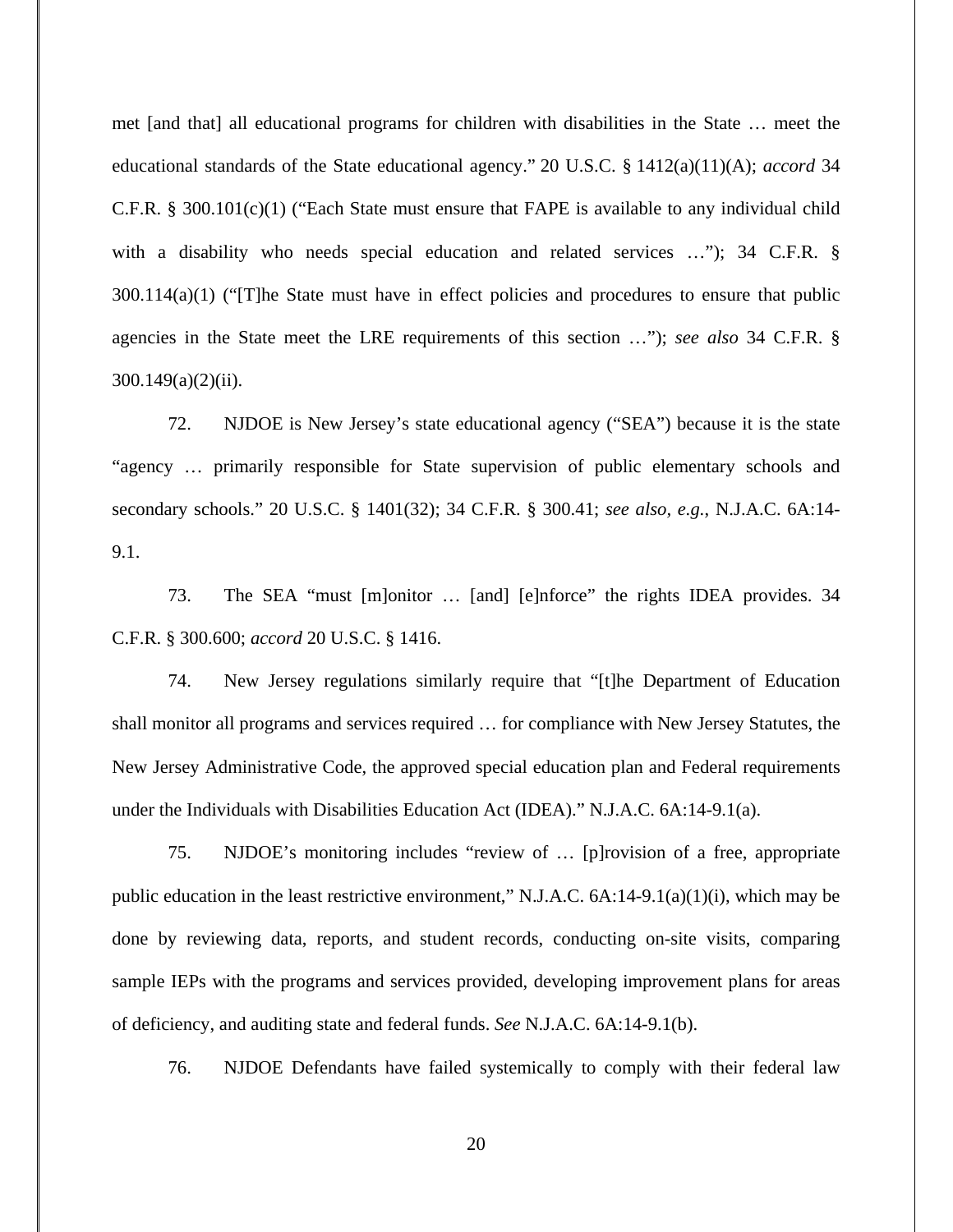met [and that] all educational programs for children with disabilities in the State … meet the educational standards of the State educational agency." 20 U.S.C. § 1412(a)(11)(A); *accord* 34 C.F.R. § 300.101(c)(1) ("Each State must ensure that FAPE is available to any individual child with a disability who needs special education and related services …"); 34 C.F.R. § 300.114(a)(1) ("[T]he State must have in effect policies and procedures to ensure that public agencies in the State meet the LRE requirements of this section …"); *see also* 34 C.F.R. § 300.149(a)(2)(ii).

72. NJDOE is New Jersey's state educational agency ("SEA") because it is the state "agency … primarily responsible for State supervision of public elementary schools and secondary schools." 20 U.S.C. § 1401(32); 34 C.F.R. § 300.41; *see also, e.g.*, N.J.A.C. 6A:14-9.1.

73. The SEA "must [m]onitor … [and] [e]nforce" the rights IDEA provides. 34 C.F.R. § 300.600; *accord* 20 U.S.C. § 1416.

74. New Jersey regulations similarly require that "[t]he Department of Education shall monitor all programs and services required … for compliance with New Jersey Statutes, the New Jersey Administrative Code, the approved special education plan and Federal requirements under the Individuals with Disabilities Education Act (IDEA)." N.J.A.C. 6A:14-9.1(a).

75. NJDOE's monitoring includes "review of … [p]rovision of a free, appropriate public education in the least restrictive environment," N.J.A.C. 6A:14-9.1(a)(1)(i), which may be done by reviewing data, reports, and student records, conducting on-site visits, comparing sample IEPs with the programs and services provided, developing improvement plans for areas of deficiency, and auditing state and federal funds. *See* N.J.A.C. 6A:14-9.1(b).

76. NJDOE Defendants have failed systemically to comply with their federal law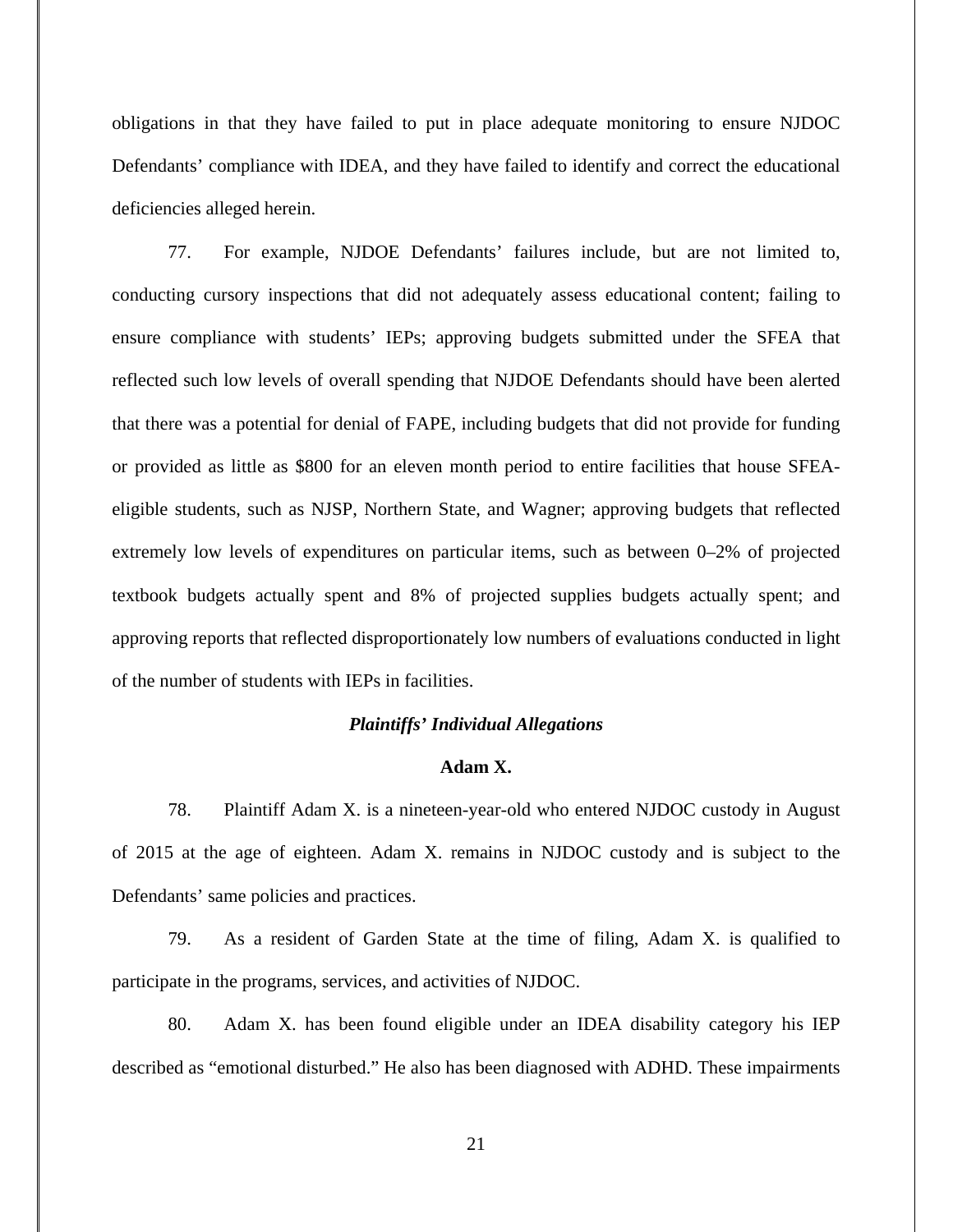obligations in that they have failed to put in place adequate monitoring to ensure NJDOC Defendants' compliance with IDEA, and they have failed to identify and correct the educational deficiencies alleged herein.

77. For example, NJDOE Defendants' failures include, but are not limited to, conducting cursory inspections that did not adequately assess educational content; failing to ensure compliance with students' IEPs; approving budgets submitted under the SFEA that reflected such low levels of overall spending that NJDOE Defendants should have been alerted that there was a potential for denial of FAPE, including budgets that did not provide for funding or provided as little as \$800 for an eleven month period to entire facilities that house SFEA-eligible students, such as NJSP, Northern State, and Wagner; approving budgets that reflected extremely low levels of expenditures on particular items, such as between 0–2% of projected textbook budgets actually spent and 8% of projected supplies budgets actually spent; and approving reports that reflected disproportionately low numbers of evaluations conducted in light of the number of students with IEPs in facilities.

***Plaintiffs' Individual Allegations***

**Adam X.**

78. Plaintiff Adam X. is a nineteen-year-old who entered NJDOC custody in August of 2015 at the age of eighteen. Adam X. remains in NJDOC custody and is subject to the Defendants' same policies and practices.

79. As a resident of Garden State at the time of filing, Adam X. is qualified to participate in the programs, services, and activities of NJDOC.

80. Adam X. has been found eligible under an IDEA disability category his IEP described as "emotional disturbed." He also has been diagnosed with ADHD. These impairments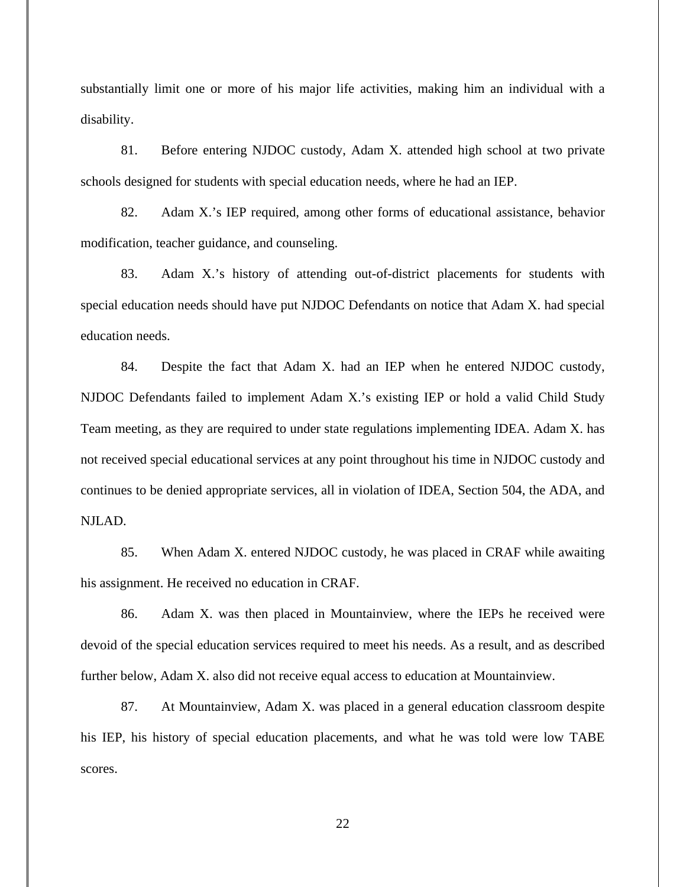substantially limit one or more of his major life activities, making him an individual with a disability.

81. Before entering NJDOC custody, Adam X. attended high school at two private schools designed for students with special education needs, where he had an IEP.

82. Adam X.'s IEP required, among other forms of educational assistance, behavior modification, teacher guidance, and counseling.

83. Adam X.'s history of attending out-of-district placements for students with special education needs should have put NJDOC Defendants on notice that Adam X. had special education needs.

84. Despite the fact that Adam X. had an IEP when he entered NJDOC custody, NJDOC Defendants failed to implement Adam X.'s existing IEP or hold a valid Child Study Team meeting, as they are required to under state regulations implementing IDEA. Adam X. has not received special educational services at any point throughout his time in NJDOC custody and continues to be denied appropriate services, all in violation of IDEA, Section 504, the ADA, and NJLAD.

85. When Adam X. entered NJDOC custody, he was placed in CRAF while awaiting his assignment. He received no education in CRAF.

86. Adam X. was then placed in Mountainview, where the IEPs he received were devoid of the special education services required to meet his needs. As a result, and as described further below, Adam X. also did not receive equal access to education at Mountainview.

87. At Mountainview, Adam X. was placed in a general education classroom despite his IEP, his history of special education placements, and what he was told were low TABE scores.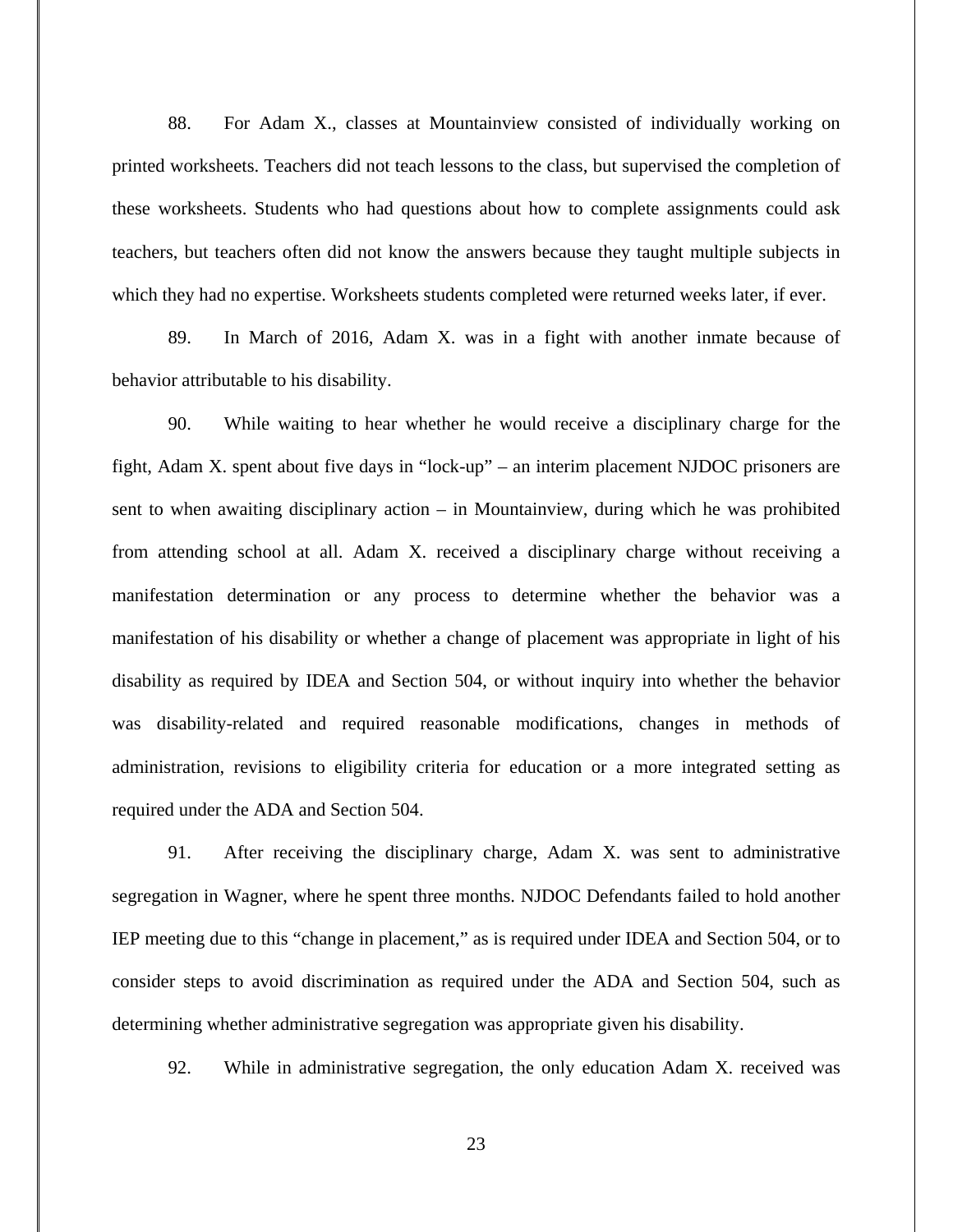88. For Adam X., classes at Mountainview consisted of individually working on printed worksheets. Teachers did not teach lessons to the class, but supervised the completion of these worksheets. Students who had questions about how to complete assignments could ask teachers, but teachers often did not know the answers because they taught multiple subjects in which they had no expertise. Worksheets students completed were returned weeks later, if ever.

89. In March of 2016, Adam X. was in a fight with another inmate because of behavior attributable to his disability.

90. While waiting to hear whether he would receive a disciplinary charge for the fight, Adam X. spent about five days in "lock-up" – an interim placement NJDOC prisoners are sent to when awaiting disciplinary action – in Mountainview, during which he was prohibited from attending school at all. Adam X. received a disciplinary charge without receiving a manifestation determination or any process to determine whether the behavior was a manifestation of his disability or whether a change of placement was appropriate in light of his disability as required by IDEA and Section 504, or without inquiry into whether the behavior was disability-related and required reasonable modifications, changes in methods of administration, revisions to eligibility criteria for education or a more integrated setting as required under the ADA and Section 504.

91. After receiving the disciplinary charge, Adam X. was sent to administrative segregation in Wagner, where he spent three months. NJDOC Defendants failed to hold another IEP meeting due to this "change in placement," as is required under IDEA and Section 504, or to consider steps to avoid discrimination as required under the ADA and Section 504, such as determining whether administrative segregation was appropriate given his disability.

92. While in administrative segregation, the only education Adam X. received was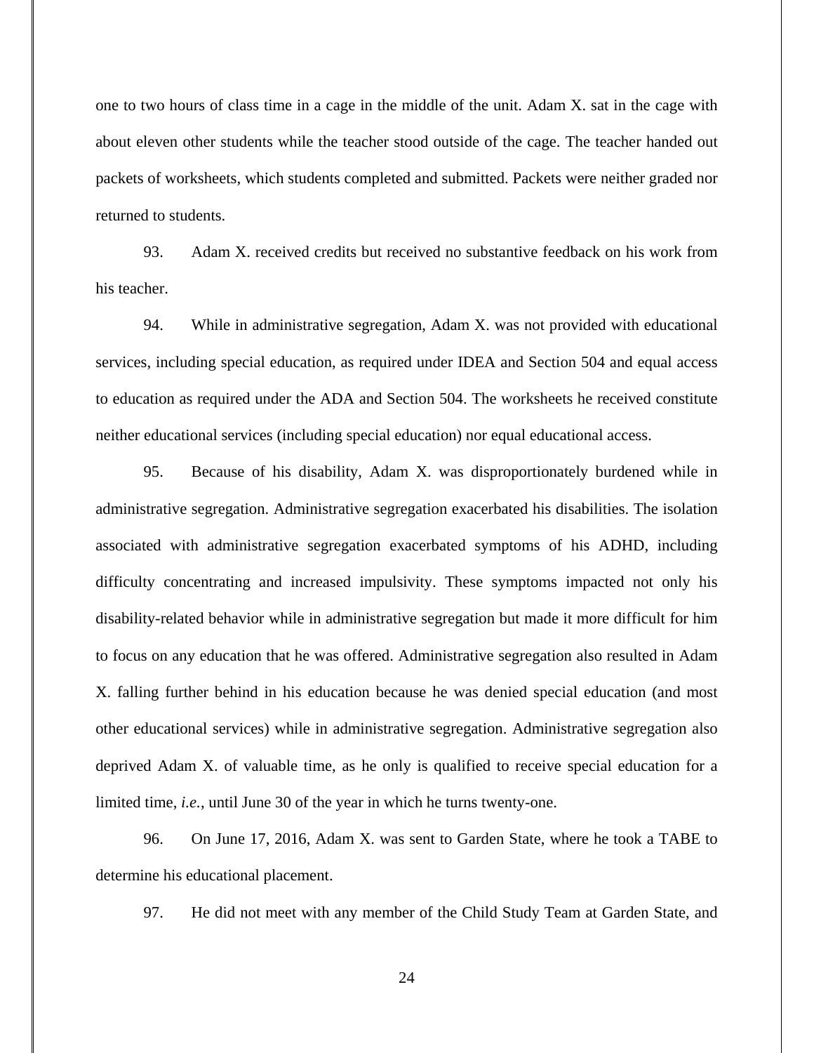one to two hours of class time in a cage in the middle of the unit. Adam X. sat in the cage with about eleven other students while the teacher stood outside of the cage. The teacher handed out packets of worksheets, which students completed and submitted. Packets were neither graded nor returned to students.

93. Adam X. received credits but received no substantive feedback on his work from his teacher.

94. While in administrative segregation, Adam X. was not provided with educational services, including special education, as required under IDEA and Section 504 and equal access to education as required under the ADA and Section 504. The worksheets he received constitute neither educational services (including special education) nor equal educational access.

95. Because of his disability, Adam X. was disproportionately burdened while in administrative segregation. Administrative segregation exacerbated his disabilities. The isolation associated with administrative segregation exacerbated symptoms of his ADHD, including difficulty concentrating and increased impulsivity. These symptoms impacted not only his disability-related behavior while in administrative segregation but made it more difficult for him to focus on any education that he was offered. Administrative segregation also resulted in Adam X. falling further behind in his education because he was denied special education (and most other educational services) while in administrative segregation. Administrative segregation also deprived Adam X. of valuable time, as he only is qualified to receive special education for a limited time, *i.e.*, until June 30 of the year in which he turns twenty-one.

96. On June 17, 2016, Adam X. was sent to Garden State, where he took a TABE to determine his educational placement.

97. He did not meet with any member of the Child Study Team at Garden State, and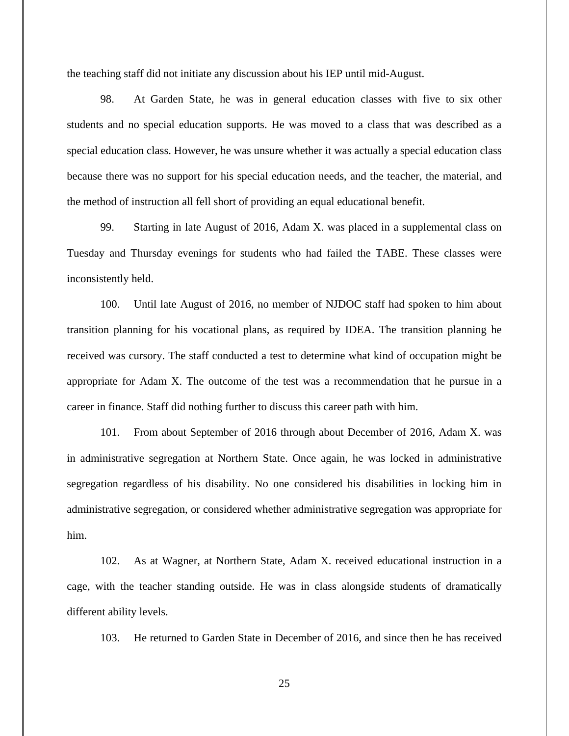the teaching staff did not initiate any discussion about his IEP until mid-August.

98. At Garden State, he was in general education classes with five to six other students and no special education supports. He was moved to a class that was described as a special education class. However, he was unsure whether it was actually a special education class because there was no support for his special education needs, and the teacher, the material, and the method of instruction all fell short of providing an equal educational benefit.

99. Starting in late August of 2016, Adam X. was placed in a supplemental class on Tuesday and Thursday evenings for students who had failed the TABE. These classes were inconsistently held.

100. Until late August of 2016, no member of NJDOC staff had spoken to him about transition planning for his vocational plans, as required by IDEA. The transition planning he received was cursory. The staff conducted a test to determine what kind of occupation might be appropriate for Adam X. The outcome of the test was a recommendation that he pursue in a career in finance. Staff did nothing further to discuss this career path with him.

101. From about September of 2016 through about December of 2016, Adam X. was in administrative segregation at Northern State. Once again, he was locked in administrative segregation regardless of his disability. No one considered his disabilities in locking him in administrative segregation, or considered whether administrative segregation was appropriate for him.

102. As at Wagner, at Northern State, Adam X. received educational instruction in a cage, with the teacher standing outside. He was in class alongside students of dramatically different ability levels.

103. He returned to Garden State in December of 2016, and since then he has received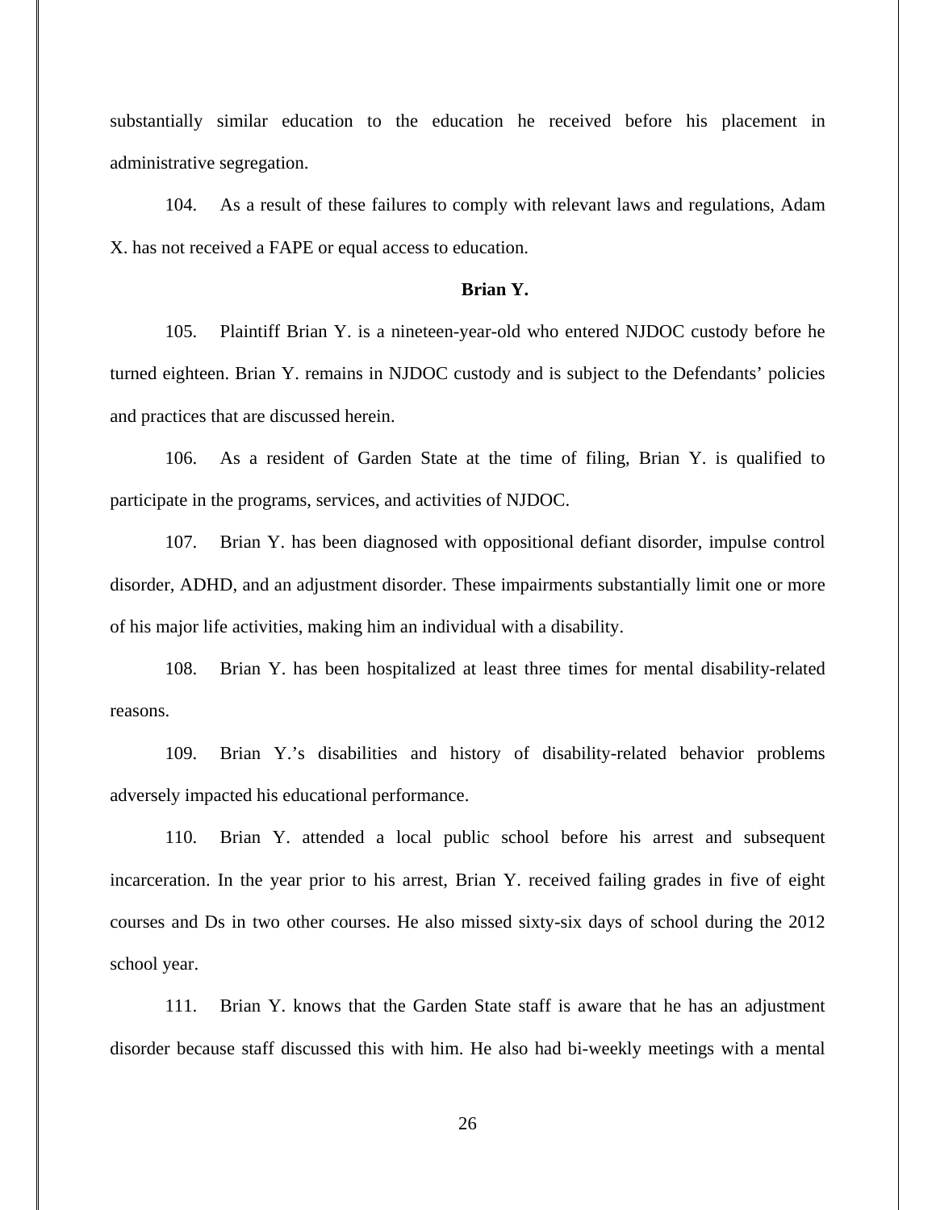substantially similar education to the education he received before his placement in administrative segregation.

104. As a result of these failures to comply with relevant laws and regulations, Adam X. has not received a FAPE or equal access to education.

**Brian Y.**

105. Plaintiff Brian Y. is a nineteen-year-old who entered NJDOC custody before he turned eighteen. Brian Y. remains in NJDOC custody and is subject to the Defendants' policies and practices that are discussed herein.

106. As a resident of Garden State at the time of filing, Brian Y. is qualified to participate in the programs, services, and activities of NJDOC.

107. Brian Y. has been diagnosed with oppositional defiant disorder, impulse control disorder, ADHD, and an adjustment disorder. These impairments substantially limit one or more of his major life activities, making him an individual with a disability.

108. Brian Y. has been hospitalized at least three times for mental disability-related reasons.

109. Brian Y.'s disabilities and history of disability-related behavior problems adversely impacted his educational performance.

110. Brian Y. attended a local public school before his arrest and subsequent incarceration. In the year prior to his arrest, Brian Y. received failing grades in five of eight courses and Ds in two other courses. He also missed sixty-six days of school during the 2012 school year.

111. Brian Y. knows that the Garden State staff is aware that he has an adjustment disorder because staff discussed this with him. He also had bi-weekly meetings with a mental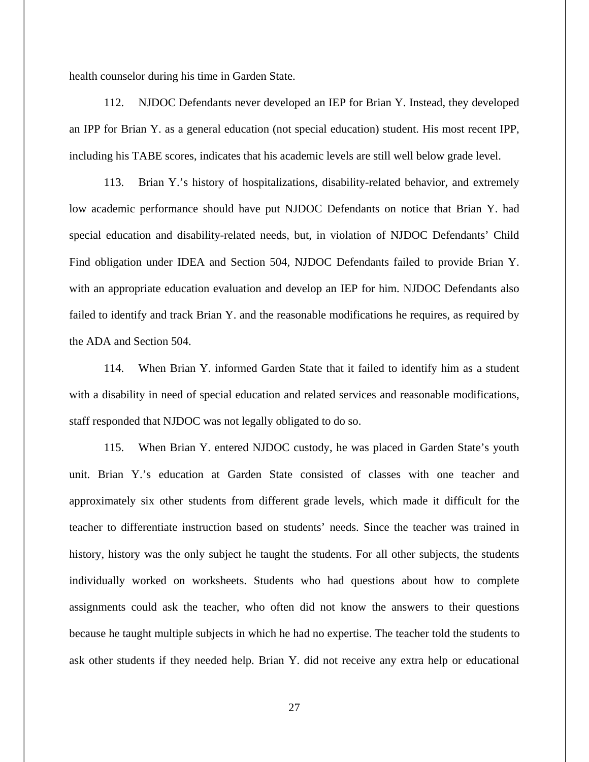health counselor during his time in Garden State.

112. NJDOC Defendants never developed an IEP for Brian Y. Instead, they developed an IPP for Brian Y. as a general education (not special education) student. His most recent IPP, including his TABE scores, indicates that his academic levels are still well below grade level.

113. Brian Y.'s history of hospitalizations, disability-related behavior, and extremely low academic performance should have put NJDOC Defendants on notice that Brian Y. had special education and disability-related needs, but, in violation of NJDOC Defendants' Child Find obligation under IDEA and Section 504, NJDOC Defendants failed to provide Brian Y. with an appropriate education evaluation and develop an IEP for him. NJDOC Defendants also failed to identify and track Brian Y. and the reasonable modifications he requires, as required by the ADA and Section 504.

114. When Brian Y. informed Garden State that it failed to identify him as a student with a disability in need of special education and related services and reasonable modifications, staff responded that NJDOC was not legally obligated to do so.

115. When Brian Y. entered NJDOC custody, he was placed in Garden State's youth unit. Brian Y.'s education at Garden State consisted of classes with one teacher and approximately six other students from different grade levels, which made it difficult for the teacher to differentiate instruction based on students' needs. Since the teacher was trained in history, history was the only subject he taught the students. For all other subjects, the students individually worked on worksheets. Students who had questions about how to complete assignments could ask the teacher, who often did not know the answers to their questions because he taught multiple subjects in which he had no expertise. The teacher told the students to ask other students if they needed help. Brian Y. did not receive any extra help or educational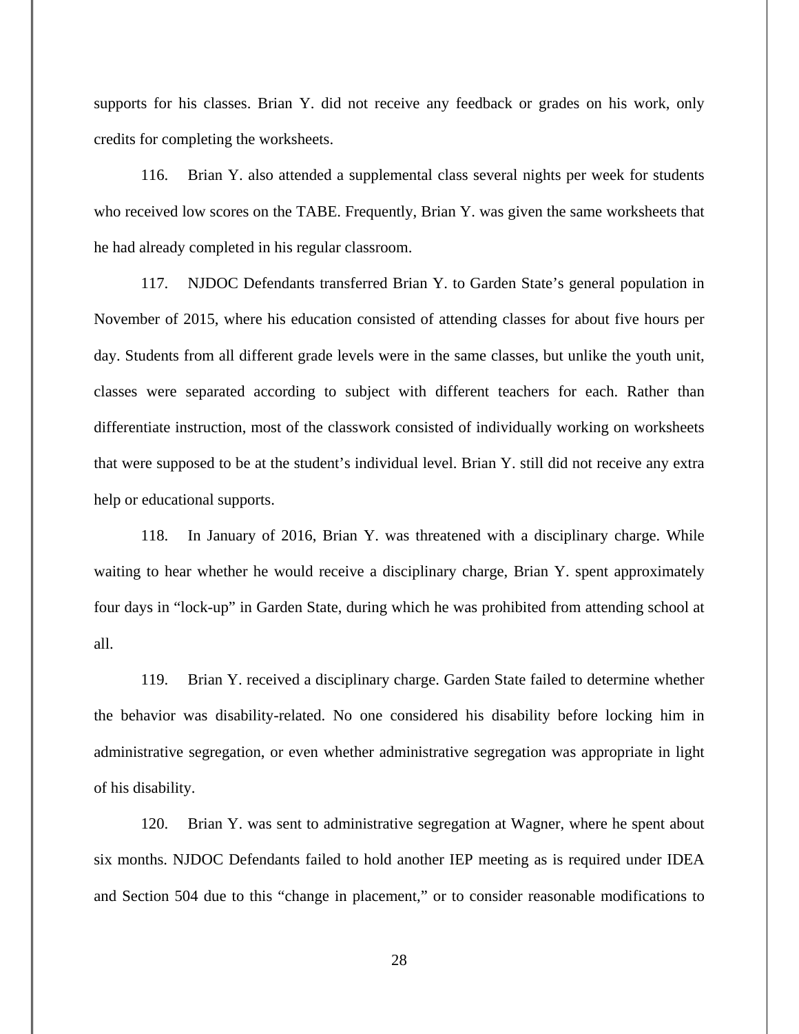supports for his classes. Brian Y. did not receive any feedback or grades on his work, only credits for completing the worksheets.

116. Brian Y. also attended a supplemental class several nights per week for students who received low scores on the TABE. Frequently, Brian Y. was given the same worksheets that he had already completed in his regular classroom.

117. NJDOC Defendants transferred Brian Y. to Garden State's general population in November of 2015, where his education consisted of attending classes for about five hours per day. Students from all different grade levels were in the same classes, but unlike the youth unit, classes were separated according to subject with different teachers for each. Rather than differentiate instruction, most of the classwork consisted of individually working on worksheets that were supposed to be at the student's individual level. Brian Y. still did not receive any extra help or educational supports.

118. In January of 2016, Brian Y. was threatened with a disciplinary charge. While waiting to hear whether he would receive a disciplinary charge, Brian Y. spent approximately four days in "lock-up" in Garden State, during which he was prohibited from attending school at all.

119. Brian Y. received a disciplinary charge. Garden State failed to determine whether the behavior was disability-related. No one considered his disability before locking him in administrative segregation, or even whether administrative segregation was appropriate in light of his disability.

120. Brian Y. was sent to administrative segregation at Wagner, where he spent about six months. NJDOC Defendants failed to hold another IEP meeting as is required under IDEA and Section 504 due to this "change in placement," or to consider reasonable modifications to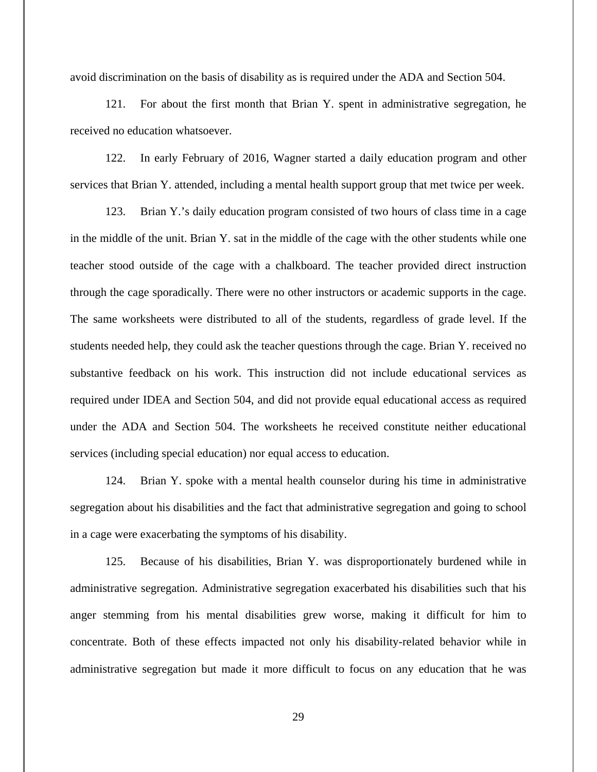avoid discrimination on the basis of disability as is required under the ADA and Section 504.

121. For about the first month that Brian Y. spent in administrative segregation, he received no education whatsoever.

122. In early February of 2016, Wagner started a daily education program and other services that Brian Y. attended, including a mental health support group that met twice per week.

123. Brian Y.'s daily education program consisted of two hours of class time in a cage in the middle of the unit. Brian Y. sat in the middle of the cage with the other students while one teacher stood outside of the cage with a chalkboard. The teacher provided direct instruction through the cage sporadically. There were no other instructors or academic supports in the cage. The same worksheets were distributed to all of the students, regardless of grade level. If the students needed help, they could ask the teacher questions through the cage. Brian Y. received no substantive feedback on his work. This instruction did not include educational services as required under IDEA and Section 504, and did not provide equal educational access as required under the ADA and Section 504. The worksheets he received constitute neither educational services (including special education) nor equal access to education.

124. Brian Y. spoke with a mental health counselor during his time in administrative segregation about his disabilities and the fact that administrative segregation and going to school in a cage were exacerbating the symptoms of his disability.

125. Because of his disabilities, Brian Y. was disproportionately burdened while in administrative segregation. Administrative segregation exacerbated his disabilities such that his anger stemming from his mental disabilities grew worse, making it difficult for him to concentrate. Both of these effects impacted not only his disability-related behavior while in administrative segregation but made it more difficult to focus on any education that he was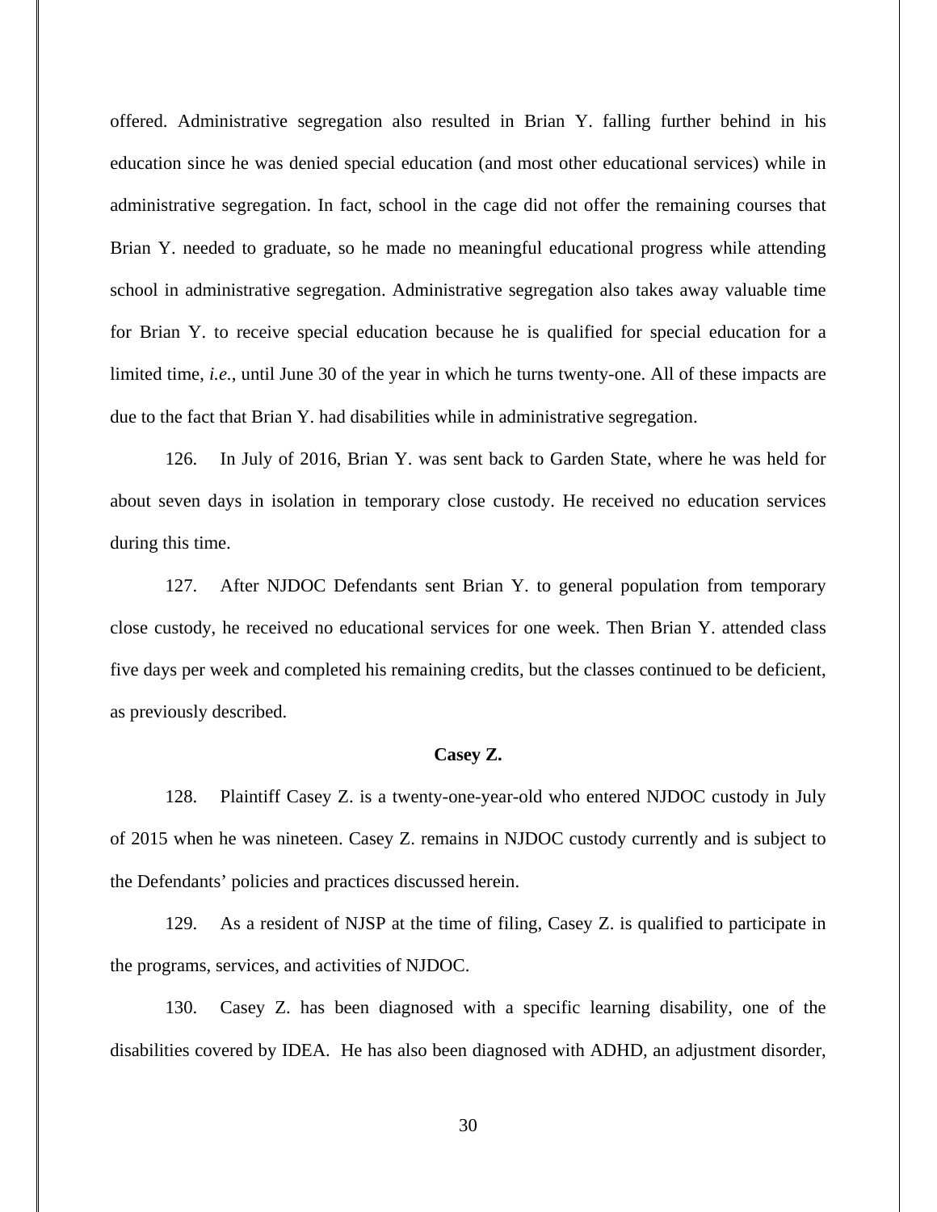offered. Administrative segregation also resulted in Brian Y. falling further behind in his education since he was denied special education (and most other educational services) while in administrative segregation. In fact, school in the cage did not offer the remaining courses that Brian Y. needed to graduate, so he made no meaningful educational progress while attending school in administrative segregation. Administrative segregation also takes away valuable time for Brian Y. to receive special education because he is qualified for special education for a limited time, *i.e.*, until June 30 of the year in which he turns twenty-one. All of these impacts are due to the fact that Brian Y. had disabilities while in administrative segregation.

126. In July of 2016, Brian Y. was sent back to Garden State, where he was held for about seven days in isolation in temporary close custody. He received no education services during this time.

127. After NJDOC Defendants sent Brian Y. to general population from temporary close custody, he received no educational services for one week. Then Brian Y. attended class five days per week and completed his remaining credits, but the classes continued to be deficient, as previously described.

**Casey Z.**

128. Plaintiff Casey Z. is a twenty-one-year-old who entered NJDOC custody in July of 2015 when he was nineteen. Casey Z. remains in NJDOC custody currently and is subject to the Defendants' policies and practices discussed herein.

129. As a resident of NJSP at the time of filing, Casey Z. is qualified to participate in the programs, services, and activities of NJDOC.

130. Casey Z. has been diagnosed with a specific learning disability, one of the disabilities covered by IDEA. He has also been diagnosed with ADHD, an adjustment disorder,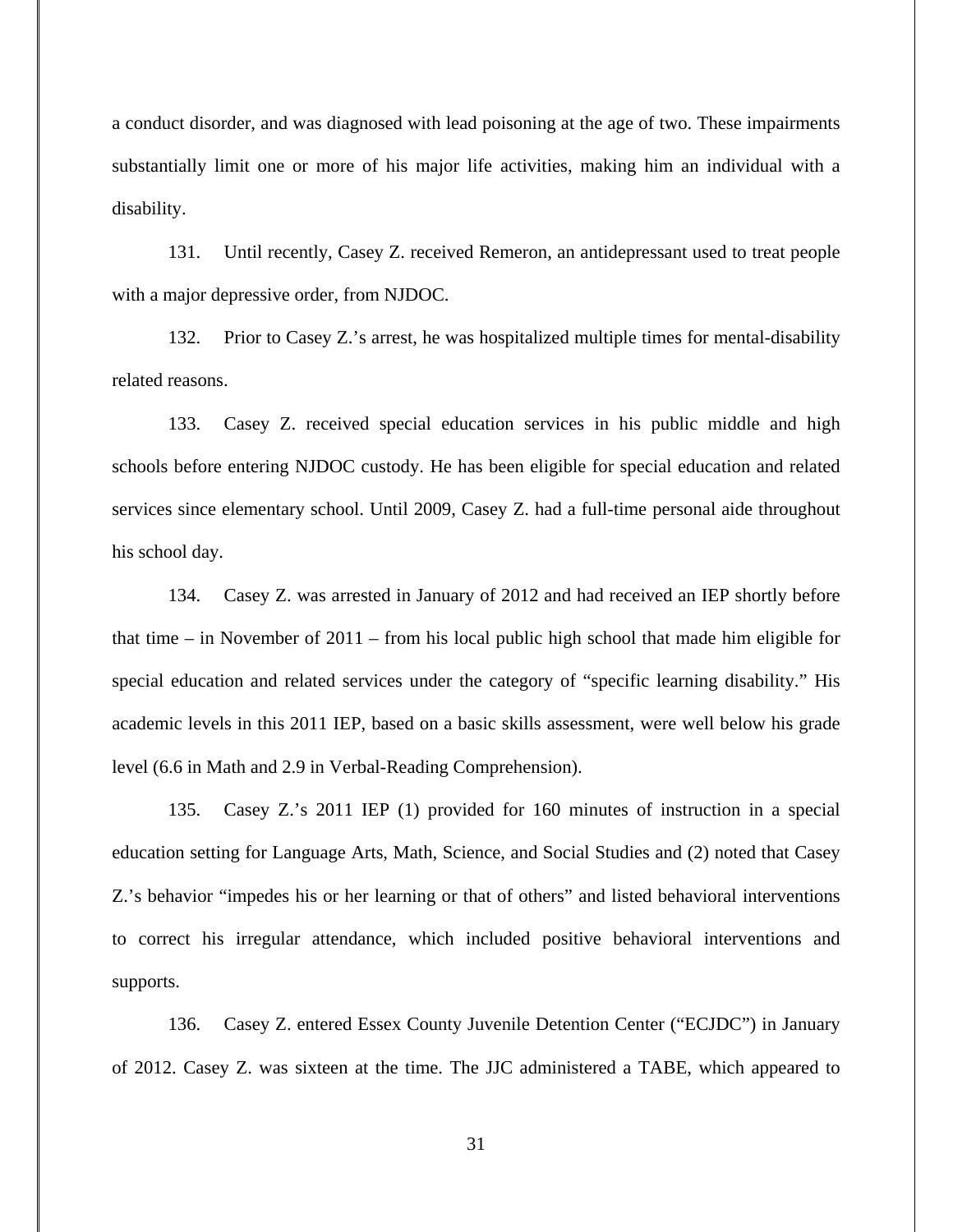a conduct disorder, and was diagnosed with lead poisoning at the age of two. These impairments substantially limit one or more of his major life activities, making him an individual with a disability.

131. Until recently, Casey Z. received Remeron, an antidepressant used to treat people with a major depressive order, from NJDOC.

132. Prior to Casey Z.'s arrest, he was hospitalized multiple times for mental-disability related reasons.

133. Casey Z. received special education services in his public middle and high schools before entering NJDOC custody. He has been eligible for special education and related services since elementary school. Until 2009, Casey Z. had a full-time personal aide throughout his school day.

134. Casey Z. was arrested in January of 2012 and had received an IEP shortly before that time – in November of 2011 – from his local public high school that made him eligible for special education and related services under the category of "specific learning disability." His academic levels in this 2011 IEP, based on a basic skills assessment, were well below his grade level (6.6 in Math and 2.9 in Verbal-Reading Comprehension).

135. Casey Z.'s 2011 IEP (1) provided for 160 minutes of instruction in a special education setting for Language Arts, Math, Science, and Social Studies and (2) noted that Casey Z.'s behavior "impedes his or her learning or that of others" and listed behavioral interventions to correct his irregular attendance, which included positive behavioral interventions and supports.

136. Casey Z. entered Essex County Juvenile Detention Center ("ECJDC") in January of 2012. Casey Z. was sixteen at the time. The JJC administered a TABE, which appeared to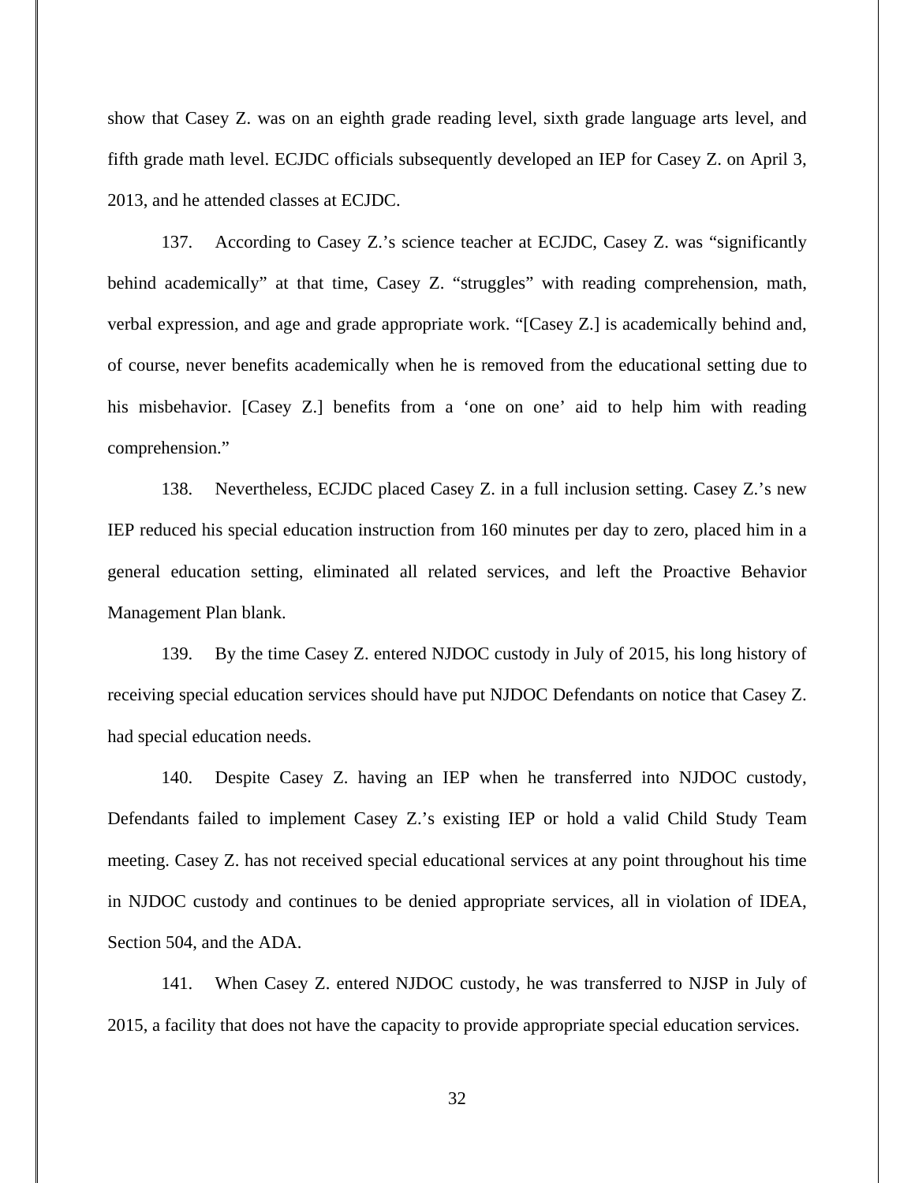show that Casey Z. was on an eighth grade reading level, sixth grade language arts level, and fifth grade math level. ECJDC officials subsequently developed an IEP for Casey Z. on April 3, 2013, and he attended classes at ECJDC.

137. According to Casey Z.'s science teacher at ECJDC, Casey Z. was "significantly behind academically" at that time, Casey Z. "struggles" with reading comprehension, math, verbal expression, and age and grade appropriate work. "[Casey Z.] is academically behind and, of course, never benefits academically when he is removed from the educational setting due to his misbehavior. [Casey Z.] benefits from a 'one on one' aid to help him with reading comprehension."

138. Nevertheless, ECJDC placed Casey Z. in a full inclusion setting. Casey Z.'s new IEP reduced his special education instruction from 160 minutes per day to zero, placed him in a general education setting, eliminated all related services, and left the Proactive Behavior Management Plan blank.

139. By the time Casey Z. entered NJDOC custody in July of 2015, his long history of receiving special education services should have put NJDOC Defendants on notice that Casey Z. had special education needs.

140. Despite Casey Z. having an IEP when he transferred into NJDOC custody, Defendants failed to implement Casey Z.'s existing IEP or hold a valid Child Study Team meeting. Casey Z. has not received special educational services at any point throughout his time in NJDOC custody and continues to be denied appropriate services, all in violation of IDEA, Section 504, and the ADA.

141. When Casey Z. entered NJDOC custody, he was transferred to NJSP in July of 2015, a facility that does not have the capacity to provide appropriate special education services.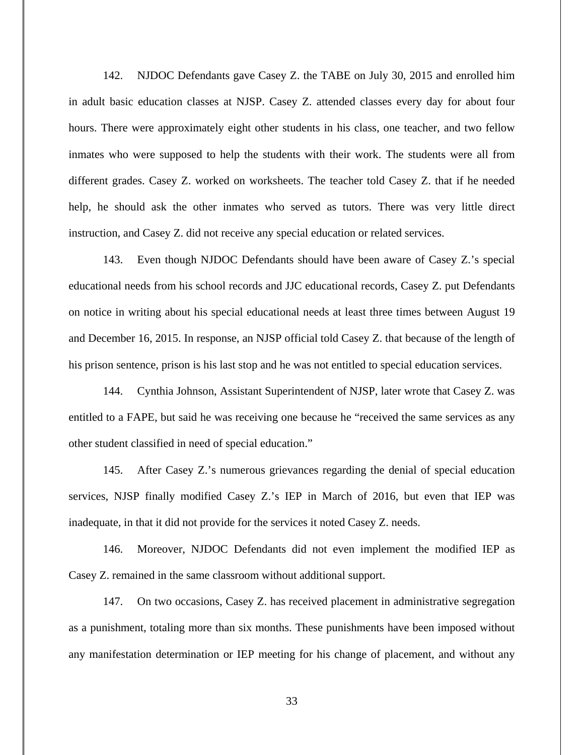142. NJDOC Defendants gave Casey Z. the TABE on July 30, 2015 and enrolled him in adult basic education classes at NJSP. Casey Z. attended classes every day for about four hours. There were approximately eight other students in his class, one teacher, and two fellow inmates who were supposed to help the students with their work. The students were all from different grades. Casey Z. worked on worksheets. The teacher told Casey Z. that if he needed help, he should ask the other inmates who served as tutors. There was very little direct instruction, and Casey Z. did not receive any special education or related services.

143. Even though NJDOC Defendants should have been aware of Casey Z.'s special educational needs from his school records and JJC educational records, Casey Z. put Defendants on notice in writing about his special educational needs at least three times between August 19 and December 16, 2015. In response, an NJSP official told Casey Z. that because of the length of his prison sentence, prison is his last stop and he was not entitled to special education services.

144. Cynthia Johnson, Assistant Superintendent of NJSP, later wrote that Casey Z. was entitled to a FAPE, but said he was receiving one because he "received the same services as any other student classified in need of special education."

145. After Casey Z.'s numerous grievances regarding the denial of special education services, NJSP finally modified Casey Z.'s IEP in March of 2016, but even that IEP was inadequate, in that it did not provide for the services it noted Casey Z. needs.

146. Moreover, NJDOC Defendants did not even implement the modified IEP as Casey Z. remained in the same classroom without additional support.

147. On two occasions, Casey Z. has received placement in administrative segregation as a punishment, totaling more than six months. These punishments have been imposed without any manifestation determination or IEP meeting for his change of placement, and without any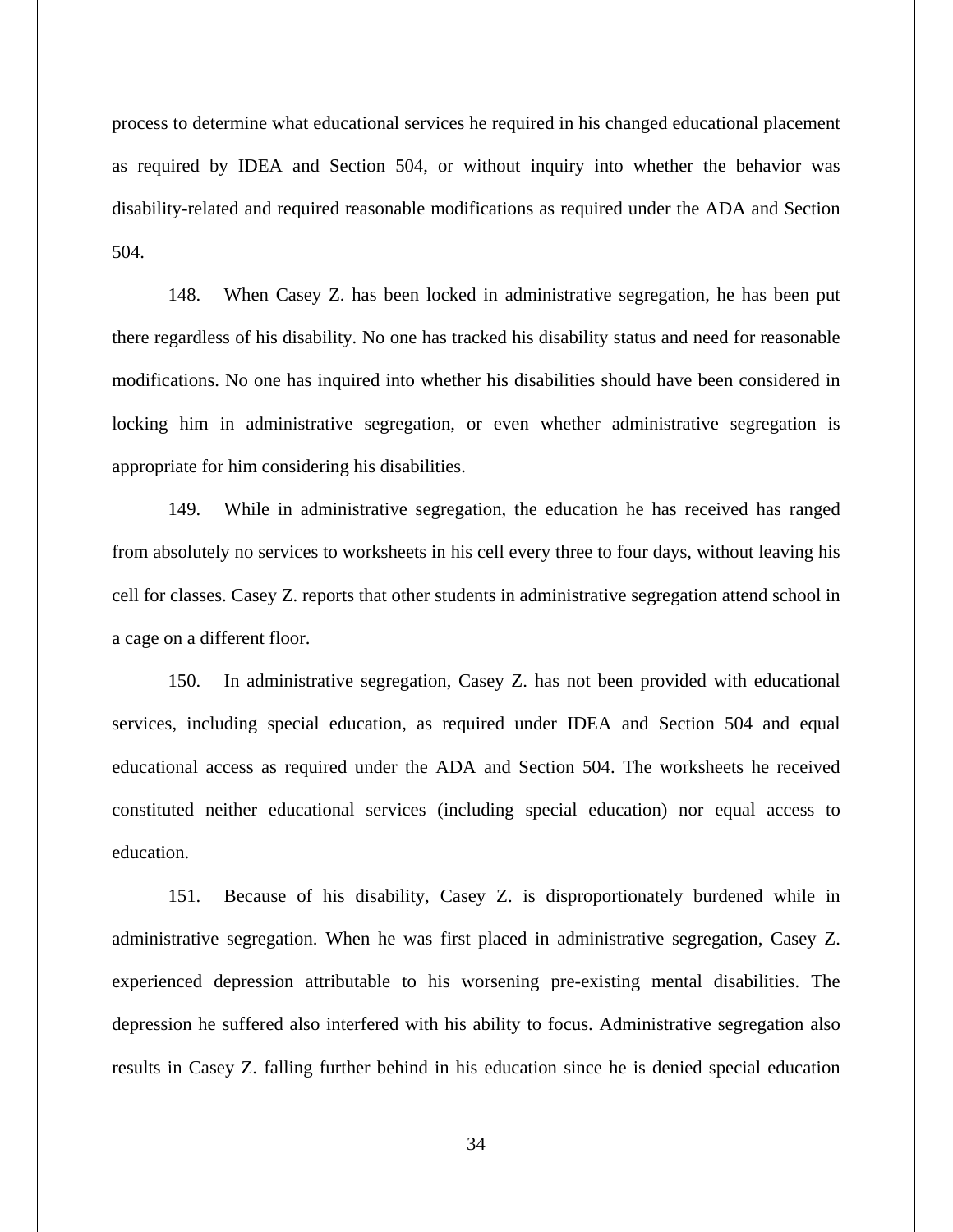process to determine what educational services he required in his changed educational placement as required by IDEA and Section 504, or without inquiry into whether the behavior was disability-related and required reasonable modifications as required under the ADA and Section 504.

148. When Casey Z. has been locked in administrative segregation, he has been put there regardless of his disability. No one has tracked his disability status and need for reasonable modifications. No one has inquired into whether his disabilities should have been considered in locking him in administrative segregation, or even whether administrative segregation is appropriate for him considering his disabilities.

149. While in administrative segregation, the education he has received has ranged from absolutely no services to worksheets in his cell every three to four days, without leaving his cell for classes. Casey Z. reports that other students in administrative segregation attend school in a cage on a different floor.

150. In administrative segregation, Casey Z. has not been provided with educational services, including special education, as required under IDEA and Section 504 and equal educational access as required under the ADA and Section 504. The worksheets he received constituted neither educational services (including special education) nor equal access to education.

151. Because of his disability, Casey Z. is disproportionately burdened while in administrative segregation. When he was first placed in administrative segregation, Casey Z. experienced depression attributable to his worsening pre-existing mental disabilities. The depression he suffered also interfered with his ability to focus. Administrative segregation also results in Casey Z. falling further behind in his education since he is denied special education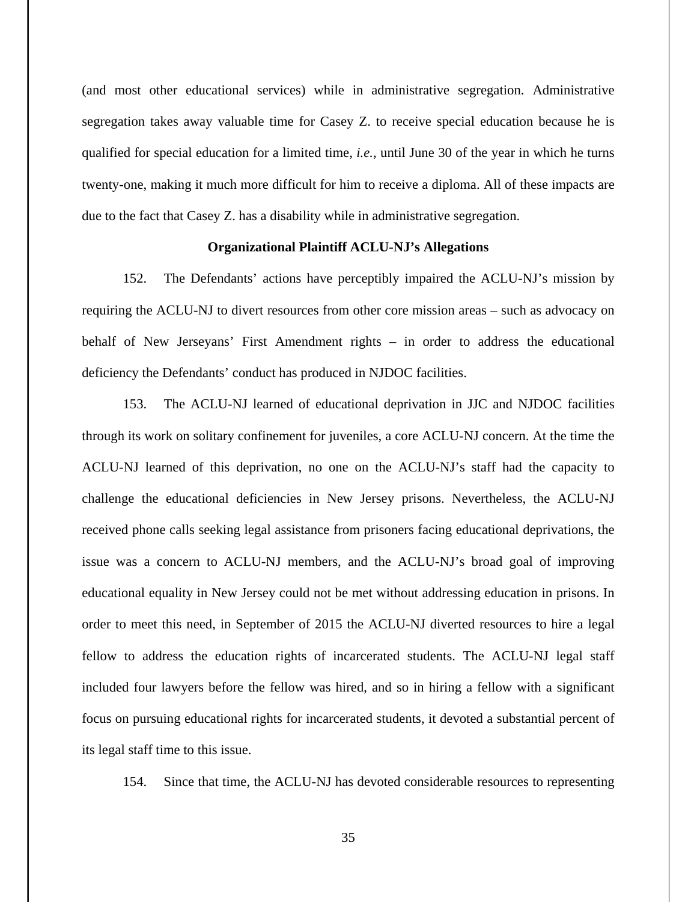(and most other educational services) while in administrative segregation. Administrative segregation takes away valuable time for Casey Z. to receive special education because he is qualified for special education for a limited time, *i.e.*, until June 30 of the year in which he turns twenty-one, making it much more difficult for him to receive a diploma. All of these impacts are due to the fact that Casey Z. has a disability while in administrative segregation.

**Organizational Plaintiff ACLU-NJ's Allegations**

152. The Defendants' actions have perceptibly impaired the ACLU-NJ's mission by requiring the ACLU-NJ to divert resources from other core mission areas – such as advocacy on behalf of New Jerseyans' First Amendment rights – in order to address the educational deficiency the Defendants' conduct has produced in NJDOC facilities.

153. The ACLU-NJ learned of educational deprivation in JJC and NJDOC facilities through its work on solitary confinement for juveniles, a core ACLU-NJ concern. At the time the ACLU-NJ learned of this deprivation, no one on the ACLU-NJ's staff had the capacity to challenge the educational deficiencies in New Jersey prisons. Nevertheless, the ACLU-NJ received phone calls seeking legal assistance from prisoners facing educational deprivations, the issue was a concern to ACLU-NJ members, and the ACLU-NJ's broad goal of improving educational equality in New Jersey could not be met without addressing education in prisons. In order to meet this need, in September of 2015 the ACLU-NJ diverted resources to hire a legal fellow to address the education rights of incarcerated students. The ACLU-NJ legal staff included four lawyers before the fellow was hired, and so in hiring a fellow with a significant focus on pursuing educational rights for incarcerated students, it devoted a substantial percent of its legal staff time to this issue.

154. Since that time, the ACLU-NJ has devoted considerable resources to representing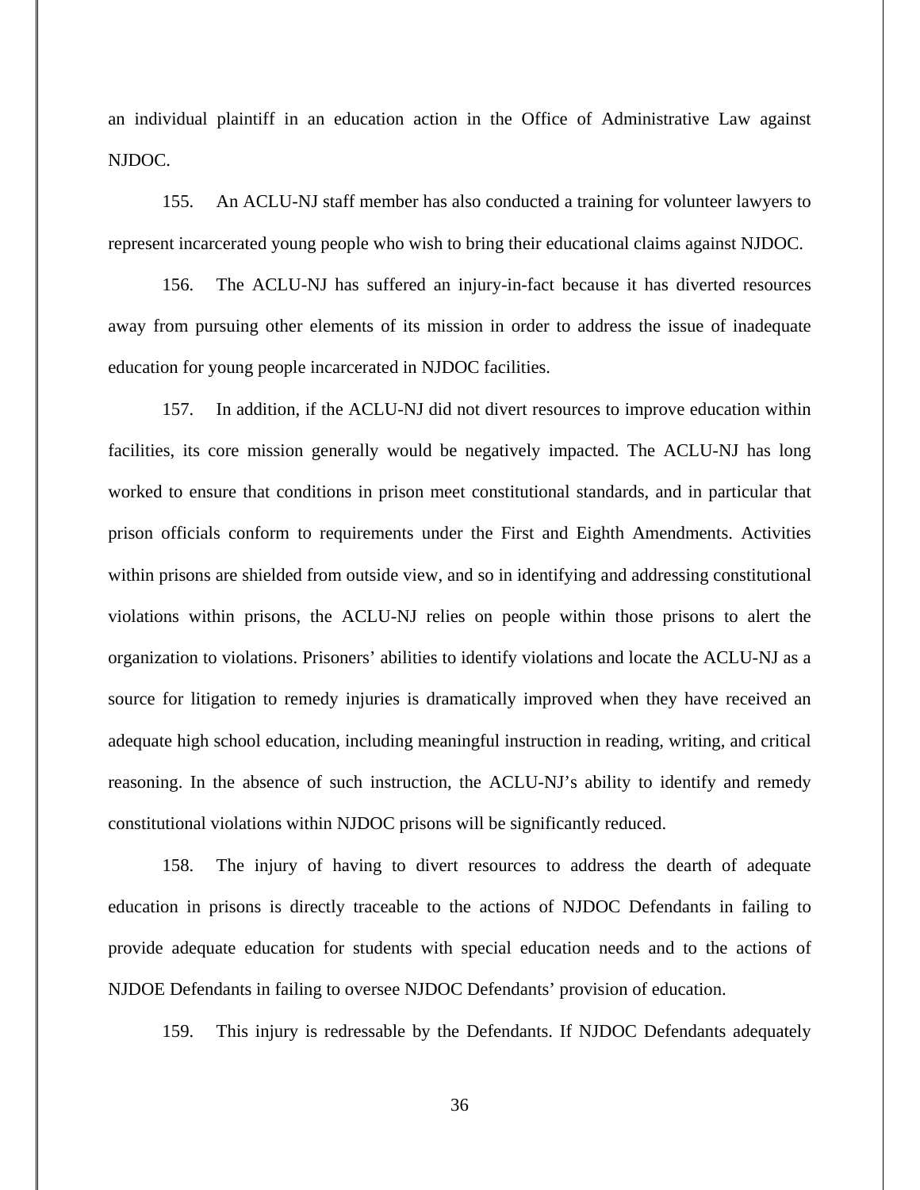an individual plaintiff in an education action in the Office of Administrative Law against NJDOC.

155. An ACLU-NJ staff member has also conducted a training for volunteer lawyers to represent incarcerated young people who wish to bring their educational claims against NJDOC.

156. The ACLU-NJ has suffered an injury-in-fact because it has diverted resources away from pursuing other elements of its mission in order to address the issue of inadequate education for young people incarcerated in NJDOC facilities.

157. In addition, if the ACLU-NJ did not divert resources to improve education within facilities, its core mission generally would be negatively impacted. The ACLU-NJ has long worked to ensure that conditions in prison meet constitutional standards, and in particular that prison officials conform to requirements under the First and Eighth Amendments. Activities within prisons are shielded from outside view, and so in identifying and addressing constitutional violations within prisons, the ACLU-NJ relies on people within those prisons to alert the organization to violations. Prisoners' abilities to identify violations and locate the ACLU-NJ as a source for litigation to remedy injuries is dramatically improved when they have received an adequate high school education, including meaningful instruction in reading, writing, and critical reasoning. In the absence of such instruction, the ACLU-NJ's ability to identify and remedy constitutional violations within NJDOC prisons will be significantly reduced.

158. The injury of having to divert resources to address the dearth of adequate education in prisons is directly traceable to the actions of NJDOC Defendants in failing to provide adequate education for students with special education needs and to the actions of NJDOE Defendants in failing to oversee NJDOC Defendants' provision of education.

159. This injury is redressable by the Defendants. If NJDOC Defendants adequately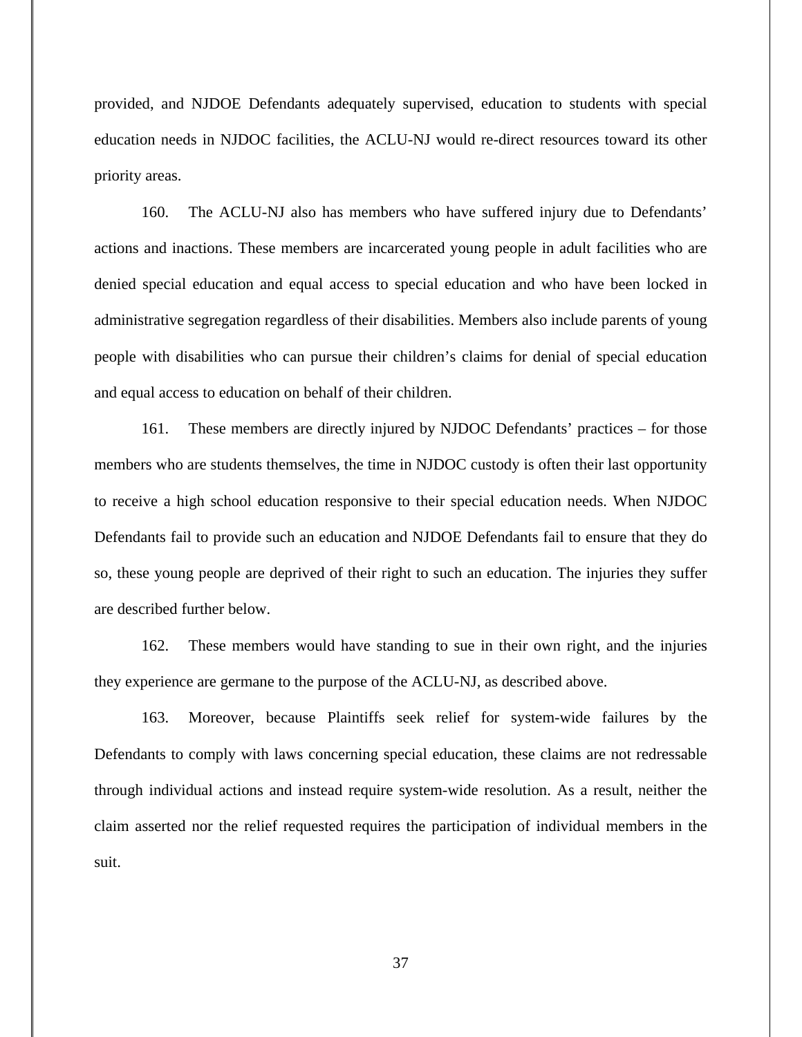provided, and NJDOE Defendants adequately supervised, education to students with special education needs in NJDOC facilities, the ACLU-NJ would re-direct resources toward its other priority areas.

160. The ACLU-NJ also has members who have suffered injury due to Defendants' actions and inactions. These members are incarcerated young people in adult facilities who are denied special education and equal access to special education and who have been locked in administrative segregation regardless of their disabilities. Members also include parents of young people with disabilities who can pursue their children's claims for denial of special education and equal access to education on behalf of their children.

161. These members are directly injured by NJDOC Defendants' practices – for those members who are students themselves, the time in NJDOC custody is often their last opportunity to receive a high school education responsive to their special education needs. When NJDOC Defendants fail to provide such an education and NJDOE Defendants fail to ensure that they do so, these young people are deprived of their right to such an education. The injuries they suffer are described further below.

162. These members would have standing to sue in their own right, and the injuries they experience are germane to the purpose of the ACLU-NJ, as described above.

163. Moreover, because Plaintiffs seek relief for system-wide failures by the Defendants to comply with laws concerning special education, these claims are not redressable through individual actions and instead require system-wide resolution. As a result, neither the claim asserted nor the relief requested requires the participation of individual members in the suit.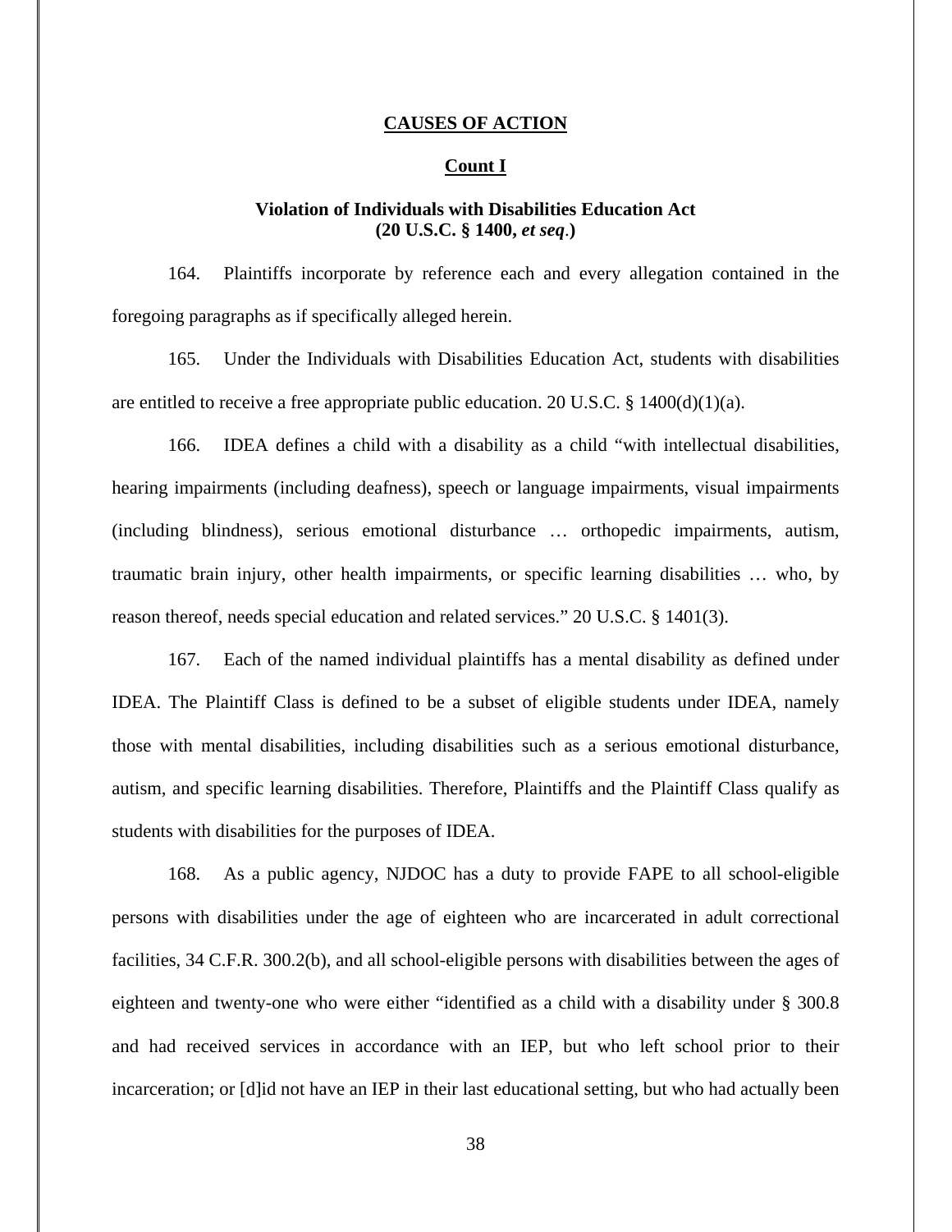## CAUSES OF ACTION

### Count I

### Violation of Individuals with Disabilities Education Act (20 U.S.C. § 1400, *et seq*.)

164. Plaintiffs incorporate by reference each and every allegation contained in the foregoing paragraphs as if specifically alleged herein.

165. Under the Individuals with Disabilities Education Act, students with disabilities are entitled to receive a free appropriate public education. 20 U.S.C. § 1400(d)(1)(a).

166. IDEA defines a child with a disability as a child "with intellectual disabilities, hearing impairments (including deafness), speech or language impairments, visual impairments (including blindness), serious emotional disturbance … orthopedic impairments, autism, traumatic brain injury, other health impairments, or specific learning disabilities … who, by reason thereof, needs special education and related services." 20 U.S.C. § 1401(3).

167. Each of the named individual plaintiffs has a mental disability as defined under IDEA. The Plaintiff Class is defined to be a subset of eligible students under IDEA, namely those with mental disabilities, including disabilities such as a serious emotional disturbance, autism, and specific learning disabilities. Therefore, Plaintiffs and the Plaintiff Class qualify as students with disabilities for the purposes of IDEA.

168. As a public agency, NJDOC has a duty to provide FAPE to all school-eligible persons with disabilities under the age of eighteen who are incarcerated in adult correctional facilities, 34 C.F.R. 300.2(b), and all school-eligible persons with disabilities between the ages of eighteen and twenty-one who were either "identified as a child with a disability under § 300.8 and had received services in accordance with an IEP, but who left school prior to their incarceration; or [d]id not have an IEP in their last educational setting, but who had actually been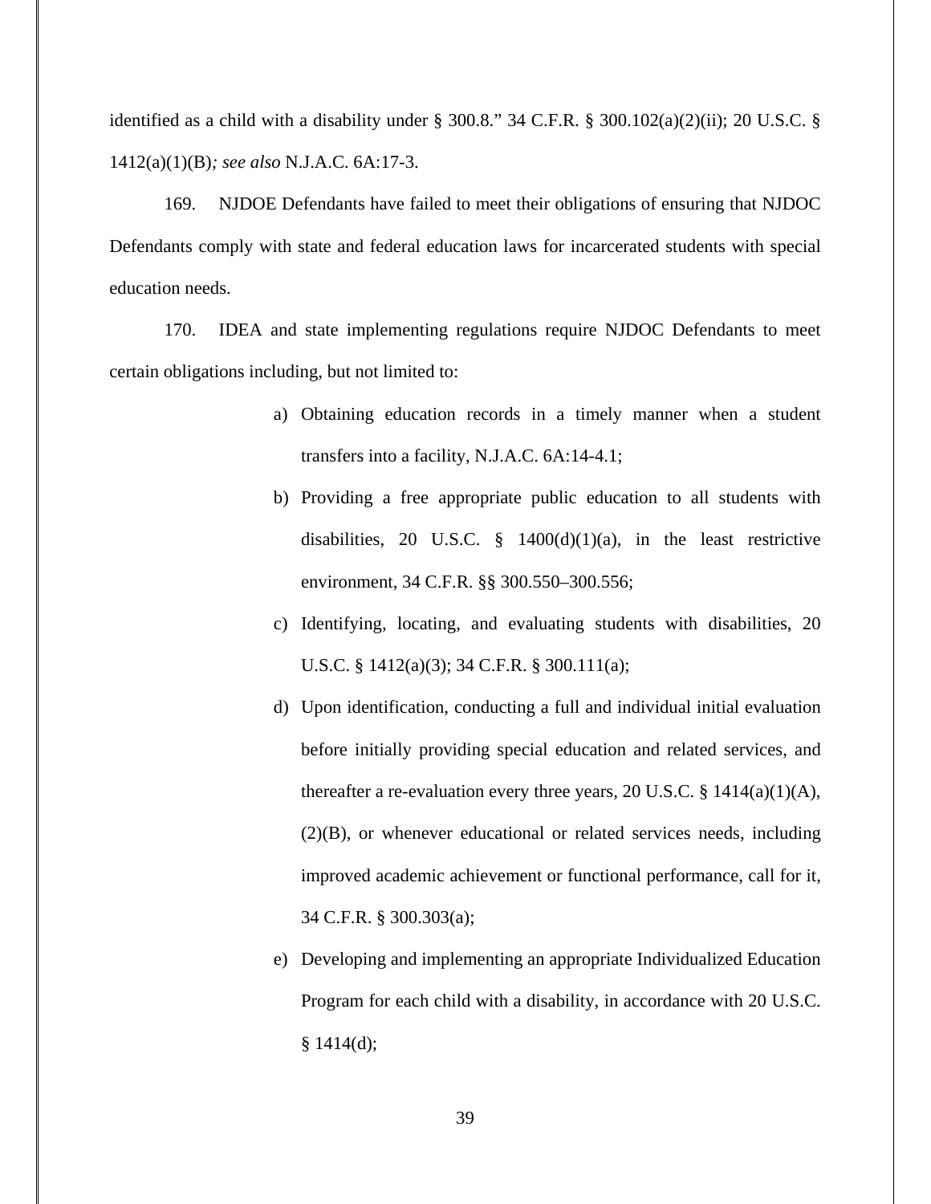identified as a child with a disability under § 300.8." 34 C.F.R. § 300.102(a)(2)(ii); 20 U.S.C. § 1412(a)(1)(B)*; see also* N.J.A.C. 6A:17-3.

169. NJDOE Defendants have failed to meet their obligations of ensuring that NJDOC Defendants comply with state and federal education laws for incarcerated students with special education needs.

170. IDEA and state implementing regulations require NJDOC Defendants to meet certain obligations including, but not limited to:

a) Obtaining education records in a timely manner when a student transfers into a facility, N.J.A.C. 6A:14-4.1;

b) Providing a free appropriate public education to all students with disabilities, 20 U.S.C. § 1400(d)(1)(a), in the least restrictive environment, 34 C.F.R. §§ 300.550–300.556;

c) Identifying, locating, and evaluating students with disabilities, 20 U.S.C. § 1412(a)(3); 34 C.F.R. § 300.111(a);

d) Upon identification, conducting a full and individual initial evaluation before initially providing special education and related services, and thereafter a re-evaluation every three years, 20 U.S.C. § 1414(a)(1)(A), (2)(B), or whenever educational or related services needs, including improved academic achievement or functional performance, call for it, 34 C.F.R. § 300.303(a);

e) Developing and implementing an appropriate Individualized Education Program for each child with a disability, in accordance with 20 U.S.C. § 1414(d);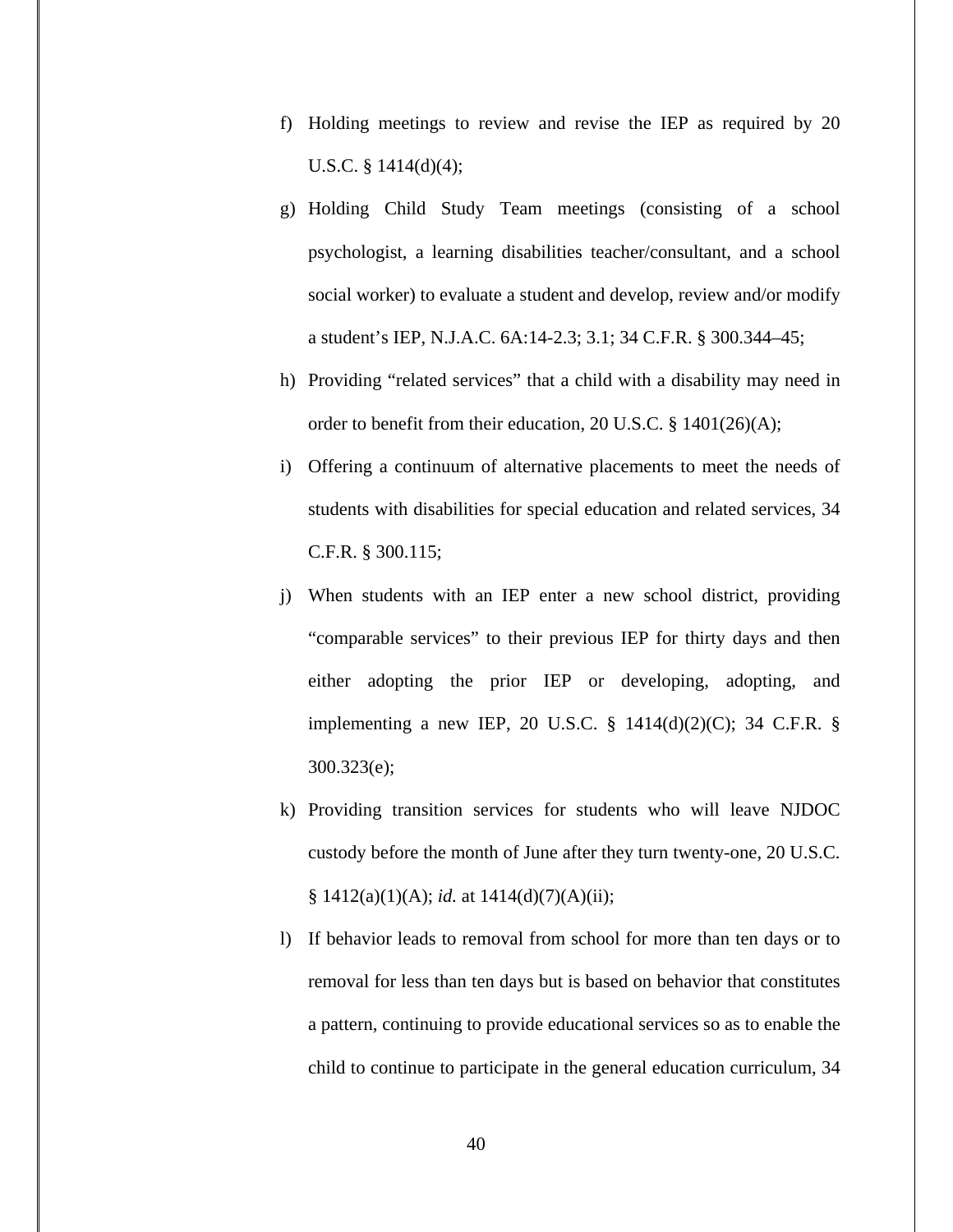f) Holding meetings to review and revise the IEP as required by 20 U.S.C. § 1414(d)(4);

g) Holding Child Study Team meetings (consisting of a school psychologist, a learning disabilities teacher/consultant, and a school social worker) to evaluate a student and develop, review and/or modify a student's IEP, N.J.A.C. 6A:14-2.3; 3.1; 34 C.F.R. § 300.344–45;

h) Providing "related services" that a child with a disability may need in order to benefit from their education, 20 U.S.C. § 1401(26)(A);

i) Offering a continuum of alternative placements to meet the needs of students with disabilities for special education and related services, 34 C.F.R. § 300.115;

j) When students with an IEP enter a new school district, providing "comparable services" to their previous IEP for thirty days and then either adopting the prior IEP or developing, adopting, and implementing a new IEP, 20 U.S.C. § 1414(d)(2)(C); 34 C.F.R. § 300.323(e);

k) Providing transition services for students who will leave NJDOC custody before the month of June after they turn twenty-one, 20 U.S.C. § 1412(a)(1)(A); *id.* at 1414(d)(7)(A)(ii);

l) If behavior leads to removal from school for more than ten days or to removal for less than ten days but is based on behavior that constitutes a pattern, continuing to provide educational services so as to enable the child to continue to participate in the general education curriculum, 34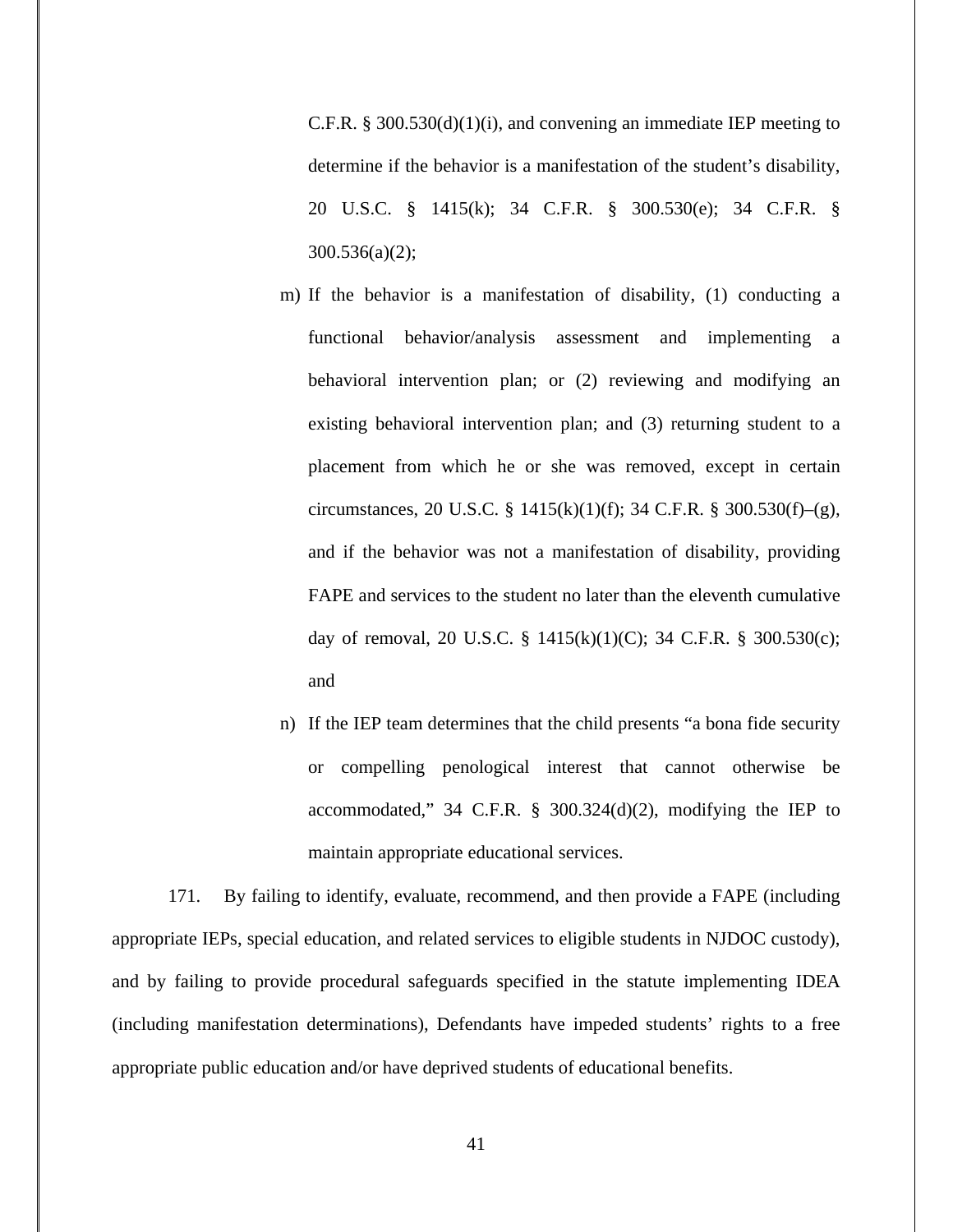C.F.R. § 300.530(d)(1)(i), and convening an immediate IEP meeting to determine if the behavior is a manifestation of the student's disability, 20 U.S.C. § 1415(k); 34 C.F.R. § 300.530(e); 34 C.F.R. § 300.536(a)(2);

m) If the behavior is a manifestation of disability, (1) conducting a functional behavior/analysis assessment and implementing a behavioral intervention plan; or (2) reviewing and modifying an existing behavioral intervention plan; and (3) returning student to a placement from which he or she was removed, except in certain circumstances, 20 U.S.C. § 1415(k)(1)(f); 34 C.F.R. § 300.530(f)–(g), and if the behavior was not a manifestation of disability, providing FAPE and services to the student no later than the eleventh cumulative day of removal, 20 U.S.C. § 1415(k)(1)(C); 34 C.F.R. § 300.530(c); and

n) If the IEP team determines that the child presents "a bona fide security or compelling penological interest that cannot otherwise be accommodated," 34 C.F.R. § 300.324(d)(2), modifying the IEP to maintain appropriate educational services.

171. By failing to identify, evaluate, recommend, and then provide a FAPE (including appropriate IEPs, special education, and related services to eligible students in NJDOC custody), and by failing to provide procedural safeguards specified in the statute implementing IDEA (including manifestation determinations), Defendants have impeded students' rights to a free appropriate public education and/or have deprived students of educational benefits.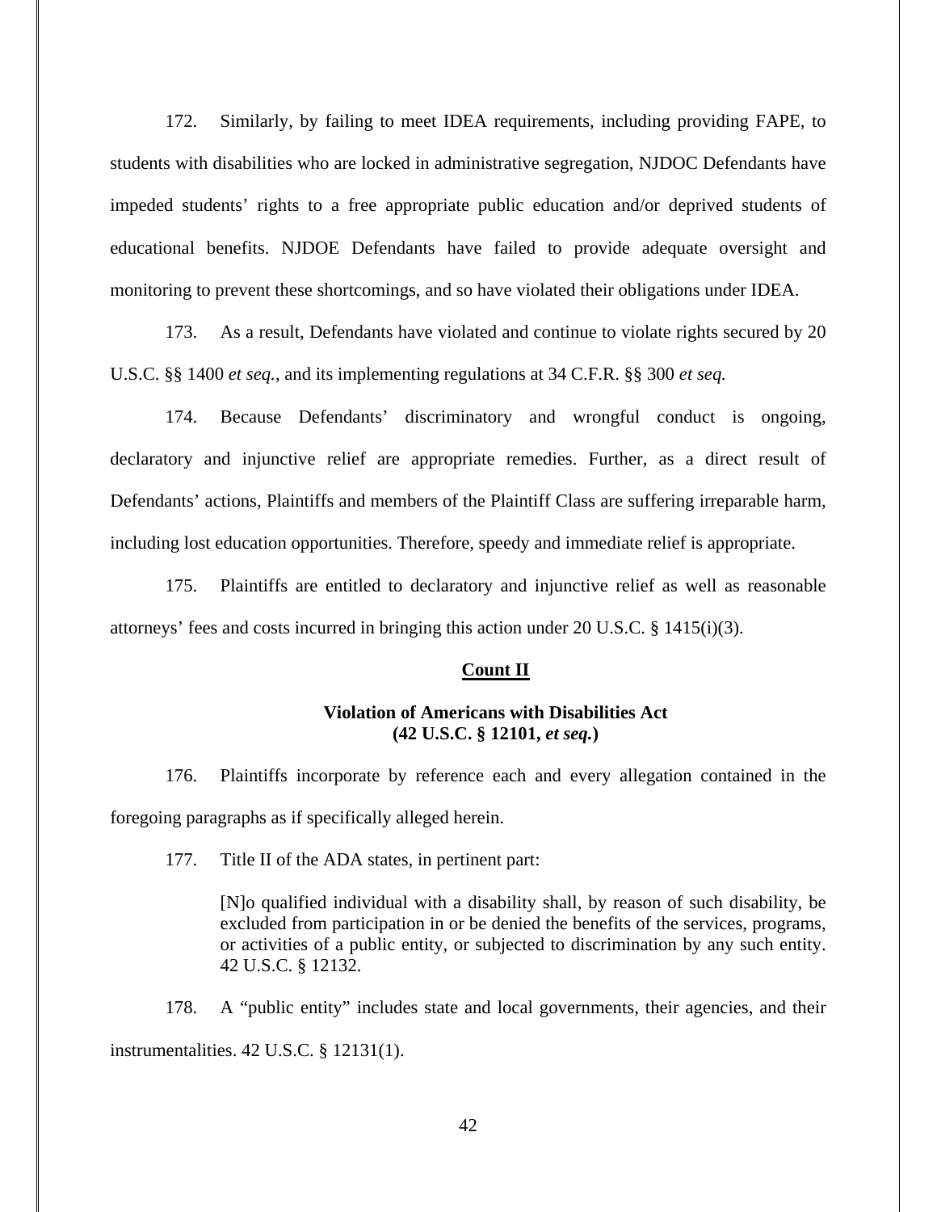172. Similarly, by failing to meet IDEA requirements, including providing FAPE, to students with disabilities who are locked in administrative segregation, NJDOC Defendants have impeded students' rights to a free appropriate public education and/or deprived students of educational benefits. NJDOE Defendants have failed to provide adequate oversight and monitoring to prevent these shortcomings, and so have violated their obligations under IDEA.

173. As a result, Defendants have violated and continue to violate rights secured by 20 U.S.C. §§ 1400 *et seq.*, and its implementing regulations at 34 C.F.R. §§ 300 *et seq.*

174. Because Defendants' discriminatory and wrongful conduct is ongoing, declaratory and injunctive relief are appropriate remedies. Further, as a direct result of Defendants' actions, Plaintiffs and members of the Plaintiff Class are suffering irreparable harm, including lost education opportunities. Therefore, speedy and immediate relief is appropriate.

175. Plaintiffs are entitled to declaratory and injunctive relief as well as reasonable attorneys' fees and costs incurred in bringing this action under 20 U.S.C. § 1415(i)(3).

## Count II

### Violation of Americans with Disabilities Act (42 U.S.C. § 12101, *et seq.*)

176. Plaintiffs incorporate by reference each and every allegation contained in the foregoing paragraphs as if specifically alleged herein.

177. Title II of the ADA states, in pertinent part:

> [N]o qualified individual with a disability shall, by reason of such disability, be excluded from participation in or be denied the benefits of the services, programs, or activities of a public entity, or subjected to discrimination by any such entity. 42 U.S.C. § 12132.

178. A "public entity" includes state and local governments, their agencies, and their instrumentalities. 42 U.S.C. § 12131(1).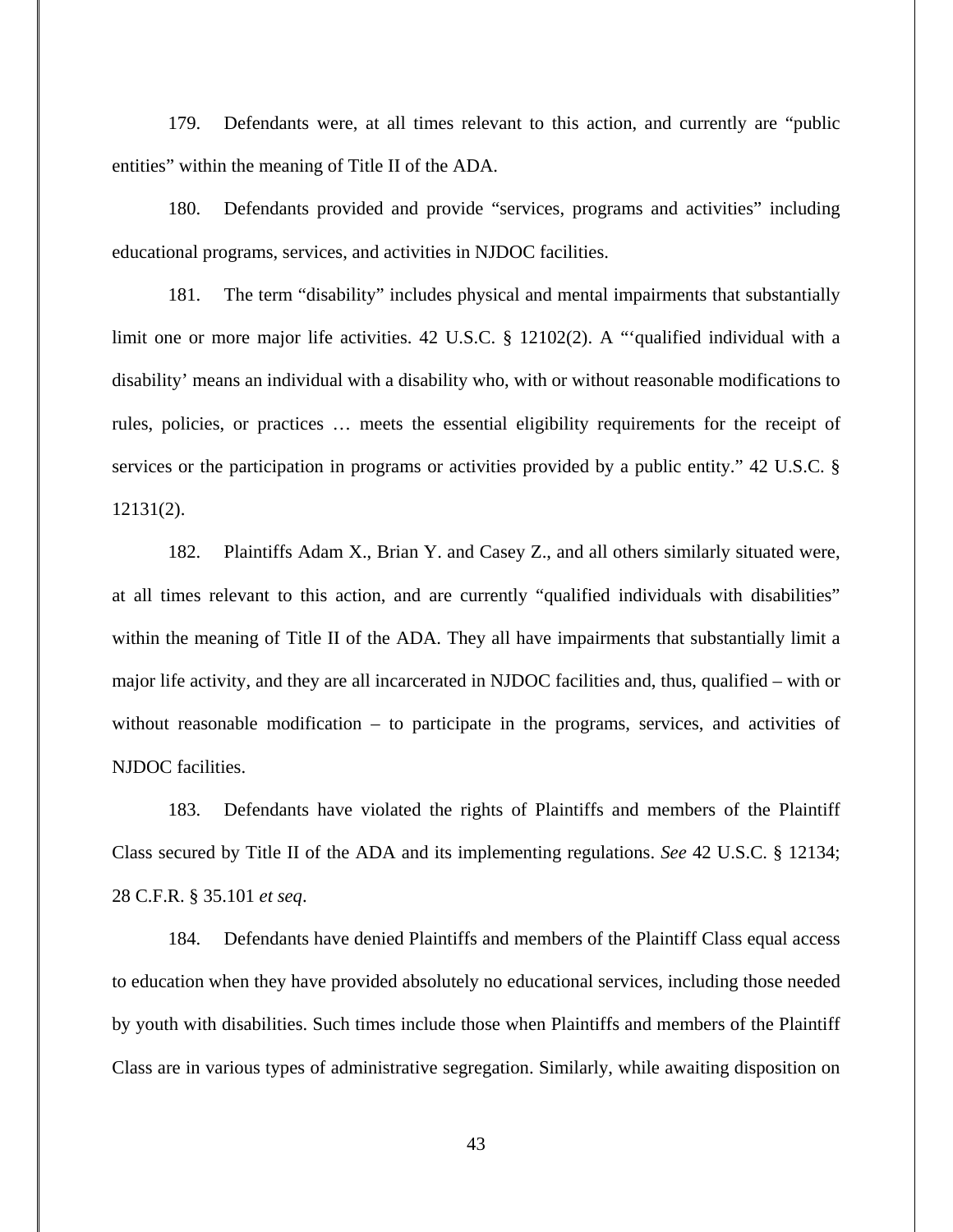179. Defendants were, at all times relevant to this action, and currently are "public entities" within the meaning of Title II of the ADA.

180. Defendants provided and provide "services, programs and activities" including educational programs, services, and activities in NJDOC facilities.

181. The term "disability" includes physical and mental impairments that substantially limit one or more major life activities. 42 U.S.C. § 12102(2). A "'qualified individual with a disability' means an individual with a disability who, with or without reasonable modifications to rules, policies, or practices … meets the essential eligibility requirements for the receipt of services or the participation in programs or activities provided by a public entity." 42 U.S.C. § 12131(2).

182. Plaintiffs Adam X., Brian Y. and Casey Z., and all others similarly situated were, at all times relevant to this action, and are currently "qualified individuals with disabilities" within the meaning of Title II of the ADA. They all have impairments that substantially limit a major life activity, and they are all incarcerated in NJDOC facilities and, thus, qualified – with or without reasonable modification – to participate in the programs, services, and activities of NJDOC facilities.

183. Defendants have violated the rights of Plaintiffs and members of the Plaintiff Class secured by Title II of the ADA and its implementing regulations. *See* 42 U.S.C. § 12134; 28 C.F.R. § 35.101 *et seq*.

184. Defendants have denied Plaintiffs and members of the Plaintiff Class equal access to education when they have provided absolutely no educational services, including those needed by youth with disabilities. Such times include those when Plaintiffs and members of the Plaintiff Class are in various types of administrative segregation. Similarly, while awaiting disposition on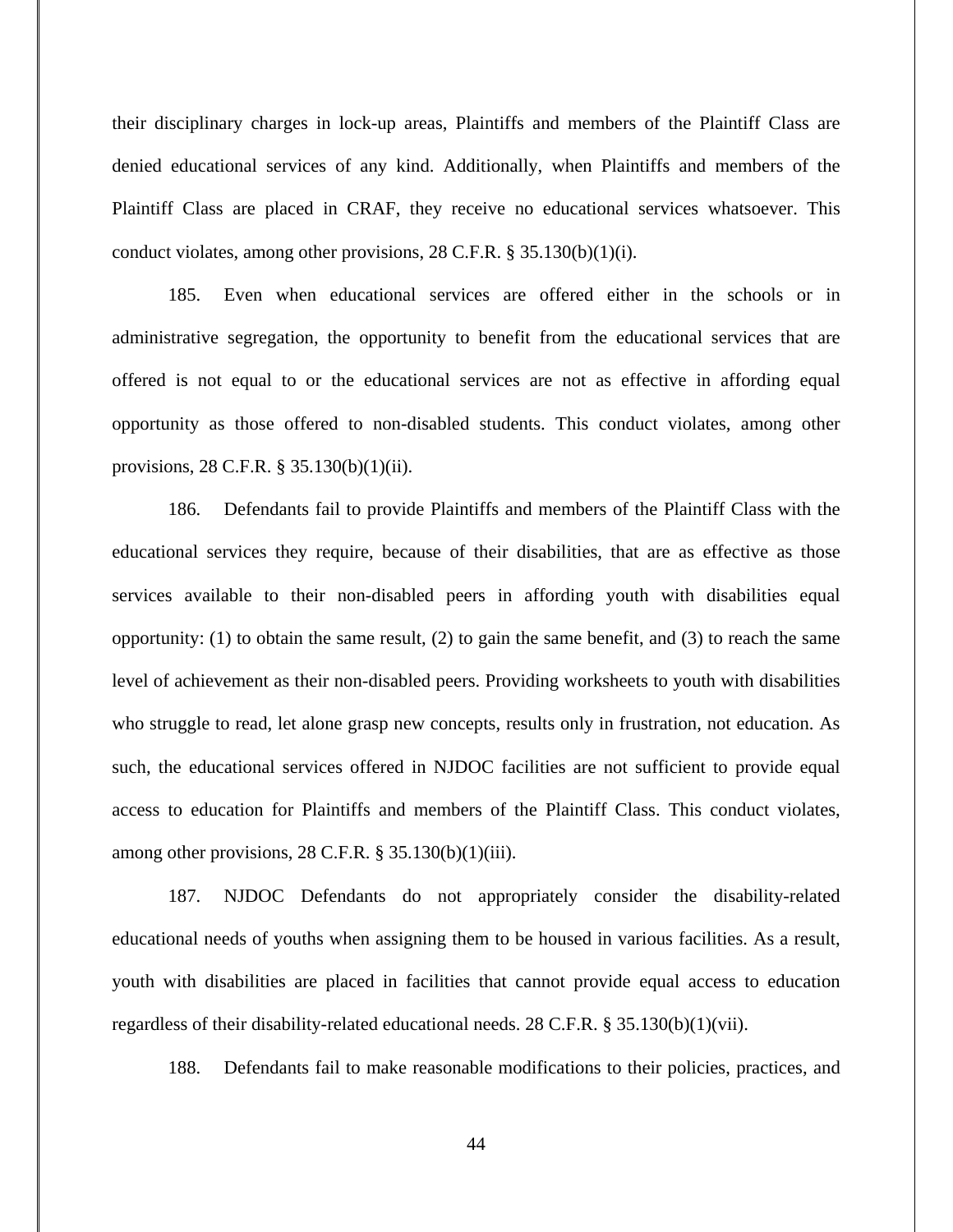their disciplinary charges in lock-up areas, Plaintiffs and members of the Plaintiff Class are denied educational services of any kind. Additionally, when Plaintiffs and members of the Plaintiff Class are placed in CRAF, they receive no educational services whatsoever. This conduct violates, among other provisions, 28 C.F.R. § 35.130(b)(1)(i).

185. Even when educational services are offered either in the schools or in administrative segregation, the opportunity to benefit from the educational services that are offered is not equal to or the educational services are not as effective in affording equal opportunity as those offered to non-disabled students. This conduct violates, among other provisions, 28 C.F.R. § 35.130(b)(1)(ii).

186. Defendants fail to provide Plaintiffs and members of the Plaintiff Class with the educational services they require, because of their disabilities, that are as effective as those services available to their non-disabled peers in affording youth with disabilities equal opportunity: (1) to obtain the same result, (2) to gain the same benefit, and (3) to reach the same level of achievement as their non-disabled peers. Providing worksheets to youth with disabilities who struggle to read, let alone grasp new concepts, results only in frustration, not education. As such, the educational services offered in NJDOC facilities are not sufficient to provide equal access to education for Plaintiffs and members of the Plaintiff Class. This conduct violates, among other provisions, 28 C.F.R. § 35.130(b)(1)(iii).

187. NJDOC Defendants do not appropriately consider the disability-related educational needs of youths when assigning them to be housed in various facilities. As a result, youth with disabilities are placed in facilities that cannot provide equal access to education regardless of their disability-related educational needs. 28 C.F.R. § 35.130(b)(1)(vii).

188. Defendants fail to make reasonable modifications to their policies, practices, and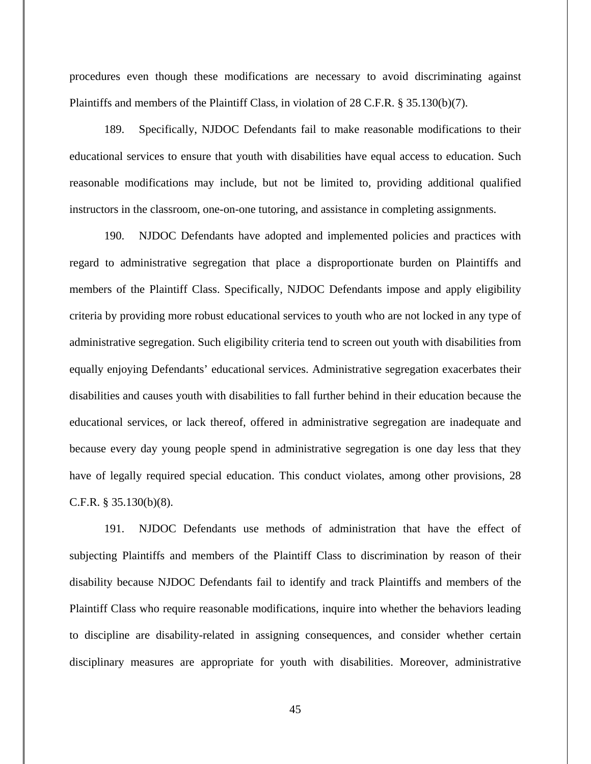procedures even though these modifications are necessary to avoid discriminating against Plaintiffs and members of the Plaintiff Class, in violation of 28 C.F.R. § 35.130(b)(7).

189. Specifically, NJDOC Defendants fail to make reasonable modifications to their educational services to ensure that youth with disabilities have equal access to education. Such reasonable modifications may include, but not be limited to, providing additional qualified instructors in the classroom, one-on-one tutoring, and assistance in completing assignments.

190. NJDOC Defendants have adopted and implemented policies and practices with regard to administrative segregation that place a disproportionate burden on Plaintiffs and members of the Plaintiff Class. Specifically, NJDOC Defendants impose and apply eligibility criteria by providing more robust educational services to youth who are not locked in any type of administrative segregation. Such eligibility criteria tend to screen out youth with disabilities from equally enjoying Defendants' educational services. Administrative segregation exacerbates their disabilities and causes youth with disabilities to fall further behind in their education because the educational services, or lack thereof, offered in administrative segregation are inadequate and because every day young people spend in administrative segregation is one day less that they have of legally required special education. This conduct violates, among other provisions, 28 C.F.R. § 35.130(b)(8).

191. NJDOC Defendants use methods of administration that have the effect of subjecting Plaintiffs and members of the Plaintiff Class to discrimination by reason of their disability because NJDOC Defendants fail to identify and track Plaintiffs and members of the Plaintiff Class who require reasonable modifications, inquire into whether the behaviors leading to discipline are disability-related in assigning consequences, and consider whether certain disciplinary measures are appropriate for youth with disabilities. Moreover, administrative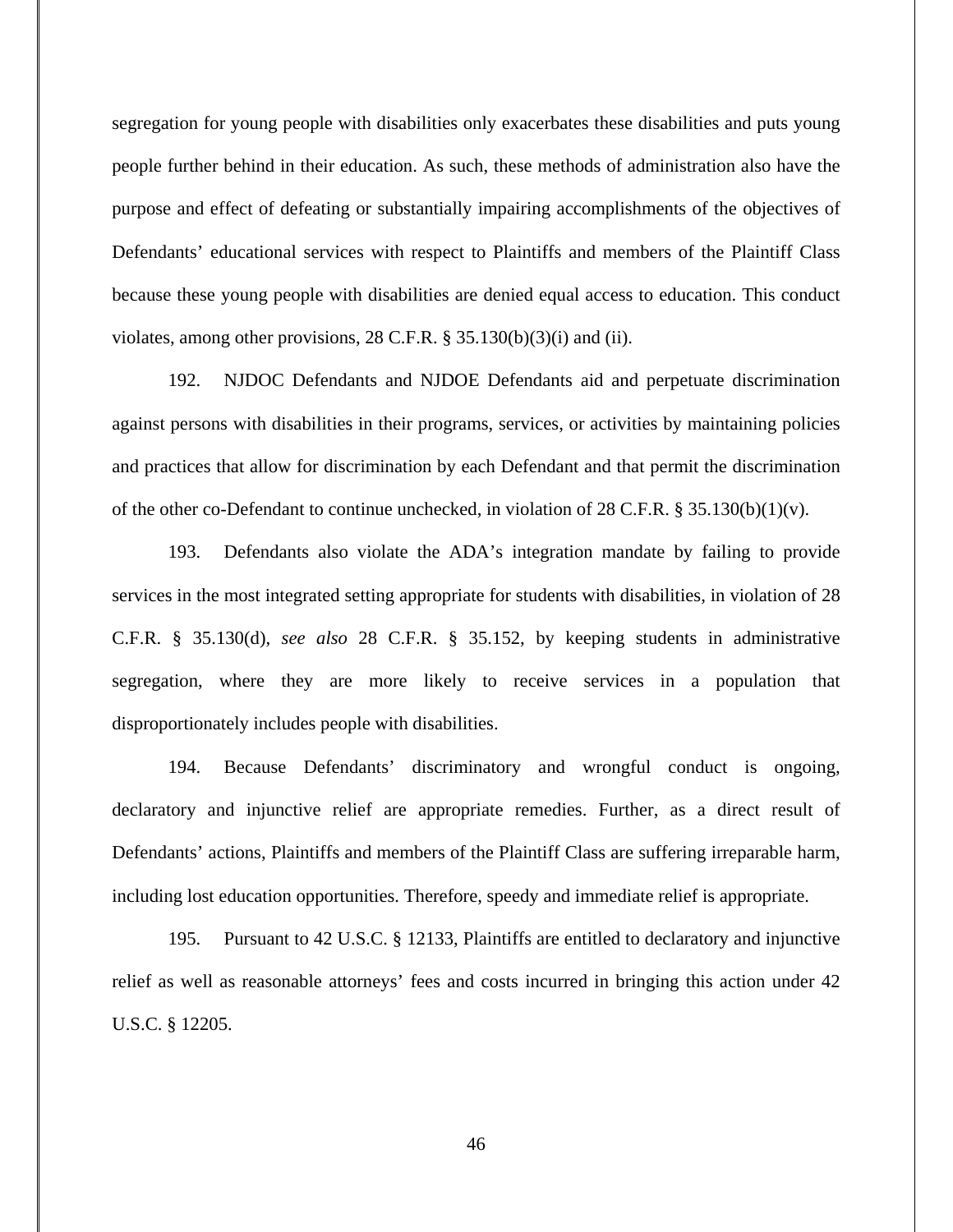segregation for young people with disabilities only exacerbates these disabilities and puts young people further behind in their education. As such, these methods of administration also have the purpose and effect of defeating or substantially impairing accomplishments of the objectives of Defendants' educational services with respect to Plaintiffs and members of the Plaintiff Class because these young people with disabilities are denied equal access to education. This conduct violates, among other provisions, 28 C.F.R. § 35.130(b)(3)(i) and (ii).

192. NJDOC Defendants and NJDOE Defendants aid and perpetuate discrimination against persons with disabilities in their programs, services, or activities by maintaining policies and practices that allow for discrimination by each Defendant and that permit the discrimination of the other co-Defendant to continue unchecked, in violation of 28 C.F.R. § 35.130(b)(1)(v).

193. Defendants also violate the ADA's integration mandate by failing to provide services in the most integrated setting appropriate for students with disabilities, in violation of 28 C.F.R. § 35.130(d), *see also* 28 C.F.R. § 35.152, by keeping students in administrative segregation, where they are more likely to receive services in a population that disproportionately includes people with disabilities.

194. Because Defendants' discriminatory and wrongful conduct is ongoing, declaratory and injunctive relief are appropriate remedies. Further, as a direct result of Defendants' actions, Plaintiffs and members of the Plaintiff Class are suffering irreparable harm, including lost education opportunities. Therefore, speedy and immediate relief is appropriate.

195. Pursuant to 42 U.S.C. § 12133, Plaintiffs are entitled to declaratory and injunctive relief as well as reasonable attorneys' fees and costs incurred in bringing this action under 42 U.S.C. § 12205.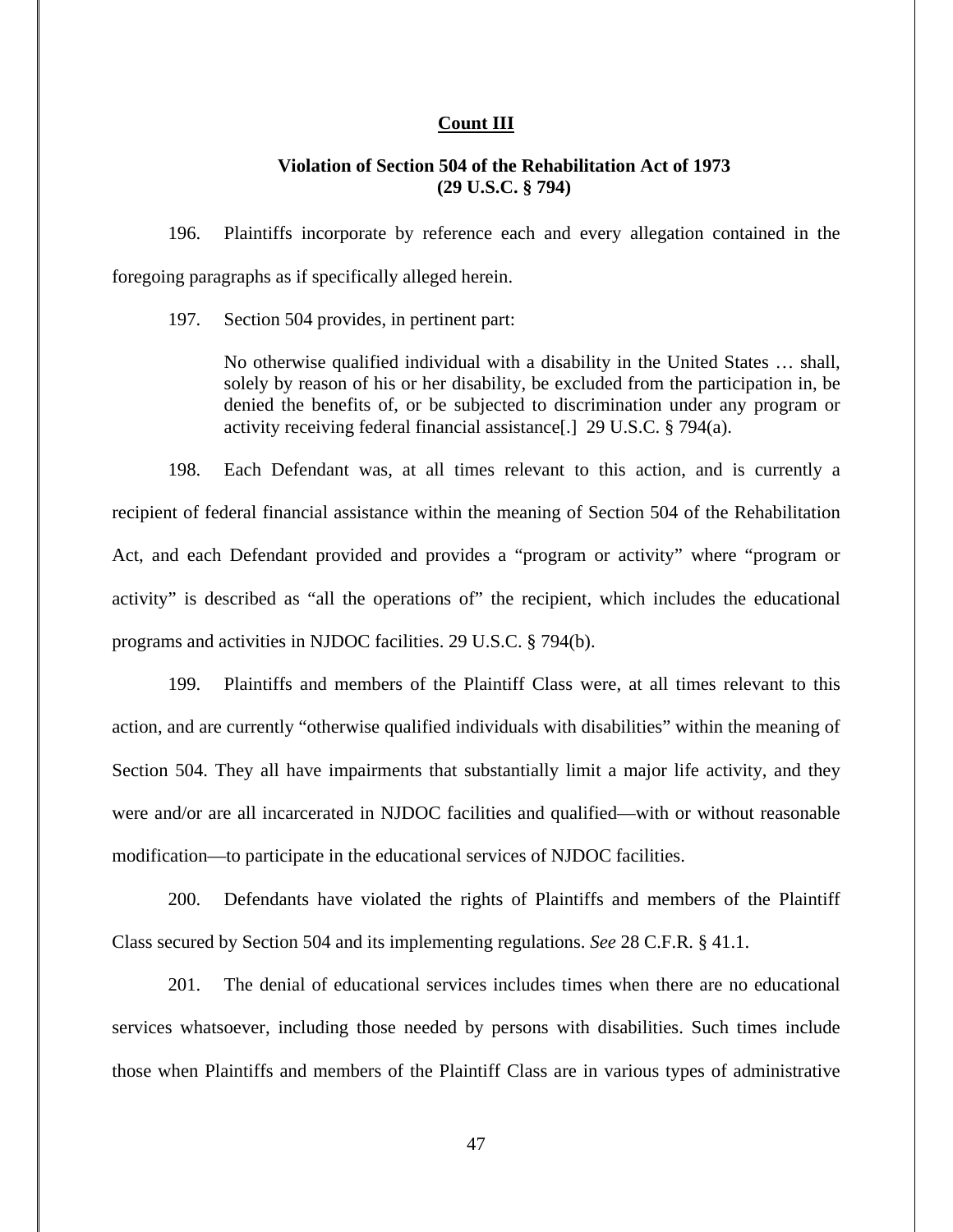**Count III**

**Violation of Section 504 of the Rehabilitation Act of 1973**
**(29 U.S.C. § 794)**

196. Plaintiffs incorporate by reference each and every allegation contained in the foregoing paragraphs as if specifically alleged herein.

197. Section 504 provides, in pertinent part:

> No otherwise qualified individual with a disability in the United States … shall, solely by reason of his or her disability, be excluded from the participation in, be denied the benefits of, or be subjected to discrimination under any program or activity receiving federal financial assistance[.] 29 U.S.C. § 794(a).

198. Each Defendant was, at all times relevant to this action, and is currently a recipient of federal financial assistance within the meaning of Section 504 of the Rehabilitation Act, and each Defendant provided and provides a "program or activity" where "program or activity" is described as "all the operations of" the recipient, which includes the educational programs and activities in NJDOC facilities. 29 U.S.C. § 794(b).

199. Plaintiffs and members of the Plaintiff Class were, at all times relevant to this action, and are currently "otherwise qualified individuals with disabilities" within the meaning of Section 504. They all have impairments that substantially limit a major life activity, and they were and/or are all incarcerated in NJDOC facilities and qualified—with or without reasonable modification—to participate in the educational services of NJDOC facilities.

200. Defendants have violated the rights of Plaintiffs and members of the Plaintiff Class secured by Section 504 and its implementing regulations. *See* 28 C.F.R. § 41.1.

201. The denial of educational services includes times when there are no educational services whatsoever, including those needed by persons with disabilities. Such times include those when Plaintiffs and members of the Plaintiff Class are in various types of administrative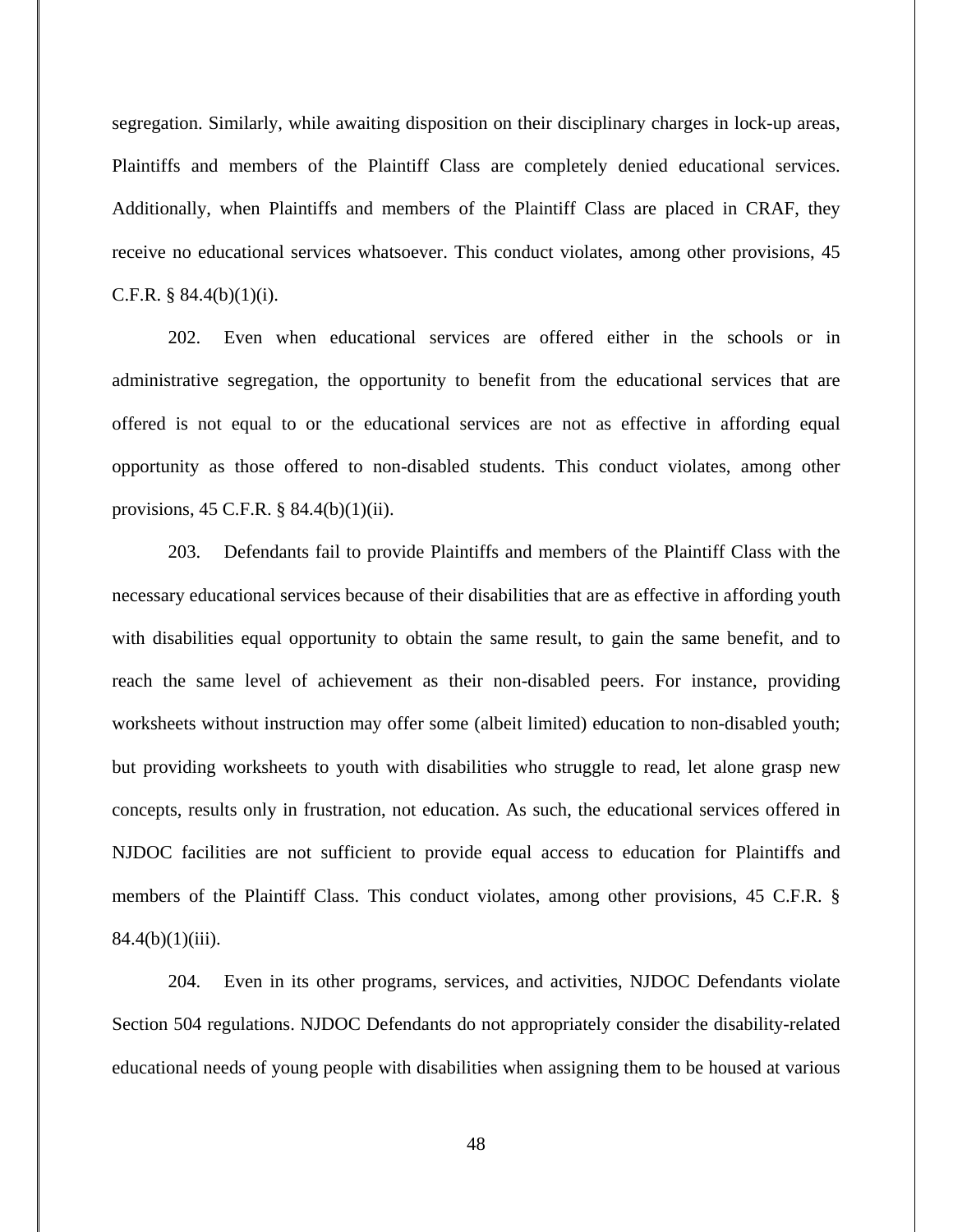segregation. Similarly, while awaiting disposition on their disciplinary charges in lock-up areas, Plaintiffs and members of the Plaintiff Class are completely denied educational services. Additionally, when Plaintiffs and members of the Plaintiff Class are placed in CRAF, they receive no educational services whatsoever. This conduct violates, among other provisions, 45 C.F.R. § 84.4(b)(1)(i).

202. Even when educational services are offered either in the schools or in administrative segregation, the opportunity to benefit from the educational services that are offered is not equal to or the educational services are not as effective in affording equal opportunity as those offered to non-disabled students. This conduct violates, among other provisions, 45 C.F.R. § 84.4(b)(1)(ii).

203. Defendants fail to provide Plaintiffs and members of the Plaintiff Class with the necessary educational services because of their disabilities that are as effective in affording youth with disabilities equal opportunity to obtain the same result, to gain the same benefit, and to reach the same level of achievement as their non-disabled peers. For instance, providing worksheets without instruction may offer some (albeit limited) education to non-disabled youth; but providing worksheets to youth with disabilities who struggle to read, let alone grasp new concepts, results only in frustration, not education. As such, the educational services offered in NJDOC facilities are not sufficient to provide equal access to education for Plaintiffs and members of the Plaintiff Class. This conduct violates, among other provisions, 45 C.F.R. § 84.4(b)(1)(iii).

204. Even in its other programs, services, and activities, NJDOC Defendants violate Section 504 regulations. NJDOC Defendants do not appropriately consider the disability-related educational needs of young people with disabilities when assigning them to be housed at various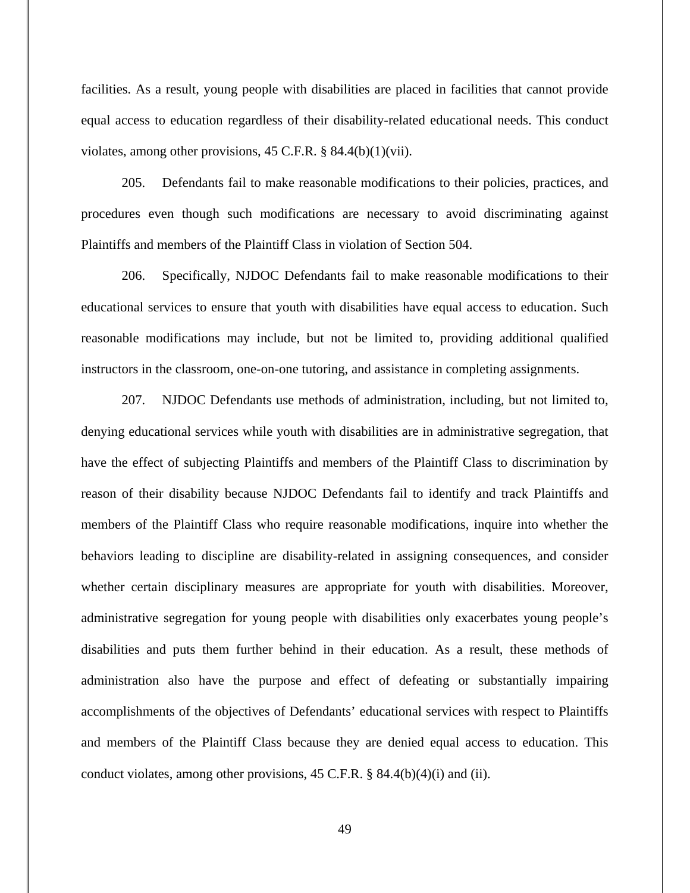facilities. As a result, young people with disabilities are placed in facilities that cannot provide equal access to education regardless of their disability-related educational needs. This conduct violates, among other provisions, 45 C.F.R. § 84.4(b)(1)(vii).

205. Defendants fail to make reasonable modifications to their policies, practices, and procedures even though such modifications are necessary to avoid discriminating against Plaintiffs and members of the Plaintiff Class in violation of Section 504.

206. Specifically, NJDOC Defendants fail to make reasonable modifications to their educational services to ensure that youth with disabilities have equal access to education. Such reasonable modifications may include, but not be limited to, providing additional qualified instructors in the classroom, one-on-one tutoring, and assistance in completing assignments.

207. NJDOC Defendants use methods of administration, including, but not limited to, denying educational services while youth with disabilities are in administrative segregation, that have the effect of subjecting Plaintiffs and members of the Plaintiff Class to discrimination by reason of their disability because NJDOC Defendants fail to identify and track Plaintiffs and members of the Plaintiff Class who require reasonable modifications, inquire into whether the behaviors leading to discipline are disability-related in assigning consequences, and consider whether certain disciplinary measures are appropriate for youth with disabilities. Moreover, administrative segregation for young people with disabilities only exacerbates young people's disabilities and puts them further behind in their education. As a result, these methods of administration also have the purpose and effect of defeating or substantially impairing accomplishments of the objectives of Defendants' educational services with respect to Plaintiffs and members of the Plaintiff Class because they are denied equal access to education. This conduct violates, among other provisions, 45 C.F.R. § 84.4(b)(4)(i) and (ii).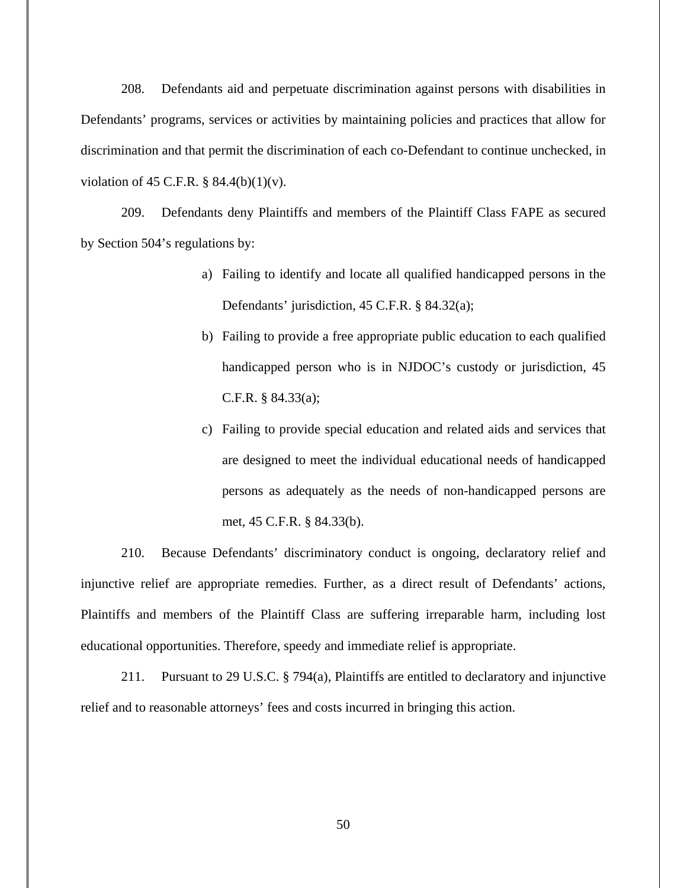208. Defendants aid and perpetuate discrimination against persons with disabilities in Defendants' programs, services or activities by maintaining policies and practices that allow for discrimination and that permit the discrimination of each co-Defendant to continue unchecked, in violation of 45 C.F.R. § 84.4(b)(1)(v).

209. Defendants deny Plaintiffs and members of the Plaintiff Class FAPE as secured by Section 504's regulations by:

a) Failing to identify and locate all qualified handicapped persons in the Defendants' jurisdiction, 45 C.F.R. § 84.32(a);

b) Failing to provide a free appropriate public education to each qualified handicapped person who is in NJDOC's custody or jurisdiction, 45 C.F.R. § 84.33(a);

c) Failing to provide special education and related aids and services that are designed to meet the individual educational needs of handicapped persons as adequately as the needs of non-handicapped persons are met, 45 C.F.R. § 84.33(b).

210. Because Defendants' discriminatory conduct is ongoing, declaratory relief and injunctive relief are appropriate remedies. Further, as a direct result of Defendants' actions, Plaintiffs and members of the Plaintiff Class are suffering irreparable harm, including lost educational opportunities. Therefore, speedy and immediate relief is appropriate.

211. Pursuant to 29 U.S.C. § 794(a), Plaintiffs are entitled to declaratory and injunctive relief and to reasonable attorneys' fees and costs incurred in bringing this action.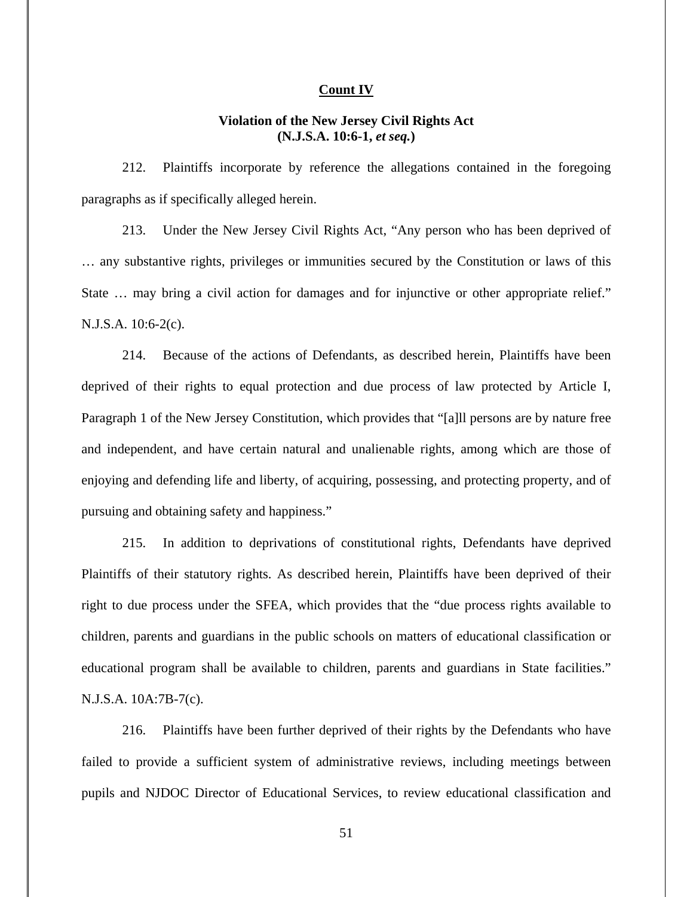**Count IV**

**Violation of the New Jersey Civil Rights Act**
**(N.J.S.A. 10:6-1,** ***et seq.*****)**

212. Plaintiffs incorporate by reference the allegations contained in the foregoing paragraphs as if specifically alleged herein.

213. Under the New Jersey Civil Rights Act, "Any person who has been deprived of … any substantive rights, privileges or immunities secured by the Constitution or laws of this State … may bring a civil action for damages and for injunctive or other appropriate relief." N.J.S.A. 10:6-2(c).

214. Because of the actions of Defendants, as described herein, Plaintiffs have been deprived of their rights to equal protection and due process of law protected by Article I, Paragraph 1 of the New Jersey Constitution, which provides that "[a]ll persons are by nature free and independent, and have certain natural and unalienable rights, among which are those of enjoying and defending life and liberty, of acquiring, possessing, and protecting property, and of pursuing and obtaining safety and happiness."

215. In addition to deprivations of constitutional rights, Defendants have deprived Plaintiffs of their statutory rights. As described herein, Plaintiffs have been deprived of their right to due process under the SFEA, which provides that the "due process rights available to children, parents and guardians in the public schools on matters of educational classification or educational program shall be available to children, parents and guardians in State facilities." N.J.S.A. 10A:7B-7(c).

216. Plaintiffs have been further deprived of their rights by the Defendants who have failed to provide a sufficient system of administrative reviews, including meetings between pupils and NJDOC Director of Educational Services, to review educational classification and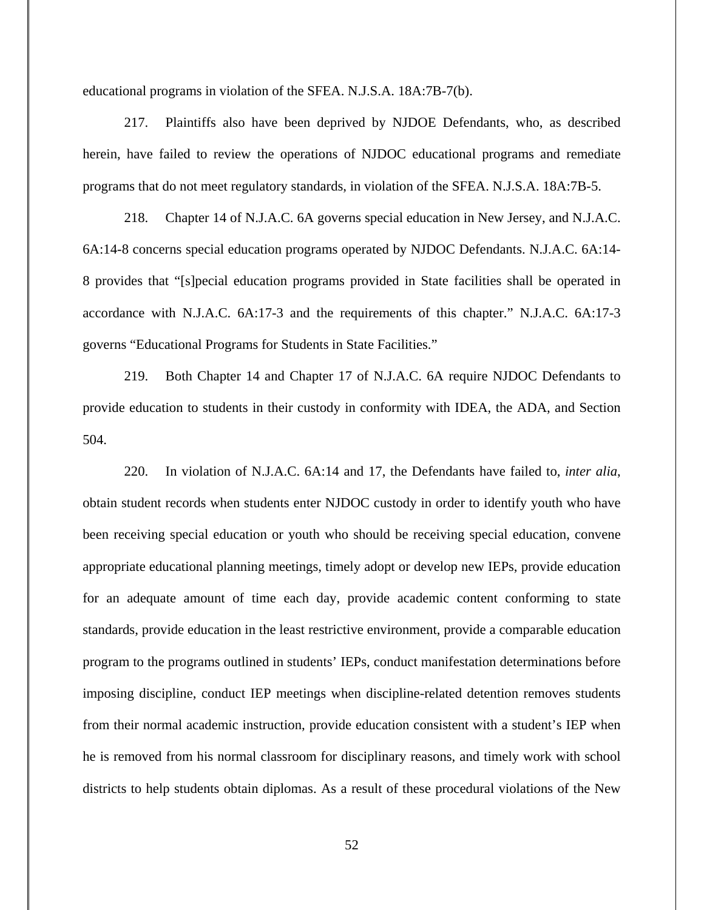educational programs in violation of the SFEA. N.J.S.A. 18A:7B-7(b).

217. Plaintiffs also have been deprived by NJDOE Defendants, who, as described herein, have failed to review the operations of NJDOC educational programs and remediate programs that do not meet regulatory standards, in violation of the SFEA. N.J.S.A. 18A:7B-5.

218. Chapter 14 of N.J.A.C. 6A governs special education in New Jersey, and N.J.A.C. 6A:14-8 concerns special education programs operated by NJDOC Defendants. N.J.A.C. 6A:14-8 provides that "[s]pecial education programs provided in State facilities shall be operated in accordance with N.J.A.C. 6A:17-3 and the requirements of this chapter." N.J.A.C. 6A:17-3 governs "Educational Programs for Students in State Facilities."

219. Both Chapter 14 and Chapter 17 of N.J.A.C. 6A require NJDOC Defendants to provide education to students in their custody in conformity with IDEA, the ADA, and Section 504.

220. In violation of N.J.A.C. 6A:14 and 17, the Defendants have failed to, *inter alia*, obtain student records when students enter NJDOC custody in order to identify youth who have been receiving special education or youth who should be receiving special education, convene appropriate educational planning meetings, timely adopt or develop new IEPs, provide education for an adequate amount of time each day, provide academic content conforming to state standards, provide education in the least restrictive environment, provide a comparable education program to the programs outlined in students' IEPs, conduct manifestation determinations before imposing discipline, conduct IEP meetings when discipline-related detention removes students from their normal academic instruction, provide education consistent with a student's IEP when he is removed from his normal classroom for disciplinary reasons, and timely work with school districts to help students obtain diplomas. As a result of these procedural violations of the New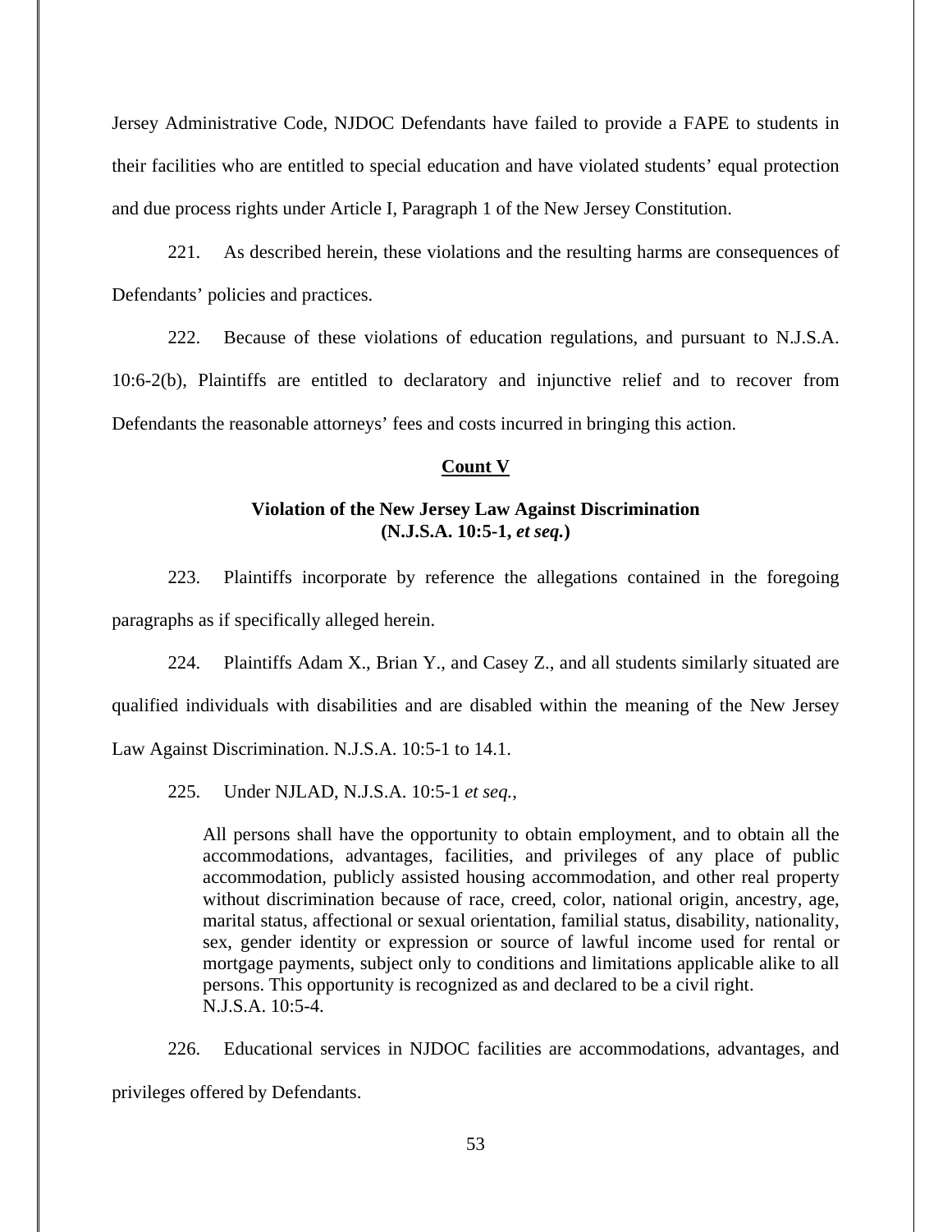Jersey Administrative Code, NJDOC Defendants have failed to provide a FAPE to students in their facilities who are entitled to special education and have violated students' equal protection and due process rights under Article I, Paragraph 1 of the New Jersey Constitution.

221. As described herein, these violations and the resulting harms are consequences of Defendants' policies and practices.

222. Because of these violations of education regulations, and pursuant to N.J.S.A. 10:6-2(b), Plaintiffs are entitled to declaratory and injunctive relief and to recover from Defendants the reasonable attorneys' fees and costs incurred in bringing this action.

**Count V**

**Violation of the New Jersey Law Against Discrimination (N.J.S.A. 10:5-1, *et seq.*)**

223. Plaintiffs incorporate by reference the allegations contained in the foregoing paragraphs as if specifically alleged herein.

224. Plaintiffs Adam X., Brian Y., and Casey Z., and all students similarly situated are qualified individuals with disabilities and are disabled within the meaning of the New Jersey Law Against Discrimination. N.J.S.A. 10:5-1 to 14.1.

225. Under NJLAD, N.J.S.A. 10:5-1 *et seq.*,

> All persons shall have the opportunity to obtain employment, and to obtain all the accommodations, advantages, facilities, and privileges of any place of public accommodation, publicly assisted housing accommodation, and other real property without discrimination because of race, creed, color, national origin, ancestry, age, marital status, affectional or sexual orientation, familial status, disability, nationality, sex, gender identity or expression or source of lawful income used for rental or mortgage payments, subject only to conditions and limitations applicable alike to all persons. This opportunity is recognized as and declared to be a civil right. N.J.S.A. 10:5-4.

226. Educational services in NJDOC facilities are accommodations, advantages, and privileges offered by Defendants.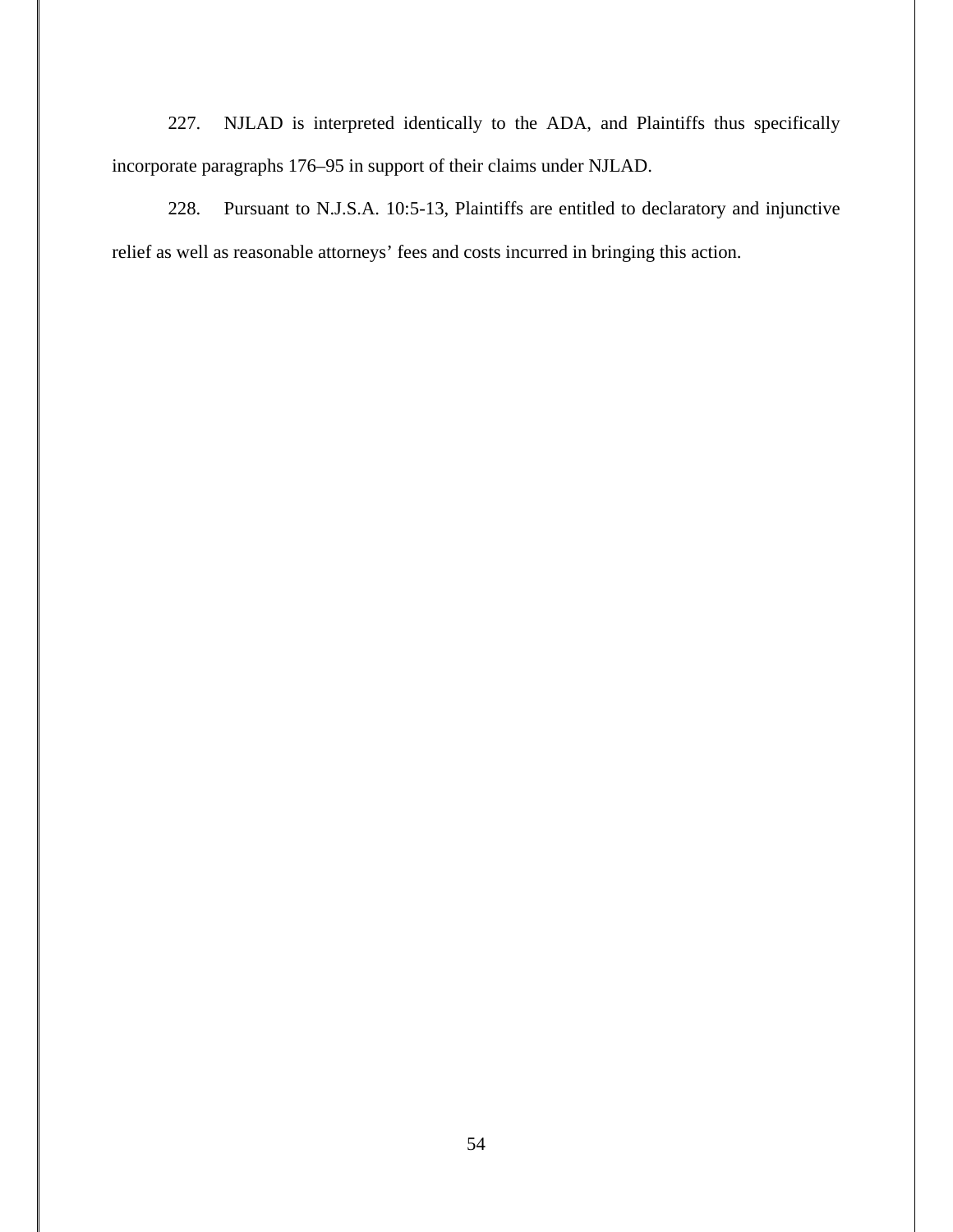227. NJLAD is interpreted identically to the ADA, and Plaintiffs thus specifically incorporate paragraphs 176–95 in support of their claims under NJLAD.

228. Pursuant to N.J.S.A. 10:5-13, Plaintiffs are entitled to declaratory and injunctive relief as well as reasonable attorneys' fees and costs incurred in bringing this action.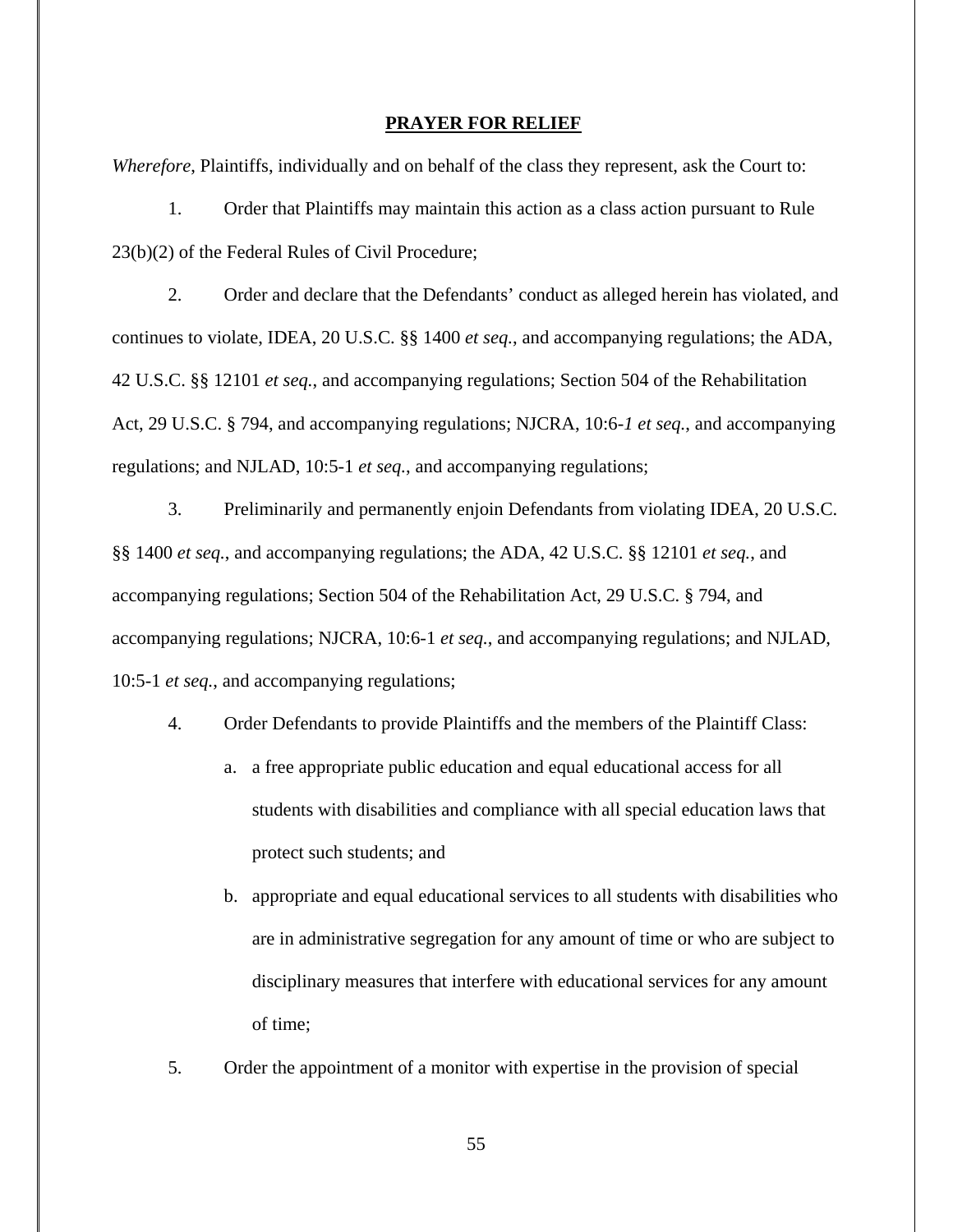**PRAYER FOR RELIEF**

*Wherefore*, Plaintiffs, individually and on behalf of the class they represent, ask the Court to:

1. Order that Plaintiffs may maintain this action as a class action pursuant to Rule 23(b)(2) of the Federal Rules of Civil Procedure;

2. Order and declare that the Defendants' conduct as alleged herein has violated, and continues to violate, IDEA, 20 U.S.C. §§ 1400 *et seq.*, and accompanying regulations; the ADA, 42 U.S.C. §§ 12101 *et seq.*, and accompanying regulations; Section 504 of the Rehabilitation Act, 29 U.S.C. § 794, and accompanying regulations; NJCRA, 10:6-*1 et seq.*, and accompanying regulations; and NJLAD, 10:5-1 *et seq.*, and accompanying regulations;

3. Preliminarily and permanently enjoin Defendants from violating IDEA, 20 U.S.C. §§ 1400 *et seq.*, and accompanying regulations; the ADA, 42 U.S.C. §§ 12101 *et seq.*, and accompanying regulations; Section 504 of the Rehabilitation Act, 29 U.S.C. § 794, and accompanying regulations; NJCRA, 10:6-1 *et seq.*, and accompanying regulations; and NJLAD, 10:5-1 *et seq.*, and accompanying regulations;

4. Order Defendants to provide Plaintiffs and the members of the Plaintiff Class:

   a. a free appropriate public education and equal educational access for all students with disabilities and compliance with all special education laws that protect such students; and

   b. appropriate and equal educational services to all students with disabilities who are in administrative segregation for any amount of time or who are subject to disciplinary measures that interfere with educational services for any amount of time;

5. Order the appointment of a monitor with expertise in the provision of special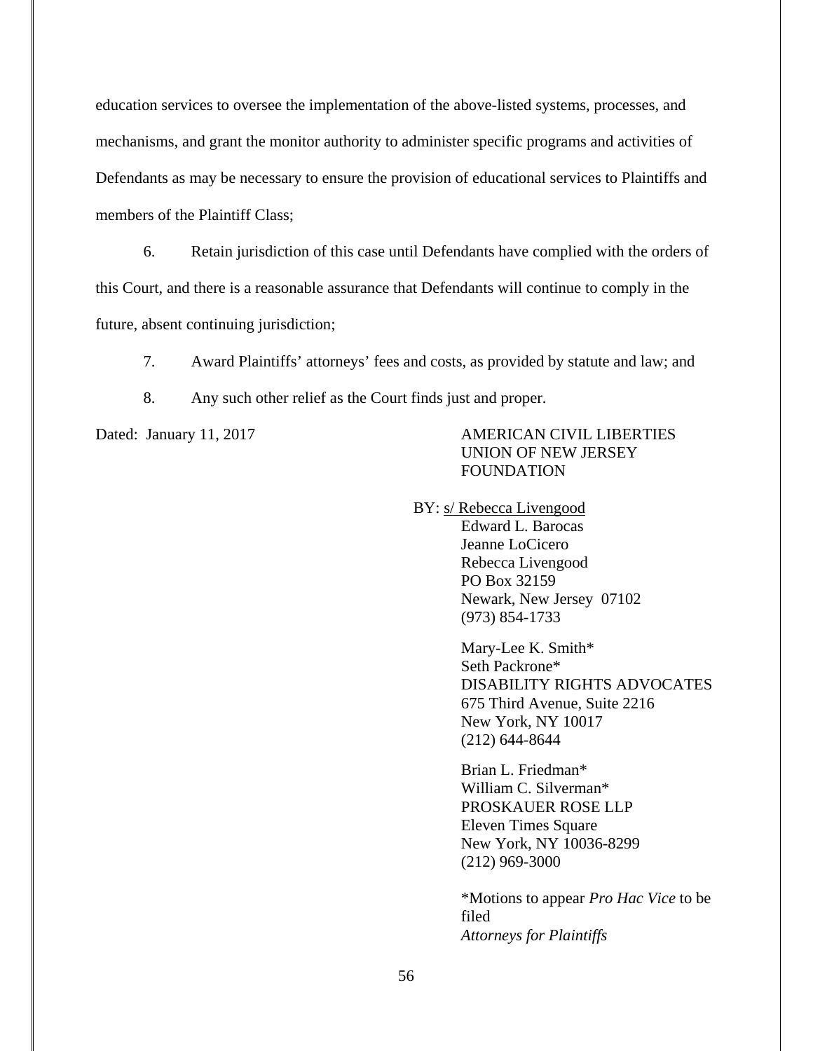education services to oversee the implementation of the above-listed systems, processes, and mechanisms, and grant the monitor authority to administer specific programs and activities of Defendants as may be necessary to ensure the provision of educational services to Plaintiffs and members of the Plaintiff Class;

6. Retain jurisdiction of this case until Defendants have complied with the orders of this Court, and there is a reasonable assurance that Defendants will continue to comply in the future, absent continuing jurisdiction;

7. Award Plaintiffs' attorneys' fees and costs, as provided by statute and law; and

8. Any such other relief as the Court finds just and proper.

Dated: January 11, 2017

AMERICAN CIVIL LIBERTIES
UNION OF NEW JERSEY
FOUNDATION

BY: s/ Rebecca Livengood
Edward L. Barocas
Jeanne LoCicero
Rebecca Livengood
PO Box 32159
Newark, New Jersey 07102
(973) 854-1733

Mary-Lee K. Smith*
Seth Packrone*
DISABILITY RIGHTS ADVOCATES
675 Third Avenue, Suite 2216
New York, NY 10017
(212) 644-8644

Brian L. Friedman*
William C. Silverman*
PROSKAUER ROSE LLP
Eleven Times Square
New York, NY 10036-8299
(212) 969-3000

*Motions to appear *Pro Hac Vice* to be filed
*Attorneys for Plaintiffs*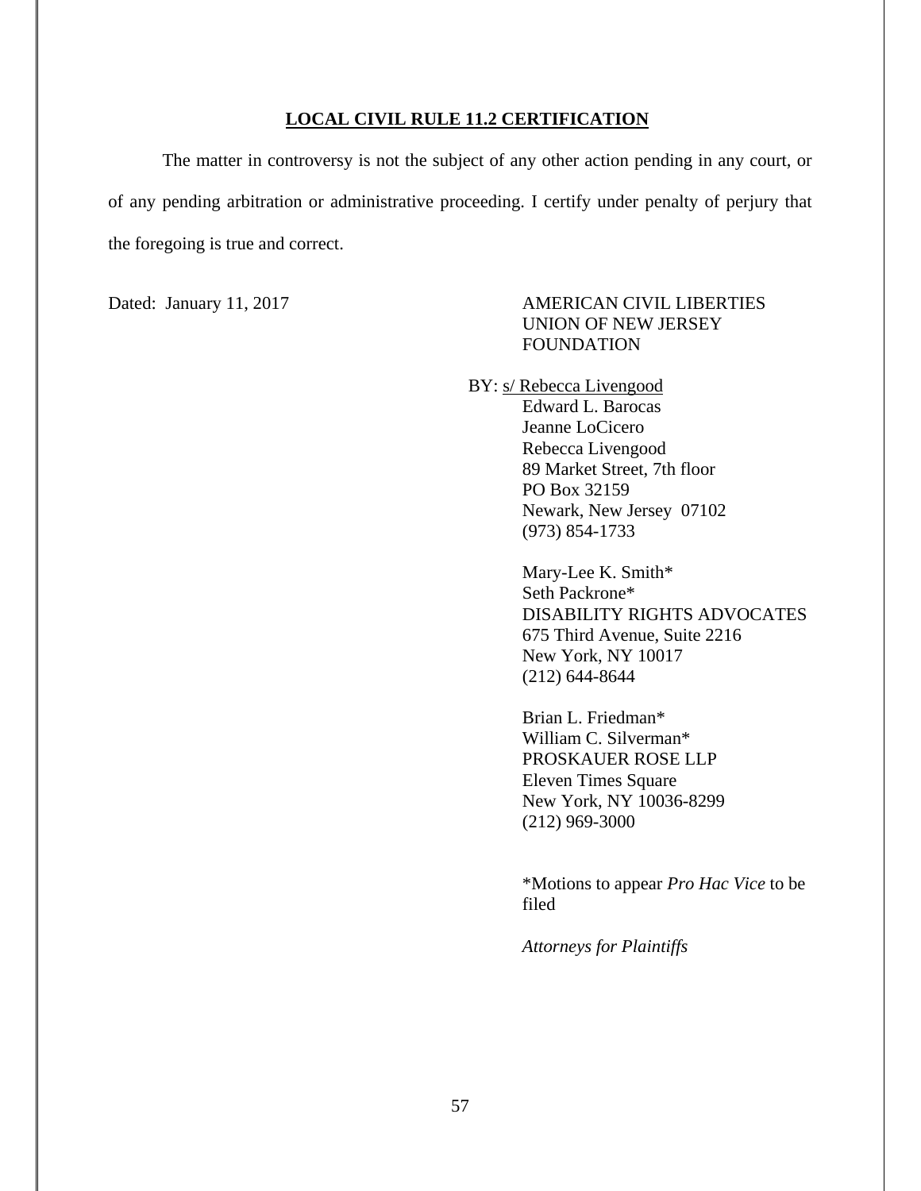**LOCAL CIVIL RULE 11.2 CERTIFICATION**

The matter in controversy is not the subject of any other action pending in any court, or of any pending arbitration or administrative proceeding. I certify under penalty of perjury that the foregoing is true and correct.

Dated: January 11, 2017

AMERICAN CIVIL LIBERTIES UNION OF NEW JERSEY FOUNDATION

BY: s/ Rebecca Livengood
Edward L. Barocas
Jeanne LoCicero
Rebecca Livengood
89 Market Street, 7th floor
PO Box 32159
Newark, New Jersey 07102
(973) 854-1733

Mary-Lee K. Smith*
Seth Packrone*
DISABILITY RIGHTS ADVOCATES
675 Third Avenue, Suite 2216
New York, NY 10017
(212) 644-8644

Brian L. Friedman*
William C. Silverman*
PROSKAUER ROSE LLP
Eleven Times Square
New York, NY 10036-8299
(212) 969-3000

*Motions to appear *Pro Hac Vice* to be filed

*Attorneys for Plaintiffs*